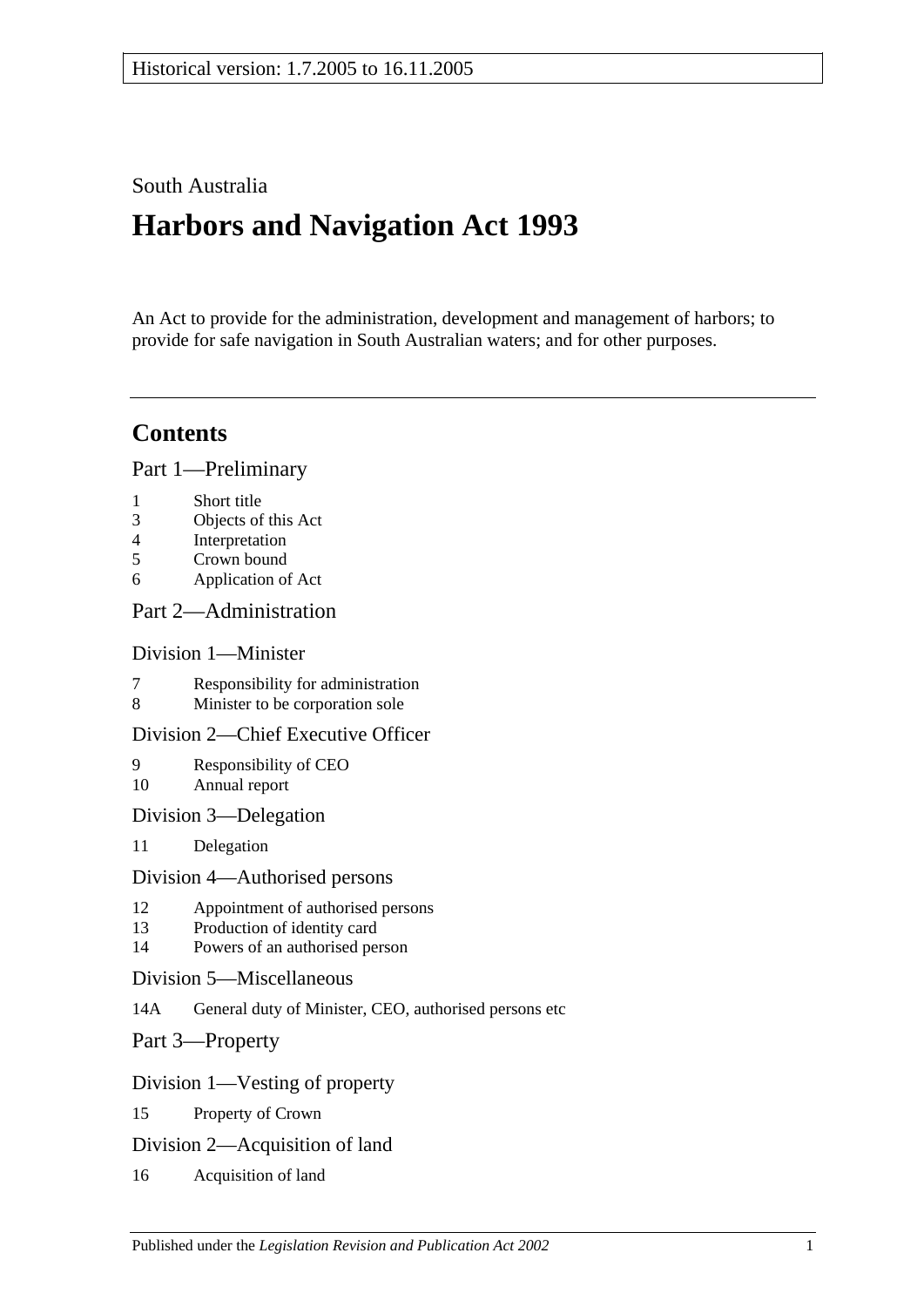Historical version: 1.7.2005 to 16.11.2005

South Australia

# Harbors and Navigation Act 1993

An Act to provide for the administration, development and management of harbors; to provide for safe navigation in South Australian waters; and for other purposes.

---

## Contents

Part 1—Preliminary

1 Short title
3 Objects of this Act
4 Interpretation
5 Crown bound
6 Application of Act

Part 2—Administration

Division 1—Minister

7 Responsibility for administration
8 Minister to be corporation sole

Division 2—Chief Executive Officer

9 Responsibility of CEO
10 Annual report

Division 3—Delegation

11 Delegation

Division 4—Authorised persons

12 Appointment of authorised persons
13 Production of identity card
14 Powers of an authorised person

Division 5—Miscellaneous

14A General duty of Minister, CEO, authorised persons etc

Part 3—Property

Division 1—Vesting of property

15 Property of Crown

Division 2—Acquisition of land

16 Acquisition of land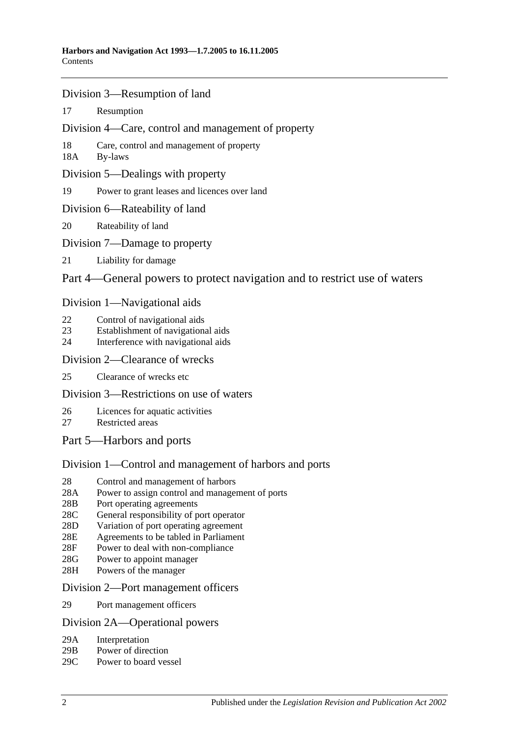## Division 3—Resumption of land

17 Resumption

## Division 4—Care, control and management of property

18 Care, control and management of property
18A By-laws

## Division 5—Dealings with property

19 Power to grant leases and licences over land

## Division 6—Rateability of land

20 Rateability of land

## Division 7—Damage to property

21 Liability for damage

# Part 4—General powers to protect navigation and to restrict use of waters

## Division 1—Navigational aids

22 Control of navigational aids
23 Establishment of navigational aids
24 Interference with navigational aids

## Division 2—Clearance of wrecks

25 Clearance of wrecks etc

## Division 3—Restrictions on use of waters

26 Licences for aquatic activities
27 Restricted areas

# Part 5—Harbors and ports

## Division 1—Control and management of harbors and ports

28 Control and management of harbors
28A Power to assign control and management of ports
28B Port operating agreements
28C General responsibility of port operator
28D Variation of port operating agreement
28E Agreements to be tabled in Parliament
28F Power to deal with non-compliance
28G Power to appoint manager
28H Powers of the manager

## Division 2—Port management officers

29 Port management officers

## Division 2A—Operational powers

29A Interpretation
29B Power of direction
29C Power to board vessel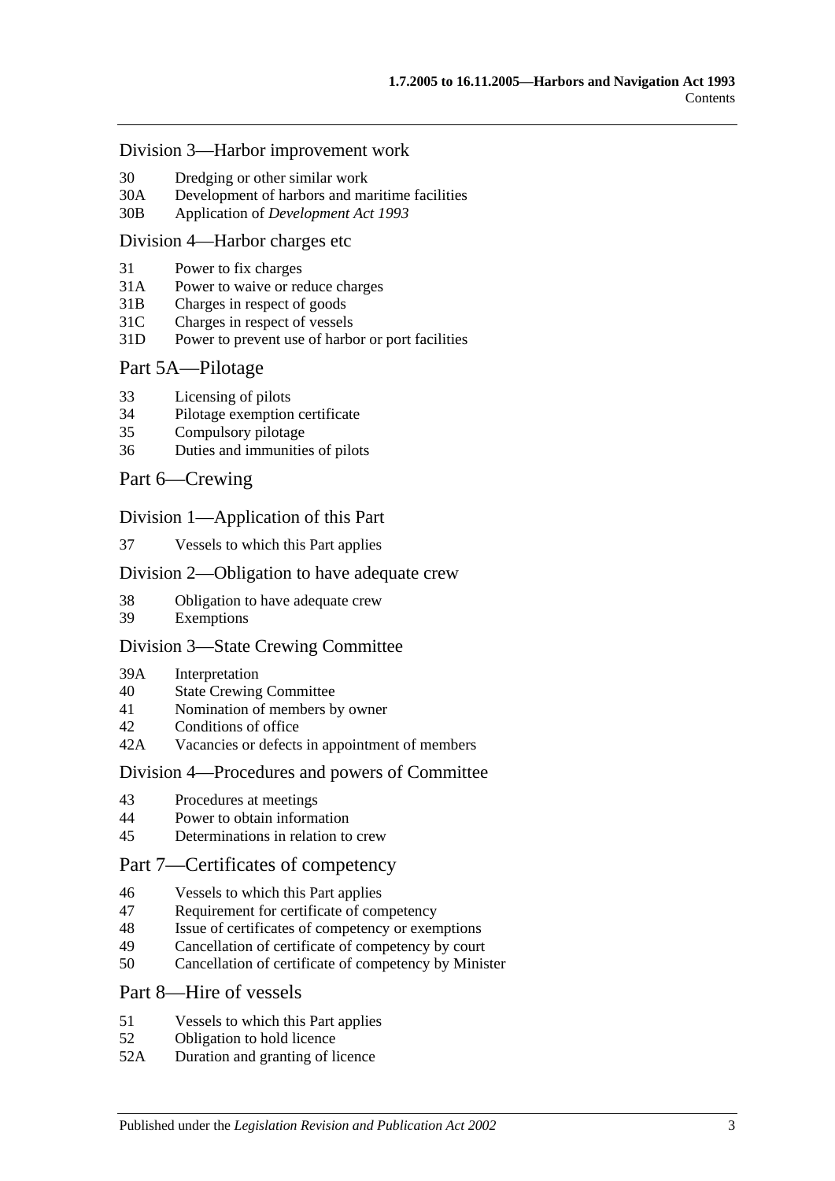## Division 3—Harbor improvement work

30 Dredging or other similar work
30A Development of harbors and maritime facilities
30B Application of *Development Act 1993*

## Division 4—Harbor charges etc

31 Power to fix charges
31A Power to waive or reduce charges
31B Charges in respect of goods
31C Charges in respect of vessels
31D Power to prevent use of harbor or port facilities

# Part 5A—Pilotage

33 Licensing of pilots
34 Pilotage exemption certificate
35 Compulsory pilotage
36 Duties and immunities of pilots

# Part 6—Crewing

## Division 1—Application of this Part

37 Vessels to which this Part applies

## Division 2—Obligation to have adequate crew

38 Obligation to have adequate crew
39 Exemptions

## Division 3—State Crewing Committee

39A Interpretation
40 State Crewing Committee
41 Nomination of members by owner
42 Conditions of office
42A Vacancies or defects in appointment of members

## Division 4—Procedures and powers of Committee

43 Procedures at meetings
44 Power to obtain information
45 Determinations in relation to crew

# Part 7—Certificates of competency

46 Vessels to which this Part applies
47 Requirement for certificate of competency
48 Issue of certificates of competency or exemptions
49 Cancellation of certificate of competency by court
50 Cancellation of certificate of competency by Minister

# Part 8—Hire of vessels

51 Vessels to which this Part applies
52 Obligation to hold licence
52A Duration and granting of licence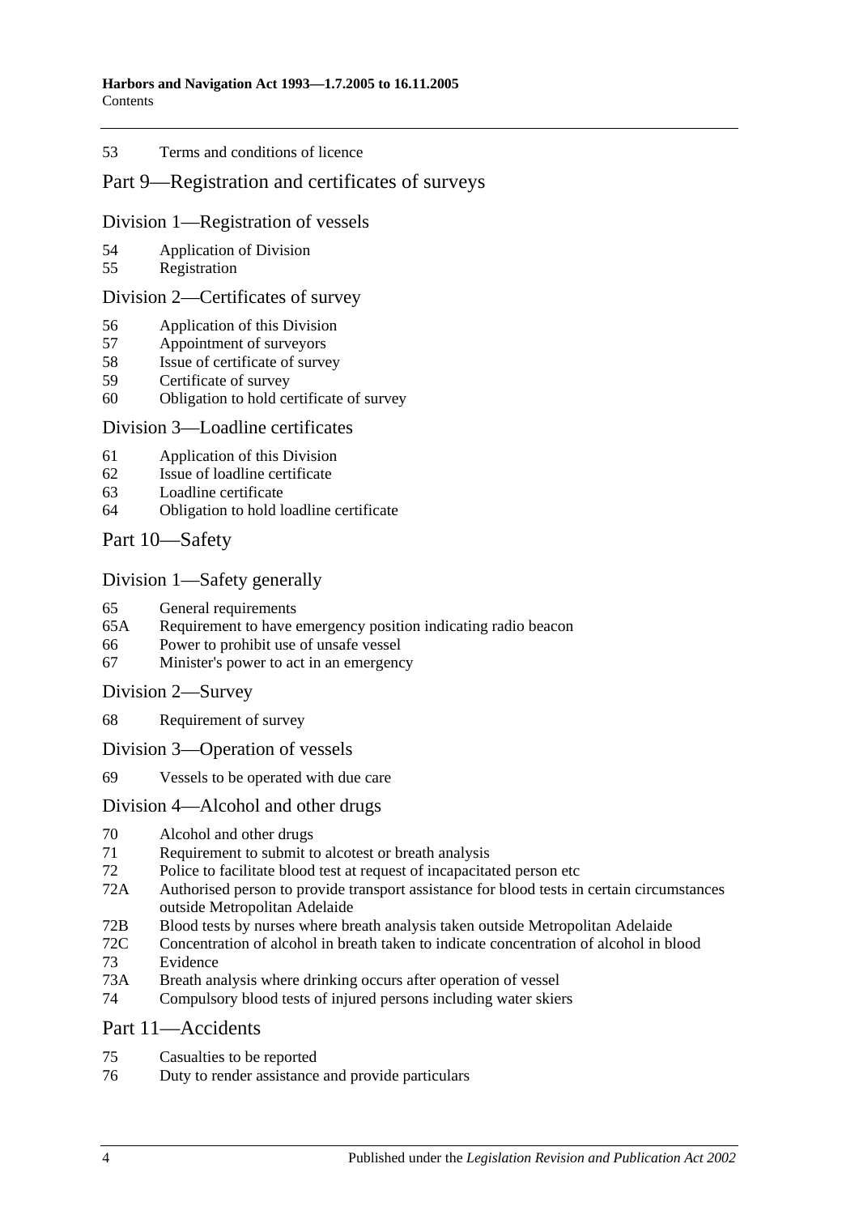53 Terms and conditions of licence

## Part 9—Registration and certificates of surveys

### Division 1—Registration of vessels

54 Application of Division
55 Registration

### Division 2—Certificates of survey

56 Application of this Division
57 Appointment of surveyors
58 Issue of certificate of survey
59 Certificate of survey
60 Obligation to hold certificate of survey

### Division 3—Loadline certificates

61 Application of this Division
62 Issue of loadline certificate
63 Loadline certificate
64 Obligation to hold loadline certificate

## Part 10—Safety

### Division 1—Safety generally

65 General requirements
65A Requirement to have emergency position indicating radio beacon
66 Power to prohibit use of unsafe vessel
67 Minister's power to act in an emergency

### Division 2—Survey

68 Requirement of survey

### Division 3—Operation of vessels

69 Vessels to be operated with due care

### Division 4—Alcohol and other drugs

70 Alcohol and other drugs
71 Requirement to submit to alcotest or breath analysis
72 Police to facilitate blood test at request of incapacitated person etc
72A Authorised person to provide transport assistance for blood tests in certain circumstances outside Metropolitan Adelaide
72B Blood tests by nurses where breath analysis taken outside Metropolitan Adelaide
72C Concentration of alcohol in breath taken to indicate concentration of alcohol in blood
73 Evidence
73A Breath analysis where drinking occurs after operation of vessel
74 Compulsory blood tests of injured persons including water skiers

## Part 11—Accidents

75 Casualties to be reported
76 Duty to render assistance and provide particulars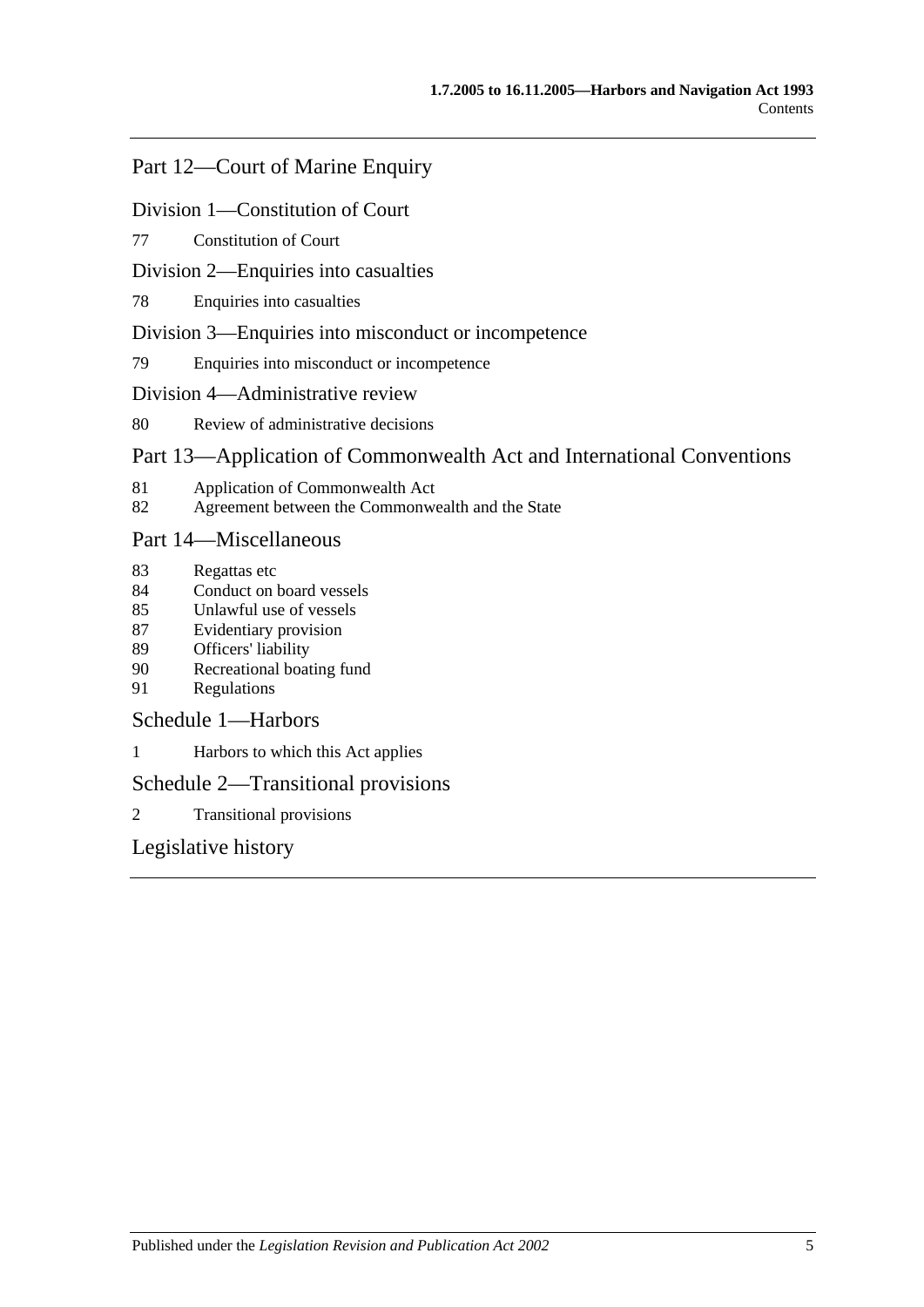## Part 12—Court of Marine Enquiry

### Division 1—Constitution of Court

77 Constitution of Court

### Division 2—Enquiries into casualties

78 Enquiries into casualties

### Division 3—Enquiries into misconduct or incompetence

79 Enquiries into misconduct or incompetence

### Division 4—Administrative review

80 Review of administrative decisions

## Part 13—Application of Commonwealth Act and International Conventions

81 Application of Commonwealth Act
82 Agreement between the Commonwealth and the State

## Part 14—Miscellaneous

83 Regattas etc
84 Conduct on board vessels
85 Unlawful use of vessels
87 Evidentiary provision
89 Officers' liability
90 Recreational boating fund
91 Regulations

## Schedule 1—Harbors

1 Harbors to which this Act applies

## Schedule 2—Transitional provisions

2 Transitional provisions

## Legislative history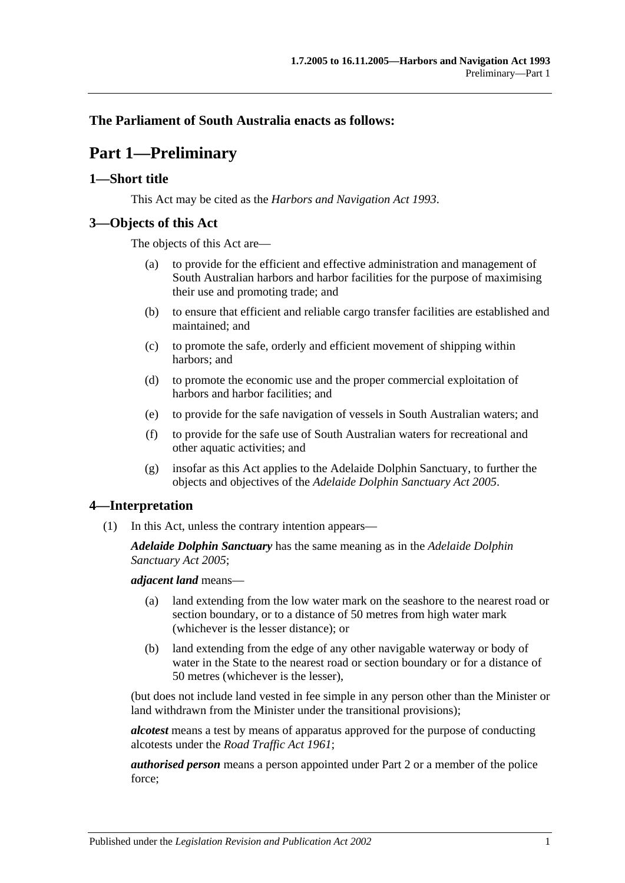**The Parliament of South Australia enacts as follows:**

# Part 1—Preliminary

## 1—Short title

This Act may be cited as the *Harbors and Navigation Act 1993*.

## 3—Objects of this Act

The objects of this Act are—

(a) to provide for the efficient and effective administration and management of South Australian harbors and harbor facilities for the purpose of maximising their use and promoting trade; and

(b) to ensure that efficient and reliable cargo transfer facilities are established and maintained; and

(c) to promote the safe, orderly and efficient movement of shipping within harbors; and

(d) to promote the economic use and the proper commercial exploitation of harbors and harbor facilities; and

(e) to provide for the safe navigation of vessels in South Australian waters; and

(f) to provide for the safe use of South Australian waters for recreational and other aquatic activities; and

(g) insofar as this Act applies to the Adelaide Dolphin Sanctuary, to further the objects and objectives of the *Adelaide Dolphin Sanctuary Act 2005*.

## 4—Interpretation

(1) In this Act, unless the contrary intention appears—

***Adelaide Dolphin Sanctuary*** has the same meaning as in the *Adelaide Dolphin Sanctuary Act 2005*;

***adjacent land*** means—

(a) land extending from the low water mark on the seashore to the nearest road or section boundary, or to a distance of 50 metres from high water mark (whichever is the lesser distance); or

(b) land extending from the edge of any other navigable waterway or body of water in the State to the nearest road or section boundary or for a distance of 50 metres (whichever is the lesser),

(but does not include land vested in fee simple in any person other than the Minister or land withdrawn from the Minister under the transitional provisions);

***alcotest*** means a test by means of apparatus approved for the purpose of conducting alcotests under the *Road Traffic Act 1961*;

***authorised person*** means a person appointed under Part 2 or a member of the police force;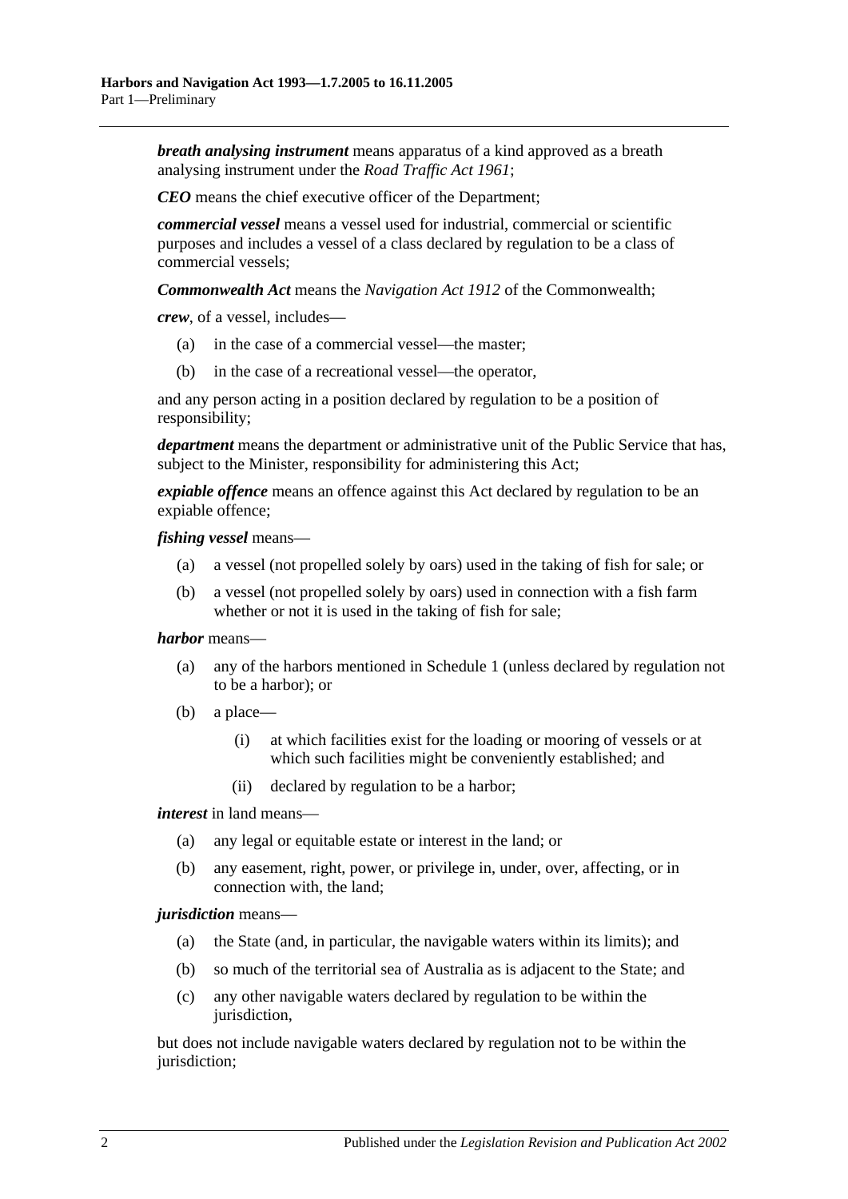***breath analysing instrument*** means apparatus of a kind approved as a breath analysing instrument under the *Road Traffic Act 1961*;

***CEO*** means the chief executive officer of the Department;

***commercial vessel*** means a vessel used for industrial, commercial or scientific purposes and includes a vessel of a class declared by regulation to be a class of commercial vessels;

***Commonwealth Act*** means the *Navigation Act 1912* of the Commonwealth;

***crew***, of a vessel, includes—

- (a) in the case of a commercial vessel—the master;
- (b) in the case of a recreational vessel—the operator,

and any person acting in a position declared by regulation to be a position of responsibility;

***department*** means the department or administrative unit of the Public Service that has, subject to the Minister, responsibility for administering this Act;

***expiable offence*** means an offence against this Act declared by regulation to be an expiable offence;

***fishing vessel*** means—

- (a) a vessel (not propelled solely by oars) used in the taking of fish for sale; or
- (b) a vessel (not propelled solely by oars) used in connection with a fish farm whether or not it is used in the taking of fish for sale;

***harbor*** means—

- (a) any of the harbors mentioned in Schedule 1 (unless declared by regulation not to be a harbor); or
- (b) a place—
  - (i) at which facilities exist for the loading or mooring of vessels or at which such facilities might be conveniently established; and
  - (ii) declared by regulation to be a harbor;

***interest*** in land means—

- (a) any legal or equitable estate or interest in the land; or
- (b) any easement, right, power, or privilege in, under, over, affecting, or in connection with, the land;

***jurisdiction*** means—

- (a) the State (and, in particular, the navigable waters within its limits); and
- (b) so much of the territorial sea of Australia as is adjacent to the State; and
- (c) any other navigable waters declared by regulation to be within the jurisdiction,

but does not include navigable waters declared by regulation not to be within the jurisdiction;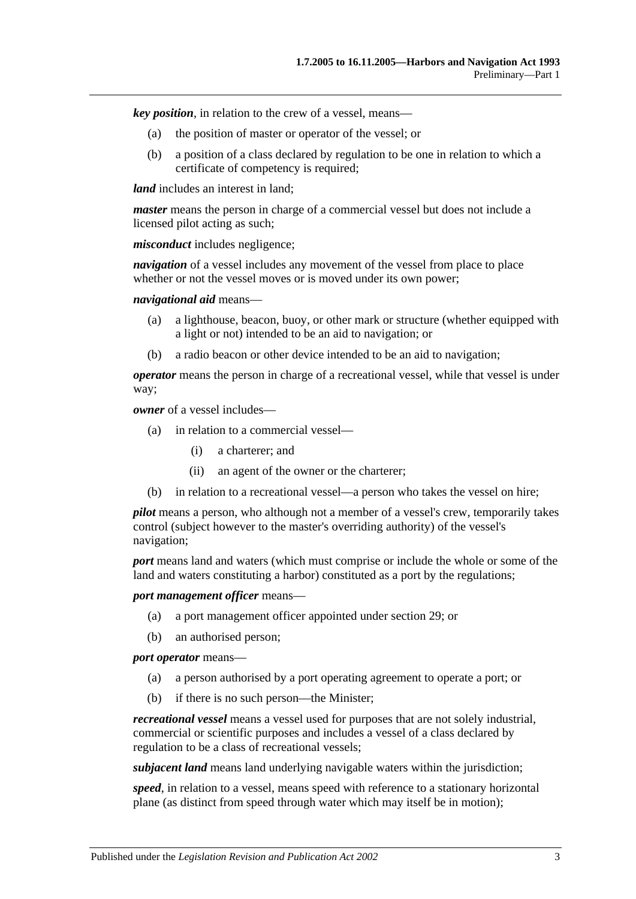***key position***, in relation to the crew of a vessel, means—

(a) the position of master or operator of the vessel; or

(b) a position of a class declared by regulation to be one in relation to which a certificate of competency is required;

***land*** includes an interest in land;

***master*** means the person in charge of a commercial vessel but does not include a licensed pilot acting as such;

***misconduct*** includes negligence;

***navigation*** of a vessel includes any movement of the vessel from place to place whether or not the vessel moves or is moved under its own power;

***navigational aid*** means—

(a) a lighthouse, beacon, buoy, or other mark or structure (whether equipped with a light or not) intended to be an aid to navigation; or

(b) a radio beacon or other device intended to be an aid to navigation;

***operator*** means the person in charge of a recreational vessel, while that vessel is under way;

***owner*** of a vessel includes—

(a) in relation to a commercial vessel—

(i) a charterer; and

(ii) an agent of the owner or the charterer;

(b) in relation to a recreational vessel—a person who takes the vessel on hire;

***pilot*** means a person, who although not a member of a vessel's crew, temporarily takes control (subject however to the master's overriding authority) of the vessel's navigation;

***port*** means land and waters (which must comprise or include the whole or some of the land and waters constituting a harbor) constituted as a port by the regulations;

***port management officer*** means—

(a) a port management officer appointed under section 29; or

(b) an authorised person;

***port operator*** means—

(a) a person authorised by a port operating agreement to operate a port; or

(b) if there is no such person—the Minister;

***recreational vessel*** means a vessel used for purposes that are not solely industrial, commercial or scientific purposes and includes a vessel of a class declared by regulation to be a class of recreational vessels;

***subjacent land*** means land underlying navigable waters within the jurisdiction;

***speed***, in relation to a vessel, means speed with reference to a stationary horizontal plane (as distinct from speed through water which may itself be in motion);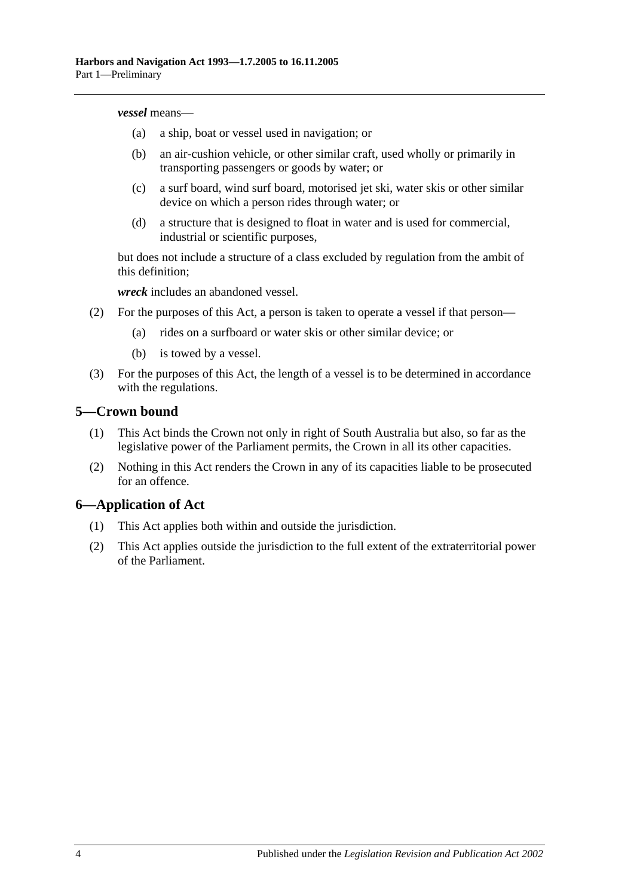***vessel*** means—

(a) a ship, boat or vessel used in navigation; or

(b) an air-cushion vehicle, or other similar craft, used wholly or primarily in transporting passengers or goods by water; or

(c) a surf board, wind surf board, motorised jet ski, water skis or other similar device on which a person rides through water; or

(d) a structure that is designed to float in water and is used for commercial, industrial or scientific purposes,

but does not include a structure of a class excluded by regulation from the ambit of this definition;

***wreck*** includes an abandoned vessel.

(2) For the purposes of this Act, a person is taken to operate a vessel if that person—

(a) rides on a surfboard or water skis or other similar device; or

(b) is towed by a vessel.

(3) For the purposes of this Act, the length of a vessel is to be determined in accordance with the regulations.

## 5—Crown bound

(1) This Act binds the Crown not only in right of South Australia but also, so far as the legislative power of the Parliament permits, the Crown in all its other capacities.

(2) Nothing in this Act renders the Crown in any of its capacities liable to be prosecuted for an offence.

## 6—Application of Act

(1) This Act applies both within and outside the jurisdiction.

(2) This Act applies outside the jurisdiction to the full extent of the extraterritorial power of the Parliament.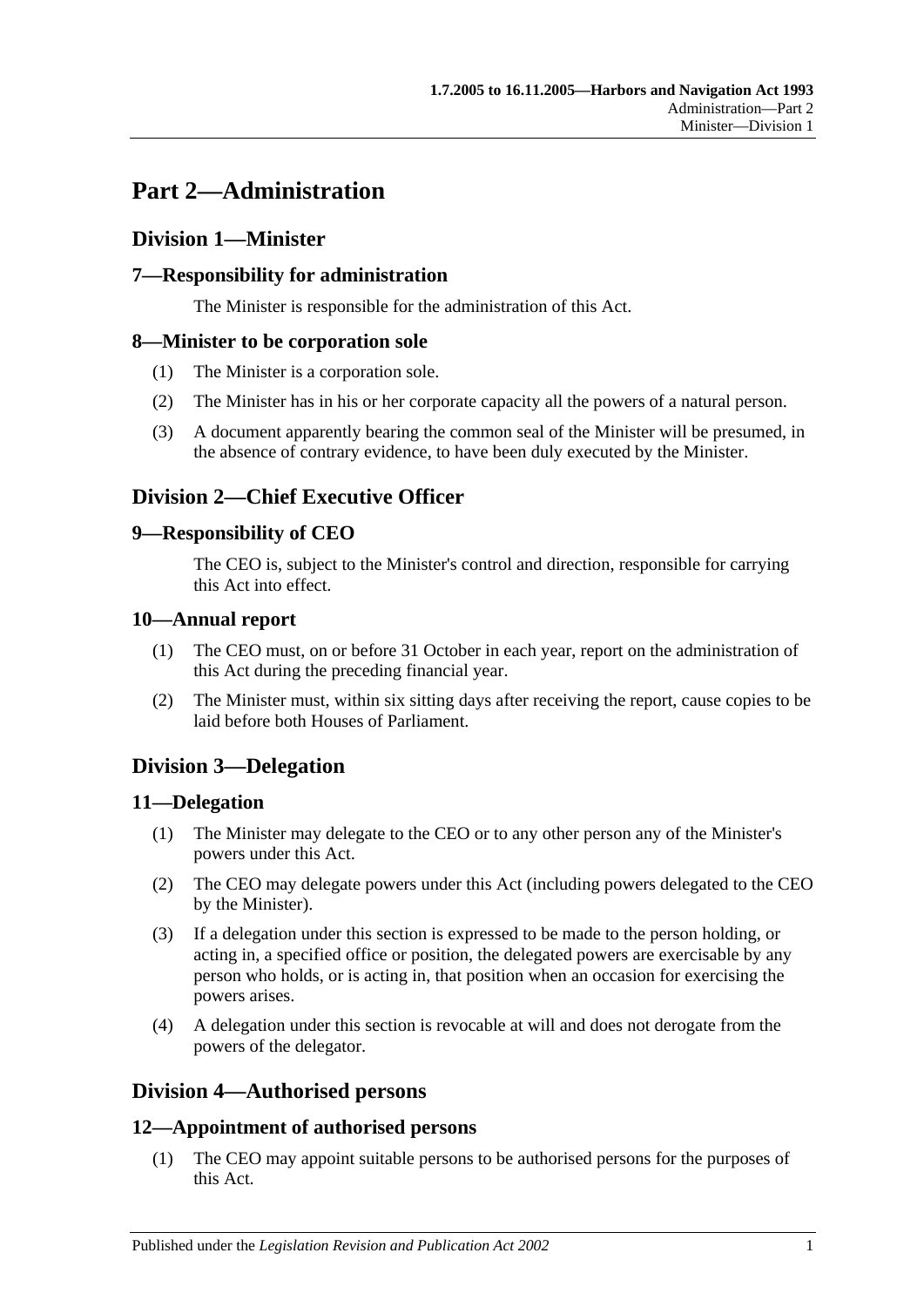# Part 2—Administration

## Division 1—Minister

### 7—Responsibility for administration

The Minister is responsible for the administration of this Act.

### 8—Minister to be corporation sole

(1) The Minister is a corporation sole.

(2) The Minister has in his or her corporate capacity all the powers of a natural person.

(3) A document apparently bearing the common seal of the Minister will be presumed, in the absence of contrary evidence, to have been duly executed by the Minister.

## Division 2—Chief Executive Officer

### 9—Responsibility of CEO

The CEO is, subject to the Minister's control and direction, responsible for carrying this Act into effect.

### 10—Annual report

(1) The CEO must, on or before 31 October in each year, report on the administration of this Act during the preceding financial year.

(2) The Minister must, within six sitting days after receiving the report, cause copies to be laid before both Houses of Parliament.

## Division 3—Delegation

### 11—Delegation

(1) The Minister may delegate to the CEO or to any other person any of the Minister's powers under this Act.

(2) The CEO may delegate powers under this Act (including powers delegated to the CEO by the Minister).

(3) If a delegation under this section is expressed to be made to the person holding, or acting in, a specified office or position, the delegated powers are exercisable by any person who holds, or is acting in, that position when an occasion for exercising the powers arises.

(4) A delegation under this section is revocable at will and does not derogate from the powers of the delegator.

## Division 4—Authorised persons

### 12—Appointment of authorised persons

(1) The CEO may appoint suitable persons to be authorised persons for the purposes of this Act.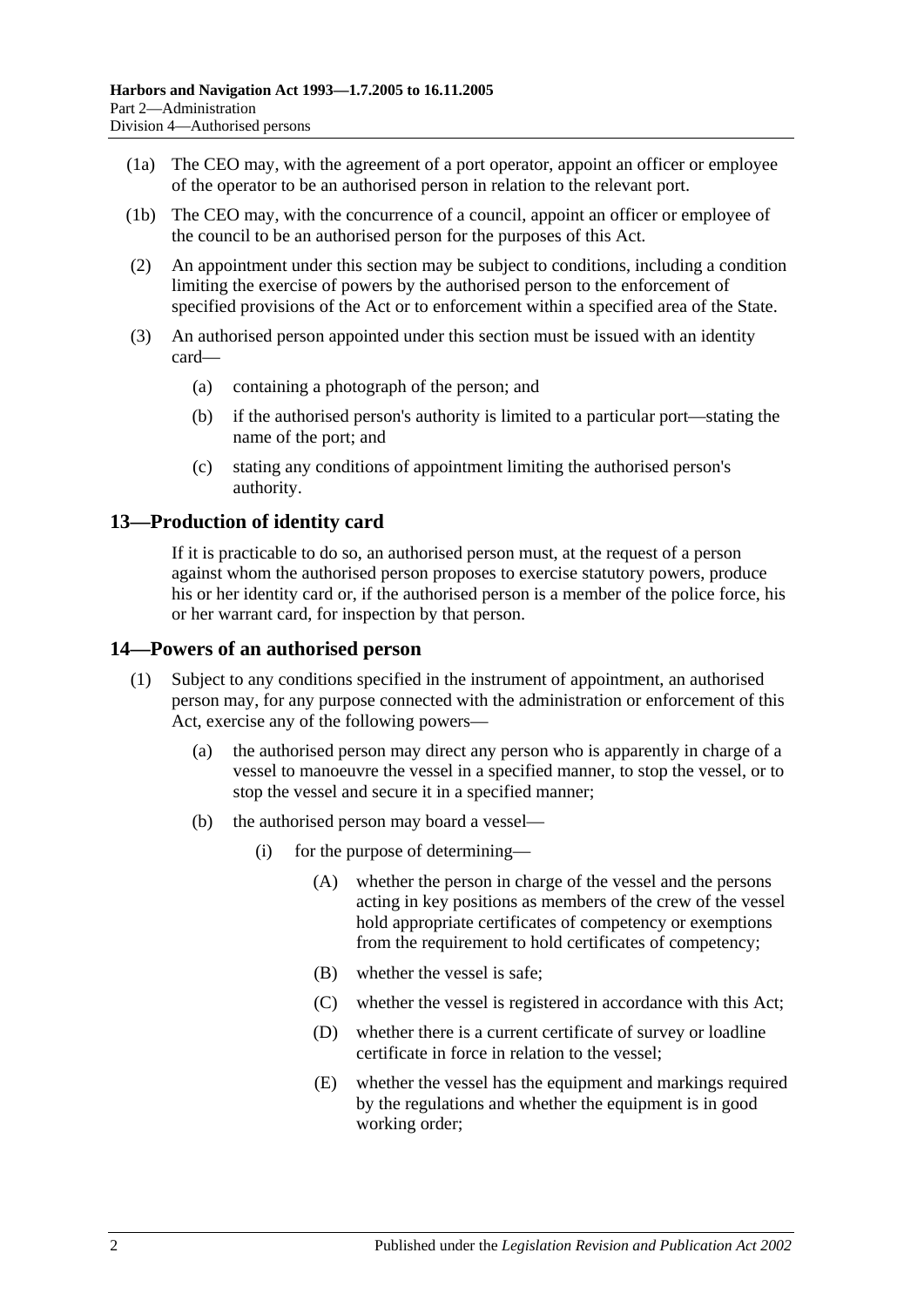(1a) The CEO may, with the agreement of a port operator, appoint an officer or employee of the operator to be an authorised person in relation to the relevant port.

(1b) The CEO may, with the concurrence of a council, appoint an officer or employee of the council to be an authorised person for the purposes of this Act.

(2) An appointment under this section may be subject to conditions, including a condition limiting the exercise of powers by the authorised person to the enforcement of specified provisions of the Act or to enforcement within a specified area of the State.

(3) An authorised person appointed under this section must be issued with an identity card—

(a) containing a photograph of the person; and

(b) if the authorised person's authority is limited to a particular port—stating the name of the port; and

(c) stating any conditions of appointment limiting the authorised person's authority.

## 13—Production of identity card

If it is practicable to do so, an authorised person must, at the request of a person against whom the authorised person proposes to exercise statutory powers, produce his or her identity card or, if the authorised person is a member of the police force, his or her warrant card, for inspection by that person.

## 14—Powers of an authorised person

(1) Subject to any conditions specified in the instrument of appointment, an authorised person may, for any purpose connected with the administration or enforcement of this Act, exercise any of the following powers—

(a) the authorised person may direct any person who is apparently in charge of a vessel to manoeuvre the vessel in a specified manner, to stop the vessel, or to stop the vessel and secure it in a specified manner;

(b) the authorised person may board a vessel—

(i) for the purpose of determining—

(A) whether the person in charge of the vessel and the persons acting in key positions as members of the crew of the vessel hold appropriate certificates of competency or exemptions from the requirement to hold certificates of competency;

(B) whether the vessel is safe;

(C) whether the vessel is registered in accordance with this Act;

(D) whether there is a current certificate of survey or loadline certificate in force in relation to the vessel;

(E) whether the vessel has the equipment and markings required by the regulations and whether the equipment is in good working order;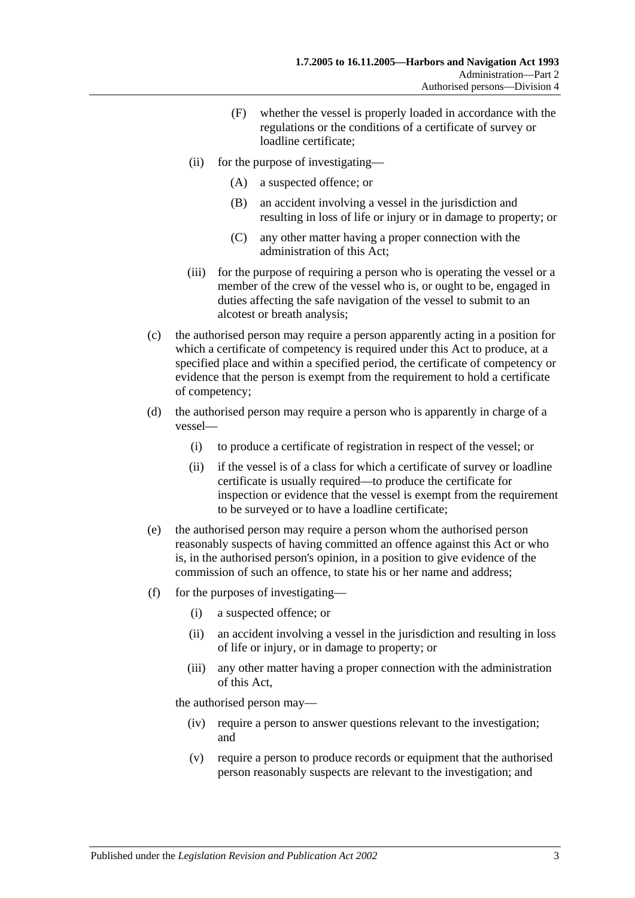(F) whether the vessel is properly loaded in accordance with the regulations or the conditions of a certificate of survey or loadline certificate;

(ii) for the purpose of investigating—

(A) a suspected offence; or

(B) an accident involving a vessel in the jurisdiction and resulting in loss of life or injury or in damage to property; or

(C) any other matter having a proper connection with the administration of this Act;

(iii) for the purpose of requiring a person who is operating the vessel or a member of the crew of the vessel who is, or ought to be, engaged in duties affecting the safe navigation of the vessel to submit to an alcotest or breath analysis;

(c) the authorised person may require a person apparently acting in a position for which a certificate of competency is required under this Act to produce, at a specified place and within a specified period, the certificate of competency or evidence that the person is exempt from the requirement to hold a certificate of competency;

(d) the authorised person may require a person who is apparently in charge of a vessel—

(i) to produce a certificate of registration in respect of the vessel; or

(ii) if the vessel is of a class for which a certificate of survey or loadline certificate is usually required—to produce the certificate for inspection or evidence that the vessel is exempt from the requirement to be surveyed or to have a loadline certificate;

(e) the authorised person may require a person whom the authorised person reasonably suspects of having committed an offence against this Act or who is, in the authorised person's opinion, in a position to give evidence of the commission of such an offence, to state his or her name and address;

(f) for the purposes of investigating—

(i) a suspected offence; or

(ii) an accident involving a vessel in the jurisdiction and resulting in loss of life or injury, or in damage to property; or

(iii) any other matter having a proper connection with the administration of this Act,

the authorised person may—

(iv) require a person to answer questions relevant to the investigation; and

(v) require a person to produce records or equipment that the authorised person reasonably suspects are relevant to the investigation; and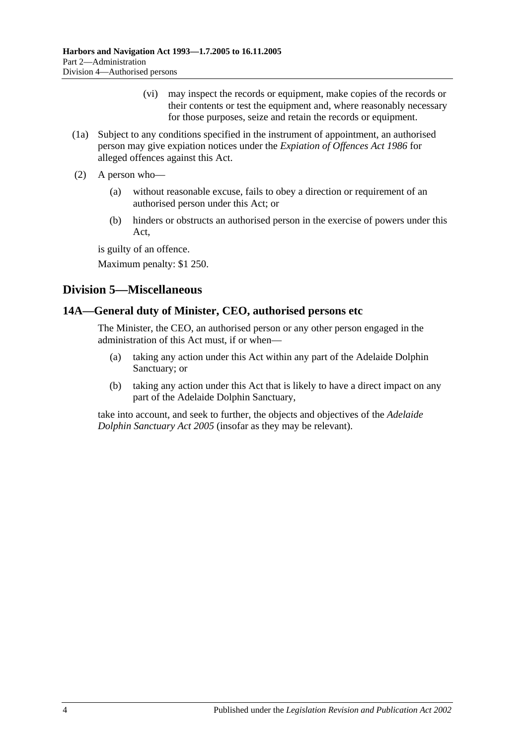(vi) may inspect the records or equipment, make copies of the records or their contents or test the equipment and, where reasonably necessary for those purposes, seize and retain the records or equipment.

(1a) Subject to any conditions specified in the instrument of appointment, an authorised person may give expiation notices under the *Expiation of Offences Act 1986* for alleged offences against this Act.

(2) A person who—

(a) without reasonable excuse, fails to obey a direction or requirement of an authorised person under this Act; or

(b) hinders or obstructs an authorised person in the exercise of powers under this Act,

is guilty of an offence.

Maximum penalty: $1 250.

## Division 5—Miscellaneous

### 14A—General duty of Minister, CEO, authorised persons etc

The Minister, the CEO, an authorised person or any other person engaged in the administration of this Act must, if or when—

(a) taking any action under this Act within any part of the Adelaide Dolphin Sanctuary; or

(b) taking any action under this Act that is likely to have a direct impact on any part of the Adelaide Dolphin Sanctuary,

take into account, and seek to further, the objects and objectives of the *Adelaide Dolphin Sanctuary Act 2005* (insofar as they may be relevant).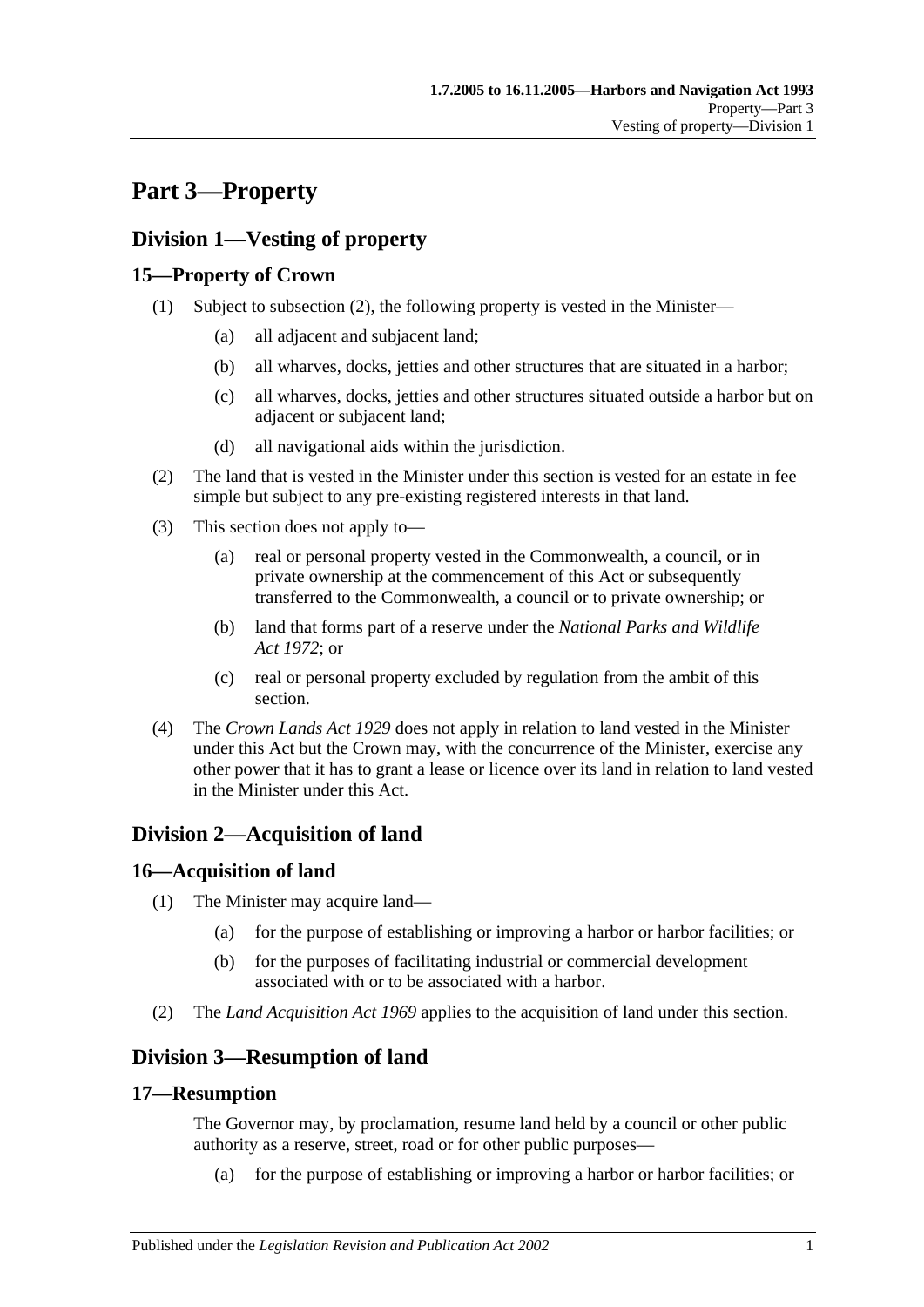# Part 3—Property

## Division 1—Vesting of property

### 15—Property of Crown

(1) Subject to subsection (2), the following property is vested in the Minister—

  (a) all adjacent and subjacent land;

  (b) all wharves, docks, jetties and other structures that are situated in a harbor;

  (c) all wharves, docks, jetties and other structures situated outside a harbor but on adjacent or subjacent land;

  (d) all navigational aids within the jurisdiction.

(2) The land that is vested in the Minister under this section is vested for an estate in fee simple but subject to any pre-existing registered interests in that land.

(3) This section does not apply to—

  (a) real or personal property vested in the Commonwealth, a council, or in private ownership at the commencement of this Act or subsequently transferred to the Commonwealth, a council or to private ownership; or

  (b) land that forms part of a reserve under the *National Parks and Wildlife Act 1972*; or

  (c) real or personal property excluded by regulation from the ambit of this section.

(4) The *Crown Lands Act 1929* does not apply in relation to land vested in the Minister under this Act but the Crown may, with the concurrence of the Minister, exercise any other power that it has to grant a lease or licence over its land in relation to land vested in the Minister under this Act.

## Division 2—Acquisition of land

### 16—Acquisition of land

(1) The Minister may acquire land—

  (a) for the purpose of establishing or improving a harbor or harbor facilities; or

  (b) for the purposes of facilitating industrial or commercial development associated with or to be associated with a harbor.

(2) The *Land Acquisition Act 1969* applies to the acquisition of land under this section.

## Division 3—Resumption of land

### 17—Resumption

The Governor may, by proclamation, resume land held by a council or other public authority as a reserve, street, road or for other public purposes—

  (a) for the purpose of establishing or improving a harbor or harbor facilities; or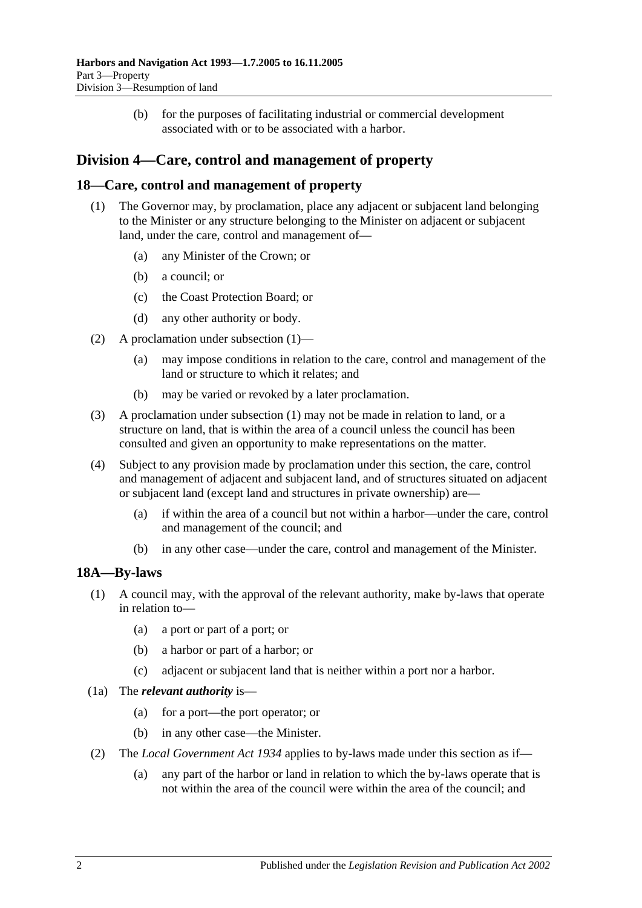(b) for the purposes of facilitating industrial or commercial development associated with or to be associated with a harbor.

## Division 4—Care, control and management of property

### 18—Care, control and management of property

(1) The Governor may, by proclamation, place any adjacent or subjacent land belonging to the Minister or any structure belonging to the Minister on adjacent or subjacent land, under the care, control and management of—

(a) any Minister of the Crown; or

(b) a council; or

(c) the Coast Protection Board; or

(d) any other authority or body.

(2) A proclamation under subsection (1)—

(a) may impose conditions in relation to the care, control and management of the land or structure to which it relates; and

(b) may be varied or revoked by a later proclamation.

(3) A proclamation under subsection (1) may not be made in relation to land, or a structure on land, that is within the area of a council unless the council has been consulted and given an opportunity to make representations on the matter.

(4) Subject to any provision made by proclamation under this section, the care, control and management of adjacent and subjacent land, and of structures situated on adjacent or subjacent land (except land and structures in private ownership) are—

(a) if within the area of a council but not within a harbor—under the care, control and management of the council; and

(b) in any other case—under the care, control and management of the Minister.

### 18A—By-laws

(1) A council may, with the approval of the relevant authority, make by-laws that operate in relation to—

(a) a port or part of a port; or

(b) a harbor or part of a harbor; or

(c) adjacent or subjacent land that is neither within a port nor a harbor.

(1a) The ***relevant authority*** is—

(a) for a port—the port operator; or

(b) in any other case—the Minister.

(2) The *Local Government Act 1934* applies to by-laws made under this section as if—

(a) any part of the harbor or land in relation to which the by-laws operate that is not within the area of the council were within the area of the council; and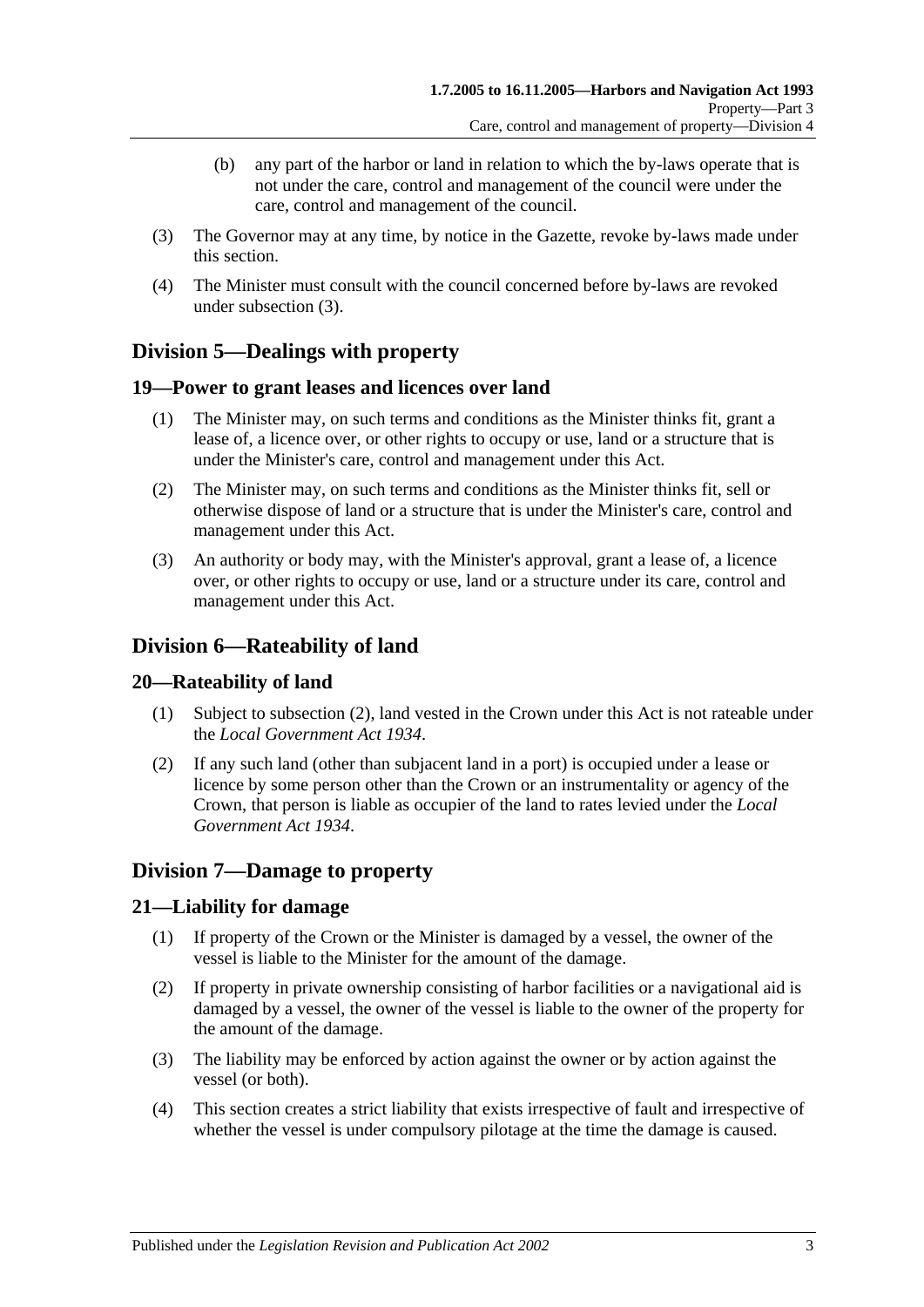(b) any part of the harbor or land in relation to which the by-laws operate that is not under the care, control and management of the council were under the care, control and management of the council.

(3) The Governor may at any time, by notice in the Gazette, revoke by-laws made under this section.

(4) The Minister must consult with the council concerned before by-laws are revoked under subsection (3).

## Division 5—Dealings with property

### 19—Power to grant leases and licences over land

(1) The Minister may, on such terms and conditions as the Minister thinks fit, grant a lease of, a licence over, or other rights to occupy or use, land or a structure that is under the Minister's care, control and management under this Act.

(2) The Minister may, on such terms and conditions as the Minister thinks fit, sell or otherwise dispose of land or a structure that is under the Minister's care, control and management under this Act.

(3) An authority or body may, with the Minister's approval, grant a lease of, a licence over, or other rights to occupy or use, land or a structure under its care, control and management under this Act.

## Division 6—Rateability of land

### 20—Rateability of land

(1) Subject to subsection (2), land vested in the Crown under this Act is not rateable under the *Local Government Act 1934*.

(2) If any such land (other than subjacent land in a port) is occupied under a lease or licence by some person other than the Crown or an instrumentality or agency of the Crown, that person is liable as occupier of the land to rates levied under the *Local Government Act 1934*.

## Division 7—Damage to property

### 21—Liability for damage

(1) If property of the Crown or the Minister is damaged by a vessel, the owner of the vessel is liable to the Minister for the amount of the damage.

(2) If property in private ownership consisting of harbor facilities or a navigational aid is damaged by a vessel, the owner of the vessel is liable to the owner of the property for the amount of the damage.

(3) The liability may be enforced by action against the owner or by action against the vessel (or both).

(4) This section creates a strict liability that exists irrespective of fault and irrespective of whether the vessel is under compulsory pilotage at the time the damage is caused.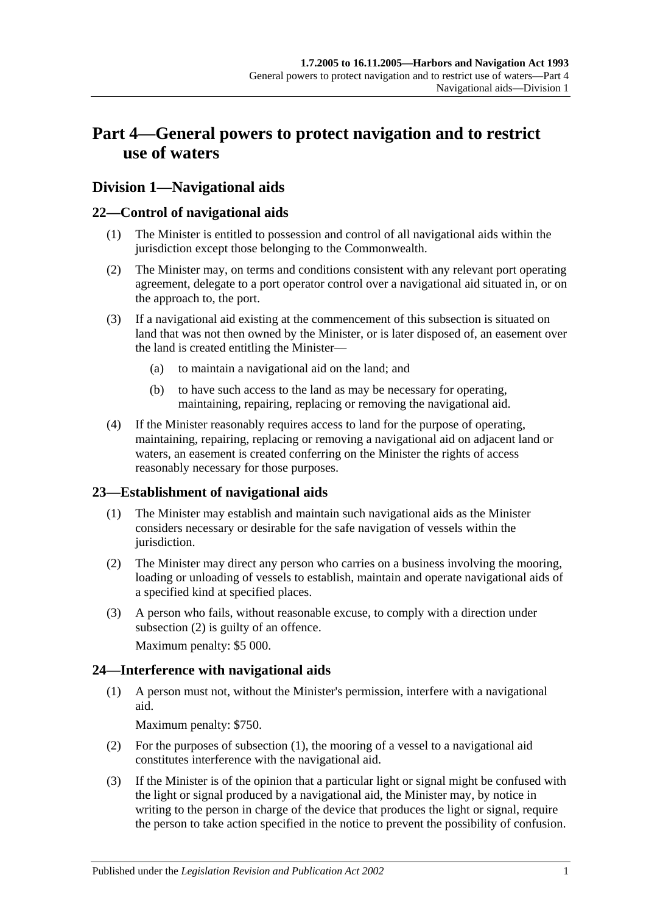# Part 4—General powers to protect navigation and to restrict use of waters

## Division 1—Navigational aids

### 22—Control of navigational aids

(1) The Minister is entitled to possession and control of all navigational aids within the jurisdiction except those belonging to the Commonwealth.

(2) The Minister may, on terms and conditions consistent with any relevant port operating agreement, delegate to a port operator control over a navigational aid situated in, or on the approach to, the port.

(3) If a navigational aid existing at the commencement of this subsection is situated on land that was not then owned by the Minister, or is later disposed of, an easement over the land is created entitling the Minister—

(a) to maintain a navigational aid on the land; and

(b) to have such access to the land as may be necessary for operating, maintaining, repairing, replacing or removing the navigational aid.

(4) If the Minister reasonably requires access to land for the purpose of operating, maintaining, repairing, replacing or removing a navigational aid on adjacent land or waters, an easement is created conferring on the Minister the rights of access reasonably necessary for those purposes.

### 23—Establishment of navigational aids

(1) The Minister may establish and maintain such navigational aids as the Minister considers necessary or desirable for the safe navigation of vessels within the jurisdiction.

(2) The Minister may direct any person who carries on a business involving the mooring, loading or unloading of vessels to establish, maintain and operate navigational aids of a specified kind at specified places.

(3) A person who fails, without reasonable excuse, to comply with a direction under subsection (2) is guilty of an offence.

Maximum penalty: $5 000.

### 24—Interference with navigational aids

(1) A person must not, without the Minister's permission, interfere with a navigational aid.

Maximum penalty: $750.

(2) For the purposes of subsection (1), the mooring of a vessel to a navigational aid constitutes interference with the navigational aid.

(3) If the Minister is of the opinion that a particular light or signal might be confused with the light or signal produced by a navigational aid, the Minister may, by notice in writing to the person in charge of the device that produces the light or signal, require the person to take action specified in the notice to prevent the possibility of confusion.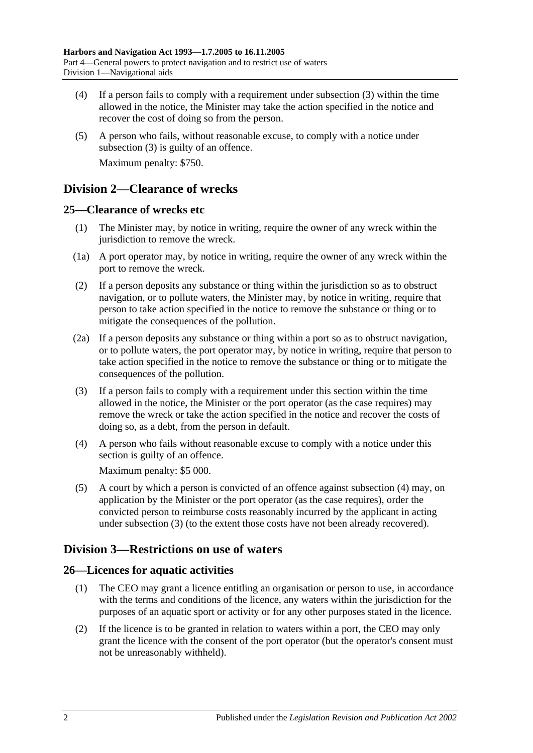(4) If a person fails to comply with a requirement under subsection (3) within the time allowed in the notice, the Minister may take the action specified in the notice and recover the cost of doing so from the person.

(5) A person who fails, without reasonable excuse, to comply with a notice under subsection (3) is guilty of an offence.

Maximum penalty: $750.

## Division 2—Clearance of wrecks

### 25—Clearance of wrecks etc

(1) The Minister may, by notice in writing, require the owner of any wreck within the jurisdiction to remove the wreck.

(1a) A port operator may, by notice in writing, require the owner of any wreck within the port to remove the wreck.

(2) If a person deposits any substance or thing within the jurisdiction so as to obstruct navigation, or to pollute waters, the Minister may, by notice in writing, require that person to take action specified in the notice to remove the substance or thing or to mitigate the consequences of the pollution.

(2a) If a person deposits any substance or thing within a port so as to obstruct navigation, or to pollute waters, the port operator may, by notice in writing, require that person to take action specified in the notice to remove the substance or thing or to mitigate the consequences of the pollution.

(3) If a person fails to comply with a requirement under this section within the time allowed in the notice, the Minister or the port operator (as the case requires) may remove the wreck or take the action specified in the notice and recover the costs of doing so, as a debt, from the person in default.

(4) A person who fails without reasonable excuse to comply with a notice under this section is guilty of an offence.

Maximum penalty: $5 000.

(5) A court by which a person is convicted of an offence against subsection (4) may, on application by the Minister or the port operator (as the case requires), order the convicted person to reimburse costs reasonably incurred by the applicant in acting under subsection (3) (to the extent those costs have not been already recovered).

## Division 3—Restrictions on use of waters

### 26—Licences for aquatic activities

(1) The CEO may grant a licence entitling an organisation or person to use, in accordance with the terms and conditions of the licence, any waters within the jurisdiction for the purposes of an aquatic sport or activity or for any other purposes stated in the licence.

(2) If the licence is to be granted in relation to waters within a port, the CEO may only grant the licence with the consent of the port operator (but the operator's consent must not be unreasonably withheld).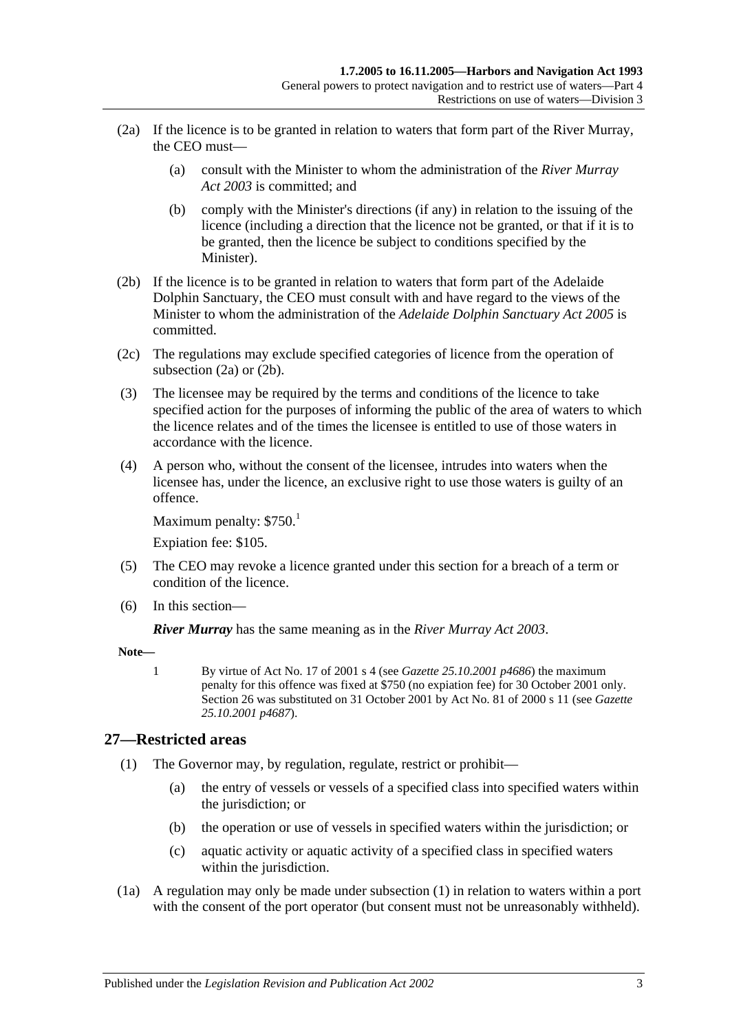(2a) If the licence is to be granted in relation to waters that form part of the River Murray, the CEO must—

(a) consult with the Minister to whom the administration of the *River Murray Act 2003* is committed; and

(b) comply with the Minister's directions (if any) in relation to the issuing of the licence (including a direction that the licence not be granted, or that if it is to be granted, then the licence be subject to conditions specified by the Minister).

(2b) If the licence is to be granted in relation to waters that form part of the Adelaide Dolphin Sanctuary, the CEO must consult with and have regard to the views of the Minister to whom the administration of the *Adelaide Dolphin Sanctuary Act 2005* is committed.

(2c) The regulations may exclude specified categories of licence from the operation of subsection (2a) or (2b).

(3) The licensee may be required by the terms and conditions of the licence to take specified action for the purposes of informing the public of the area of waters to which the licence relates and of the times the licensee is entitled to use of those waters in accordance with the licence.

(4) A person who, without the consent of the licensee, intrudes into waters when the licensee has, under the licence, an exclusive right to use those waters is guilty of an offence.

Maximum penalty: $750.[1]

Expiation fee: $105.

(5) The CEO may revoke a licence granted under this section for a breach of a term or condition of the licence.

(6) In this section—

***River Murray*** has the same meaning as in the *River Murray Act 2003*.

**Note—**

1 By virtue of Act No. 17 of 2001 s 4 (see *Gazette 25.10.2001 p4686*) the maximum penalty for this offence was fixed at $750 (no expiation fee) for 30 October 2001 only. Section 26 was substituted on 31 October 2001 by Act No. 81 of 2000 s 11 (see *Gazette 25.10.2001 p4687*).

## 27—Restricted areas

(1) The Governor may, by regulation, regulate, restrict or prohibit—

(a) the entry of vessels or vessels of a specified class into specified waters within the jurisdiction; or

(b) the operation or use of vessels in specified waters within the jurisdiction; or

(c) aquatic activity or aquatic activity of a specified class in specified waters within the jurisdiction.

(1a) A regulation may only be made under subsection (1) in relation to waters within a port with the consent of the port operator (but consent must not be unreasonably withheld).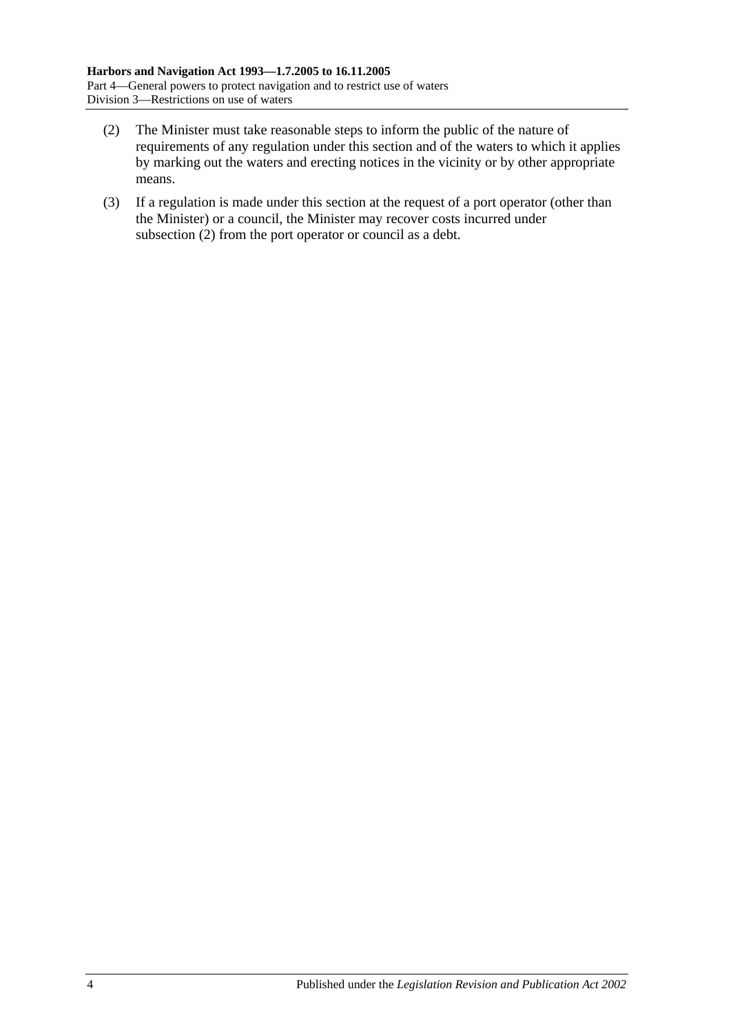(2) The Minister must take reasonable steps to inform the public of the nature of requirements of any regulation under this section and of the waters to which it applies by marking out the waters and erecting notices in the vicinity or by other appropriate means.

(3) If a regulation is made under this section at the request of a port operator (other than the Minister) or a council, the Minister may recover costs incurred under subsection (2) from the port operator or council as a debt.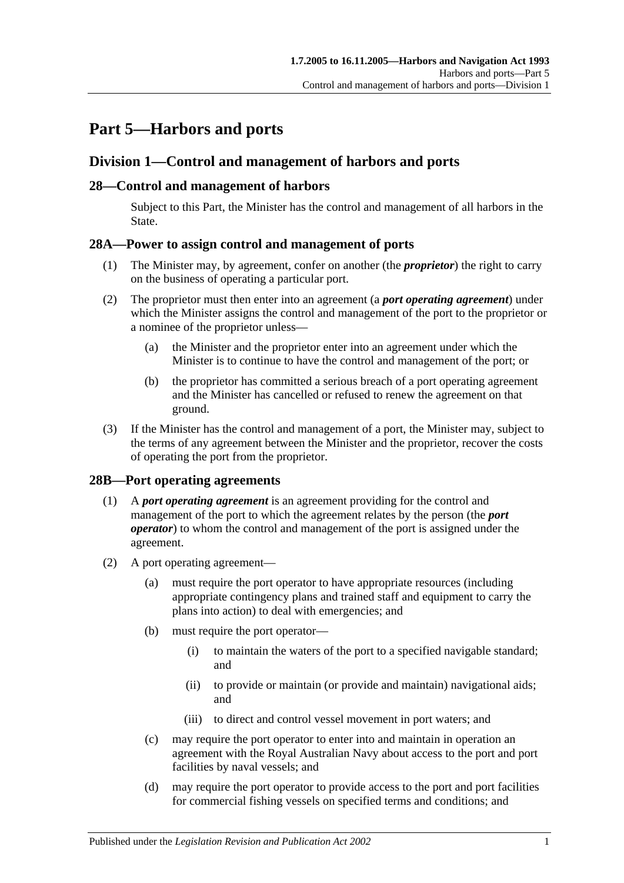# Part 5—Harbors and ports

## Division 1—Control and management of harbors and ports

### 28—Control and management of harbors

Subject to this Part, the Minister has the control and management of all harbors in the State.

### 28A—Power to assign control and management of ports

(1) The Minister may, by agreement, confer on another (the ***proprietor***) the right to carry on the business of operating a particular port.

(2) The proprietor must then enter into an agreement (a ***port operating agreement***) under which the Minister assigns the control and management of the port to the proprietor or a nominee of the proprietor unless—

(a) the Minister and the proprietor enter into an agreement under which the Minister is to continue to have the control and management of the port; or

(b) the proprietor has committed a serious breach of a port operating agreement and the Minister has cancelled or refused to renew the agreement on that ground.

(3) If the Minister has the control and management of a port, the Minister may, subject to the terms of any agreement between the Minister and the proprietor, recover the costs of operating the port from the proprietor.

### 28B—Port operating agreements

(1) A ***port operating agreement*** is an agreement providing for the control and management of the port to which the agreement relates by the person (the ***port operator***) to whom the control and management of the port is assigned under the agreement.

(2) A port operating agreement—

(a) must require the port operator to have appropriate resources (including appropriate contingency plans and trained staff and equipment to carry the plans into action) to deal with emergencies; and

(b) must require the port operator—

(i) to maintain the waters of the port to a specified navigable standard; and

(ii) to provide or maintain (or provide and maintain) navigational aids; and

(iii) to direct and control vessel movement in port waters; and

(c) may require the port operator to enter into and maintain in operation an agreement with the Royal Australian Navy about access to the port and port facilities by naval vessels; and

(d) may require the port operator to provide access to the port and port facilities for commercial fishing vessels on specified terms and conditions; and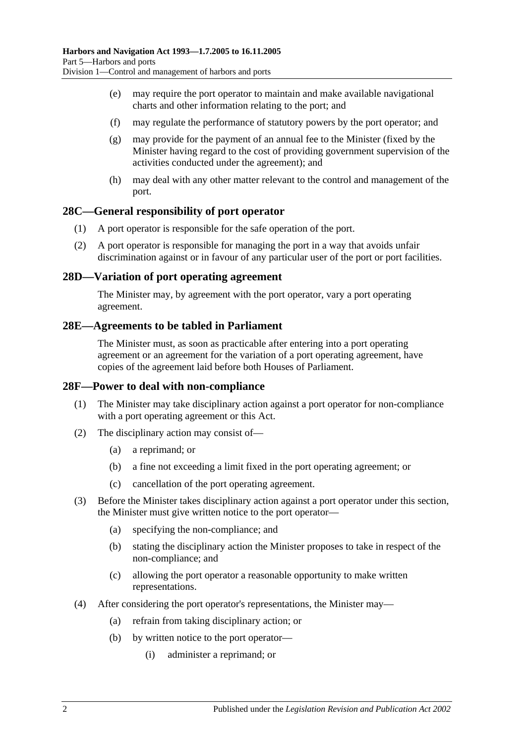(e) may require the port operator to maintain and make available navigational charts and other information relating to the port; and

(f) may regulate the performance of statutory powers by the port operator; and

(g) may provide for the payment of an annual fee to the Minister (fixed by the Minister having regard to the cost of providing government supervision of the activities conducted under the agreement); and

(h) may deal with any other matter relevant to the control and management of the port.

## 28C—General responsibility of port operator

(1) A port operator is responsible for the safe operation of the port.

(2) A port operator is responsible for managing the port in a way that avoids unfair discrimination against or in favour of any particular user of the port or port facilities.

## 28D—Variation of port operating agreement

The Minister may, by agreement with the port operator, vary a port operating agreement.

## 28E—Agreements to be tabled in Parliament

The Minister must, as soon as practicable after entering into a port operating agreement or an agreement for the variation of a port operating agreement, have copies of the agreement laid before both Houses of Parliament.

## 28F—Power to deal with non-compliance

(1) The Minister may take disciplinary action against a port operator for non-compliance with a port operating agreement or this Act.

(2) The disciplinary action may consist of—

(a) a reprimand; or

(b) a fine not exceeding a limit fixed in the port operating agreement; or

(c) cancellation of the port operating agreement.

(3) Before the Minister takes disciplinary action against a port operator under this section, the Minister must give written notice to the port operator—

(a) specifying the non-compliance; and

(b) stating the disciplinary action the Minister proposes to take in respect of the non-compliance; and

(c) allowing the port operator a reasonable opportunity to make written representations.

(4) After considering the port operator's representations, the Minister may—

(a) refrain from taking disciplinary action; or

(b) by written notice to the port operator—

(i) administer a reprimand; or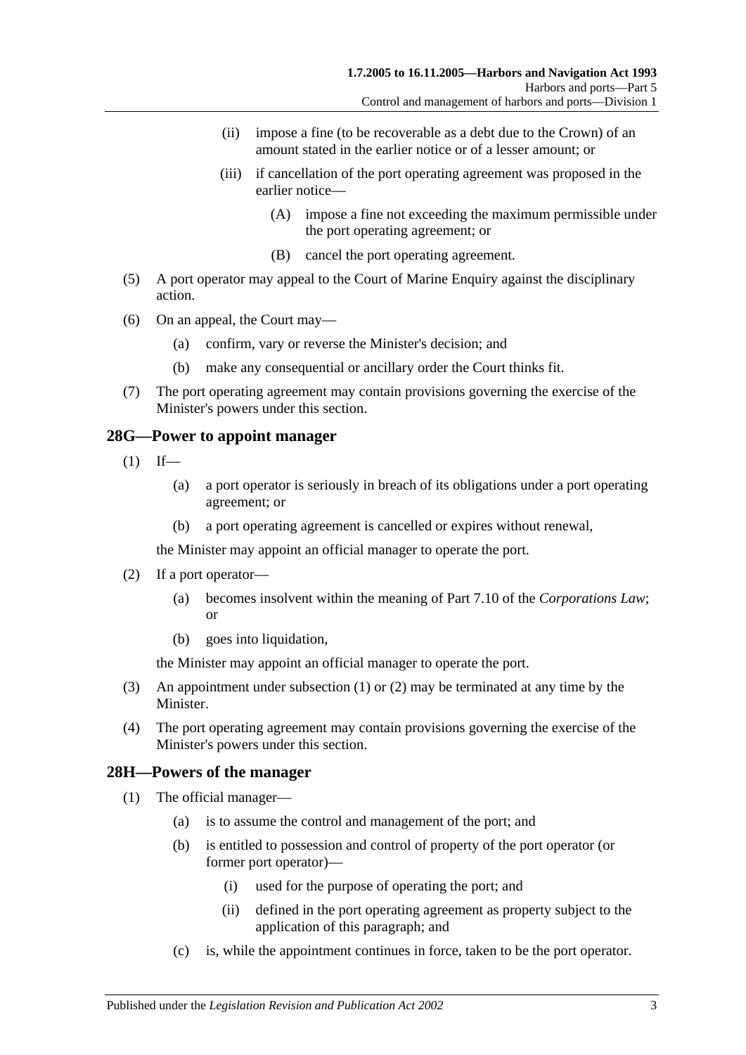(ii) impose a fine (to be recoverable as a debt due to the Crown) of an amount stated in the earlier notice or of a lesser amount; or

(iii) if cancellation of the port operating agreement was proposed in the earlier notice—

(A) impose a fine not exceeding the maximum permissible under the port operating agreement; or

(B) cancel the port operating agreement.

(5) A port operator may appeal to the Court of Marine Enquiry against the disciplinary action.

(6) On an appeal, the Court may—

(a) confirm, vary or reverse the Minister's decision; and

(b) make any consequential or ancillary order the Court thinks fit.

(7) The port operating agreement may contain provisions governing the exercise of the Minister's powers under this section.

## 28G—Power to appoint manager

(1) If—

(a) a port operator is seriously in breach of its obligations under a port operating agreement; or

(b) a port operating agreement is cancelled or expires without renewal,

the Minister may appoint an official manager to operate the port.

(2) If a port operator—

(a) becomes insolvent within the meaning of Part 7.10 of the *Corporations Law*; or

(b) goes into liquidation,

the Minister may appoint an official manager to operate the port.

(3) An appointment under subsection (1) or (2) may be terminated at any time by the Minister.

(4) The port operating agreement may contain provisions governing the exercise of the Minister's powers under this section.

## 28H—Powers of the manager

(1) The official manager—

(a) is to assume the control and management of the port; and

(b) is entitled to possession and control of property of the port operator (or former port operator)—

(i) used for the purpose of operating the port; and

(ii) defined in the port operating agreement as property subject to the application of this paragraph; and

(c) is, while the appointment continues in force, taken to be the port operator.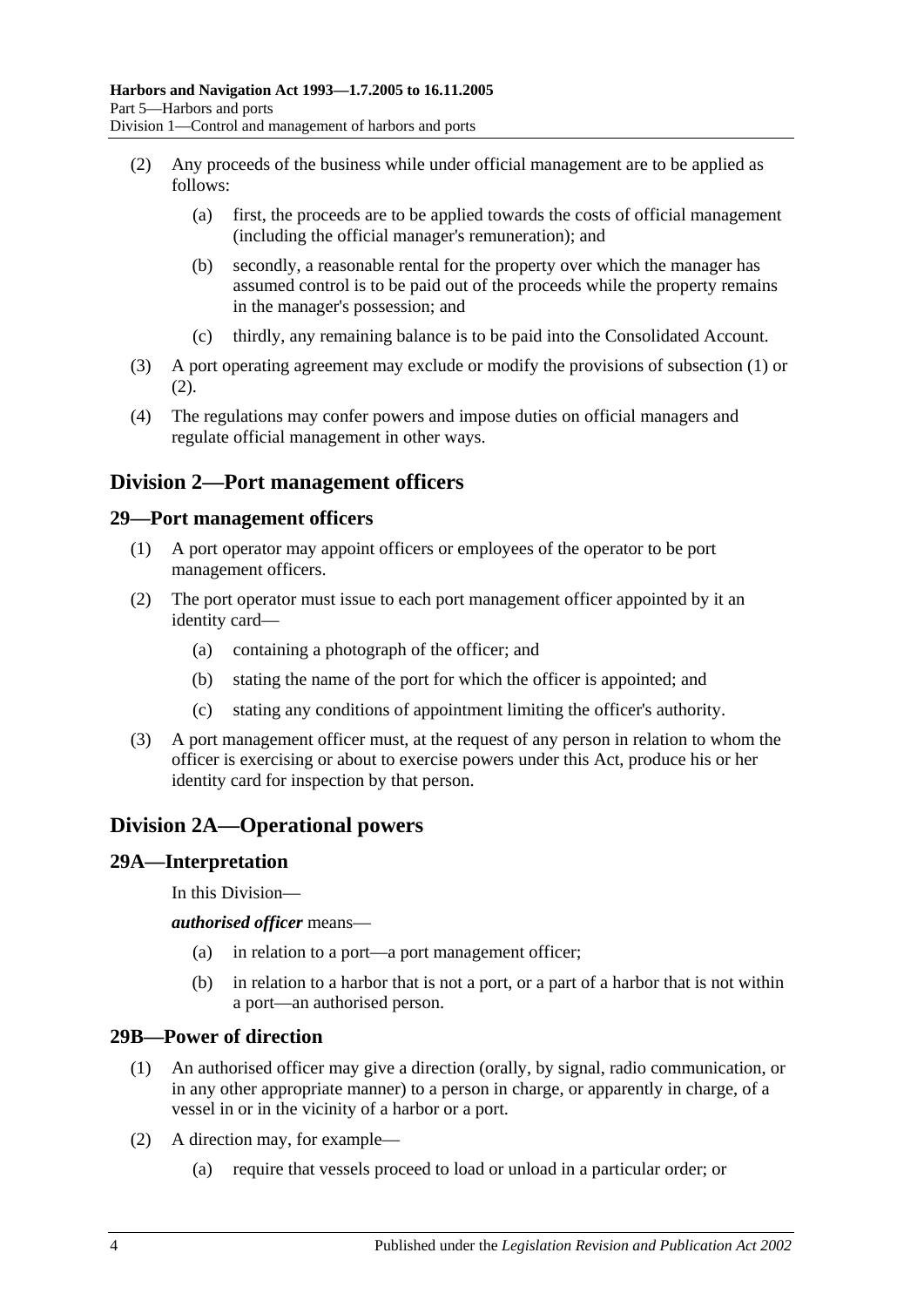(2) Any proceeds of the business while under official management are to be applied as follows:

(a) first, the proceeds are to be applied towards the costs of official management (including the official manager's remuneration); and

(b) secondly, a reasonable rental for the property over which the manager has assumed control is to be paid out of the proceeds while the property remains in the manager's possession; and

(c) thirdly, any remaining balance is to be paid into the Consolidated Account.

(3) A port operating agreement may exclude or modify the provisions of subsection (1) or (2).

(4) The regulations may confer powers and impose duties on official managers and regulate official management in other ways.

## Division 2—Port management officers

### 29—Port management officers

(1) A port operator may appoint officers or employees of the operator to be port management officers.

(2) The port operator must issue to each port management officer appointed by it an identity card—

(a) containing a photograph of the officer; and

(b) stating the name of the port for which the officer is appointed; and

(c) stating any conditions of appointment limiting the officer's authority.

(3) A port management officer must, at the request of any person in relation to whom the officer is exercising or about to exercise powers under this Act, produce his or her identity card for inspection by that person.

## Division 2A—Operational powers

### 29A—Interpretation

In this Division—

***authorised officer*** means—

(a) in relation to a port—a port management officer;

(b) in relation to a harbor that is not a port, or a part of a harbor that is not within a port—an authorised person.

### 29B—Power of direction

(1) An authorised officer may give a direction (orally, by signal, radio communication, or in any other appropriate manner) to a person in charge, or apparently in charge, of a vessel in or in the vicinity of a harbor or a port.

(2) A direction may, for example—

(a) require that vessels proceed to load or unload in a particular order; or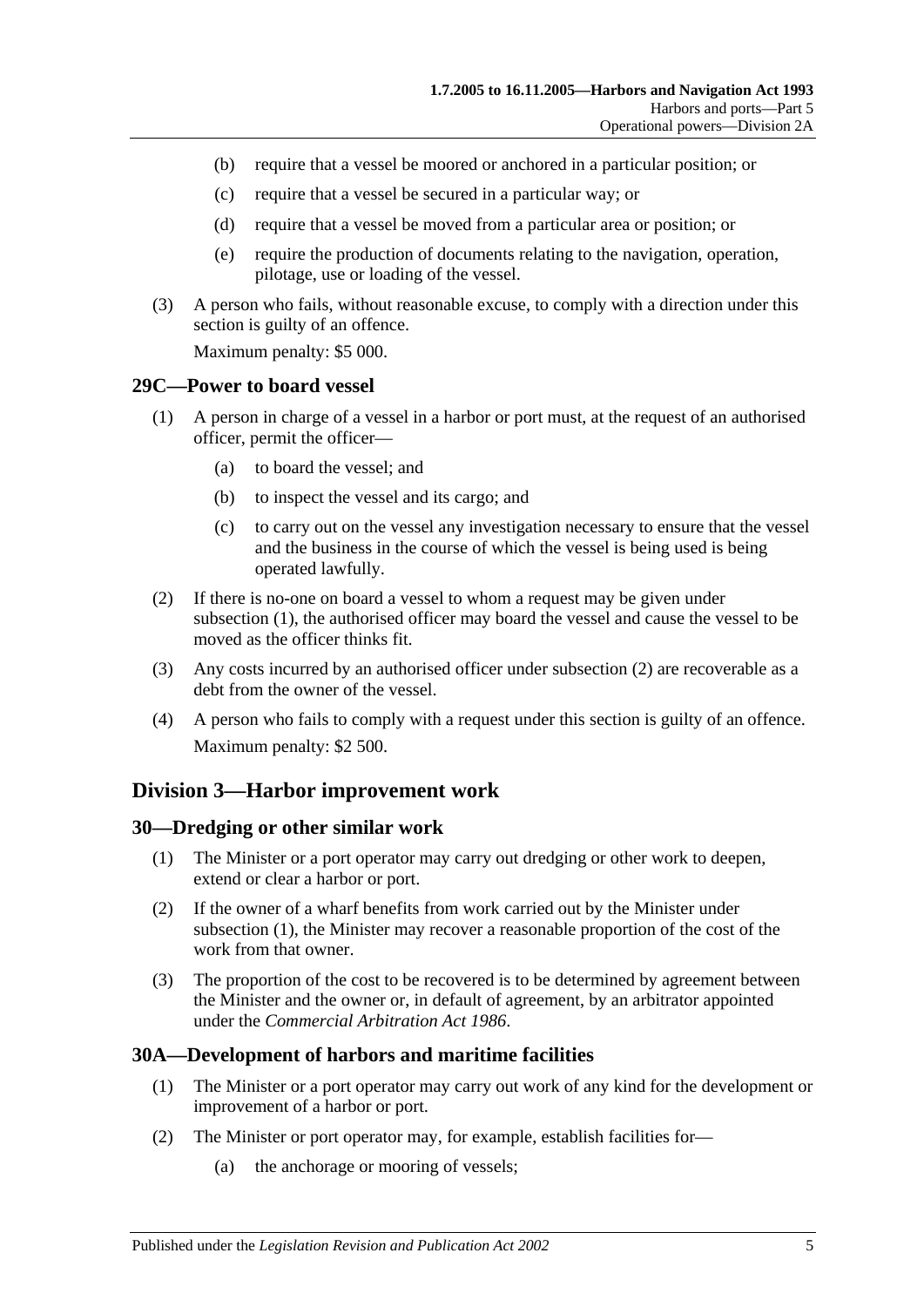(b) require that a vessel be moored or anchored in a particular position; or

(c) require that a vessel be secured in a particular way; or

(d) require that a vessel be moved from a particular area or position; or

(e) require the production of documents relating to the navigation, operation, pilotage, use or loading of the vessel.

(3) A person who fails, without reasonable excuse, to comply with a direction under this section is guilty of an offence.

Maximum penalty: $5 000.

### 29C—Power to board vessel

(1) A person in charge of a vessel in a harbor or port must, at the request of an authorised officer, permit the officer—

(a) to board the vessel; and

(b) to inspect the vessel and its cargo; and

(c) to carry out on the vessel any investigation necessary to ensure that the vessel and the business in the course of which the vessel is being used is being operated lawfully.

(2) If there is no-one on board a vessel to whom a request may be given under subsection (1), the authorised officer may board the vessel and cause the vessel to be moved as the officer thinks fit.

(3) Any costs incurred by an authorised officer under subsection (2) are recoverable as a debt from the owner of the vessel.

(4) A person who fails to comply with a request under this section is guilty of an offence.

Maximum penalty: $2 500.

## Division 3—Harbor improvement work

### 30—Dredging or other similar work

(1) The Minister or a port operator may carry out dredging or other work to deepen, extend or clear a harbor or port.

(2) If the owner of a wharf benefits from work carried out by the Minister under subsection (1), the Minister may recover a reasonable proportion of the cost of the work from that owner.

(3) The proportion of the cost to be recovered is to be determined by agreement between the Minister and the owner or, in default of agreement, by an arbitrator appointed under the *Commercial Arbitration Act 1986*.

### 30A—Development of harbors and maritime facilities

(1) The Minister or a port operator may carry out work of any kind for the development or improvement of a harbor or port.

(2) The Minister or port operator may, for example, establish facilities for—

(a) the anchorage or mooring of vessels;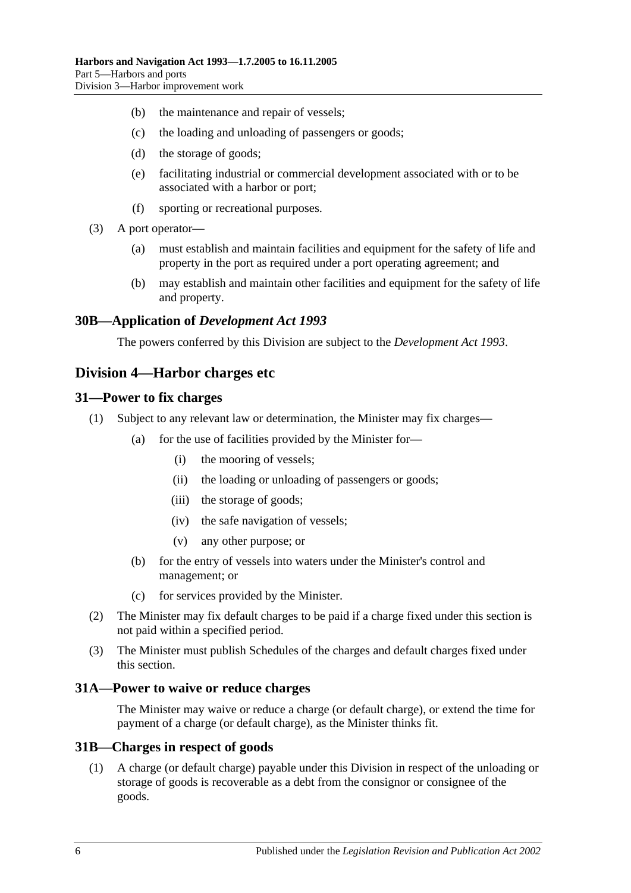(b) the maintenance and repair of vessels;

(c) the loading and unloading of passengers or goods;

(d) the storage of goods;

(e) facilitating industrial or commercial development associated with or to be associated with a harbor or port;

(f) sporting or recreational purposes.

(3) A port operator—

(a) must establish and maintain facilities and equipment for the safety of life and property in the port as required under a port operating agreement; and

(b) may establish and maintain other facilities and equipment for the safety of life and property.

### 30B—Application of *Development Act 1993*

The powers conferred by this Division are subject to the *Development Act 1993*.

## Division 4—Harbor charges etc

### 31—Power to fix charges

(1) Subject to any relevant law or determination, the Minister may fix charges—

(a) for the use of facilities provided by the Minister for—

(i) the mooring of vessels;

(ii) the loading or unloading of passengers or goods;

(iii) the storage of goods;

(iv) the safe navigation of vessels;

(v) any other purpose; or

(b) for the entry of vessels into waters under the Minister's control and management; or

(c) for services provided by the Minister.

(2) The Minister may fix default charges to be paid if a charge fixed under this section is not paid within a specified period.

(3) The Minister must publish Schedules of the charges and default charges fixed under this section.

### 31A—Power to waive or reduce charges

The Minister may waive or reduce a charge (or default charge), or extend the time for payment of a charge (or default charge), as the Minister thinks fit.

### 31B—Charges in respect of goods

(1) A charge (or default charge) payable under this Division in respect of the unloading or storage of goods is recoverable as a debt from the consignor or consignee of the goods.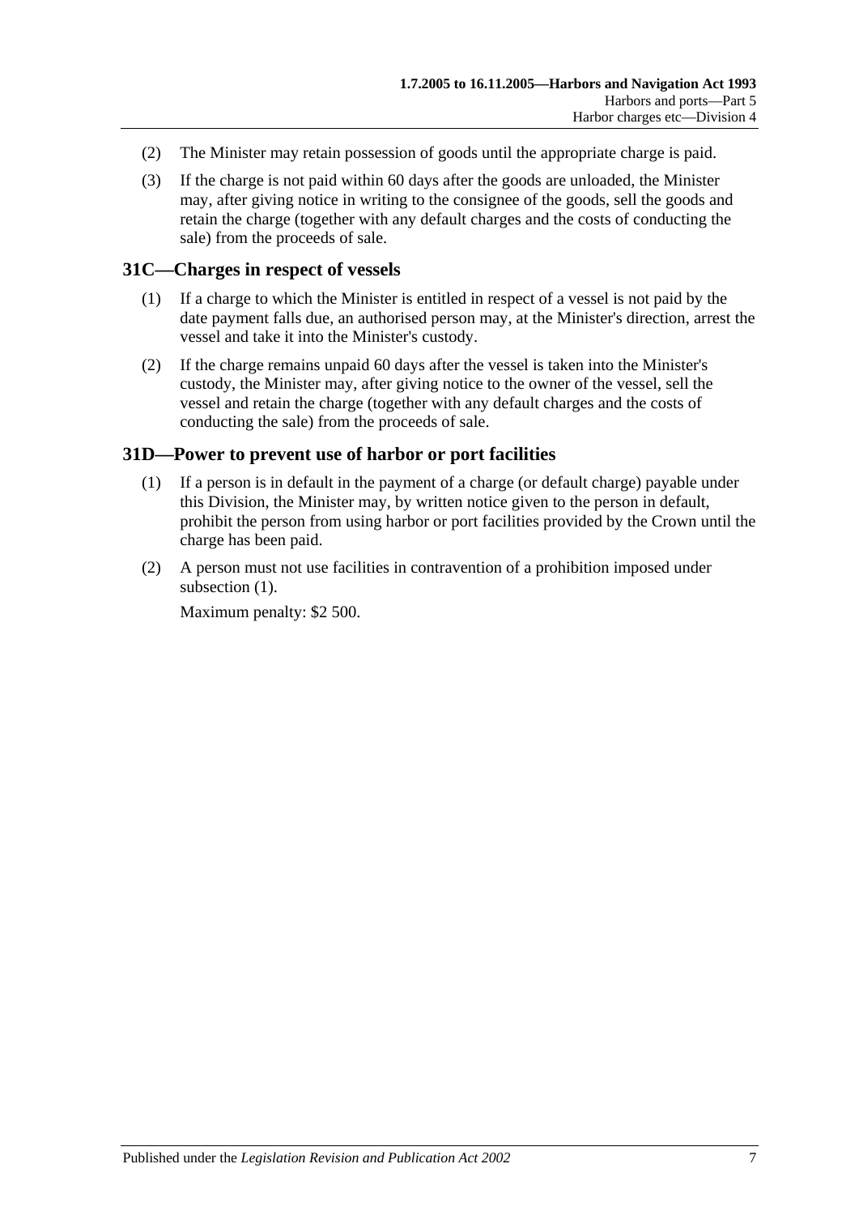(2) The Minister may retain possession of goods until the appropriate charge is paid.

(3) If the charge is not paid within 60 days after the goods are unloaded, the Minister may, after giving notice in writing to the consignee of the goods, sell the goods and retain the charge (together with any default charges and the costs of conducting the sale) from the proceeds of sale.

## 31C—Charges in respect of vessels

(1) If a charge to which the Minister is entitled in respect of a vessel is not paid by the date payment falls due, an authorised person may, at the Minister's direction, arrest the vessel and take it into the Minister's custody.

(2) If the charge remains unpaid 60 days after the vessel is taken into the Minister's custody, the Minister may, after giving notice to the owner of the vessel, sell the vessel and retain the charge (together with any default charges and the costs of conducting the sale) from the proceeds of sale.

## 31D—Power to prevent use of harbor or port facilities

(1) If a person is in default in the payment of a charge (or default charge) payable under this Division, the Minister may, by written notice given to the person in default, prohibit the person from using harbor or port facilities provided by the Crown until the charge has been paid.

(2) A person must not use facilities in contravention of a prohibition imposed under subsection (1).

Maximum penalty: $2 500.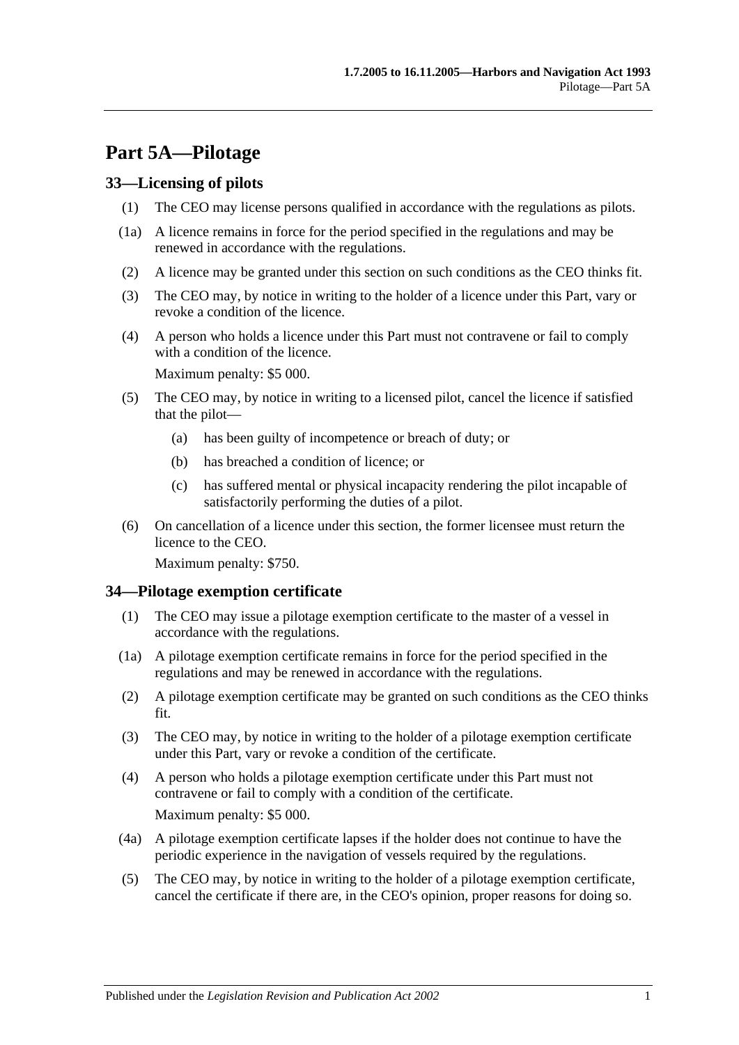# Part 5A—Pilotage

## 33—Licensing of pilots

(1) The CEO may license persons qualified in accordance with the regulations as pilots.

(1a) A licence remains in force for the period specified in the regulations and may be renewed in accordance with the regulations.

(2) A licence may be granted under this section on such conditions as the CEO thinks fit.

(3) The CEO may, by notice in writing to the holder of a licence under this Part, vary or revoke a condition of the licence.

(4) A person who holds a licence under this Part must not contravene or fail to comply with a condition of the licence.

Maximum penalty: $5 000.

(5) The CEO may, by notice in writing to a licensed pilot, cancel the licence if satisfied that the pilot—

(a) has been guilty of incompetence or breach of duty; or

(b) has breached a condition of licence; or

(c) has suffered mental or physical incapacity rendering the pilot incapable of satisfactorily performing the duties of a pilot.

(6) On cancellation of a licence under this section, the former licensee must return the licence to the CEO.

Maximum penalty: $750.

## 34—Pilotage exemption certificate

(1) The CEO may issue a pilotage exemption certificate to the master of a vessel in accordance with the regulations.

(1a) A pilotage exemption certificate remains in force for the period specified in the regulations and may be renewed in accordance with the regulations.

(2) A pilotage exemption certificate may be granted on such conditions as the CEO thinks fit.

(3) The CEO may, by notice in writing to the holder of a pilotage exemption certificate under this Part, vary or revoke a condition of the certificate.

(4) A person who holds a pilotage exemption certificate under this Part must not contravene or fail to comply with a condition of the certificate.

Maximum penalty: $5 000.

(4a) A pilotage exemption certificate lapses if the holder does not continue to have the periodic experience in the navigation of vessels required by the regulations.

(5) The CEO may, by notice in writing to the holder of a pilotage exemption certificate, cancel the certificate if there are, in the CEO's opinion, proper reasons for doing so.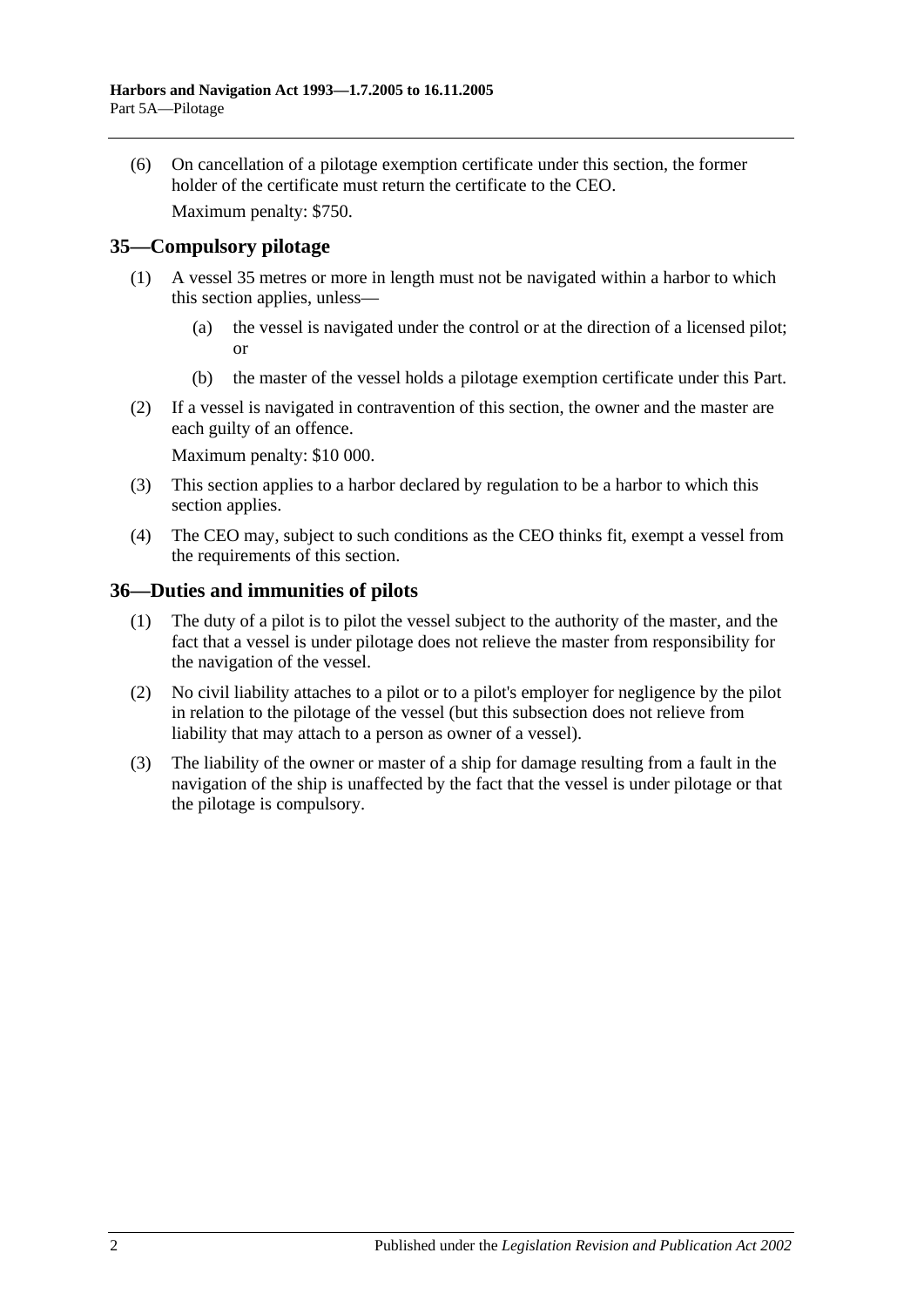(6) On cancellation of a pilotage exemption certificate under this section, the former holder of the certificate must return the certificate to the CEO.

Maximum penalty: $750.

## 35—Compulsory pilotage

(1) A vessel 35 metres or more in length must not be navigated within a harbor to which this section applies, unless—

(a) the vessel is navigated under the control or at the direction of a licensed pilot; or

(b) the master of the vessel holds a pilotage exemption certificate under this Part.

(2) If a vessel is navigated in contravention of this section, the owner and the master are each guilty of an offence.

Maximum penalty: $10 000.

(3) This section applies to a harbor declared by regulation to be a harbor to which this section applies.

(4) The CEO may, subject to such conditions as the CEO thinks fit, exempt a vessel from the requirements of this section.

## 36—Duties and immunities of pilots

(1) The duty of a pilot is to pilot the vessel subject to the authority of the master, and the fact that a vessel is under pilotage does not relieve the master from responsibility for the navigation of the vessel.

(2) No civil liability attaches to a pilot or to a pilot's employer for negligence by the pilot in relation to the pilotage of the vessel (but this subsection does not relieve from liability that may attach to a person as owner of a vessel).

(3) The liability of the owner or master of a ship for damage resulting from a fault in the navigation of the ship is unaffected by the fact that the vessel is under pilotage or that the pilotage is compulsory.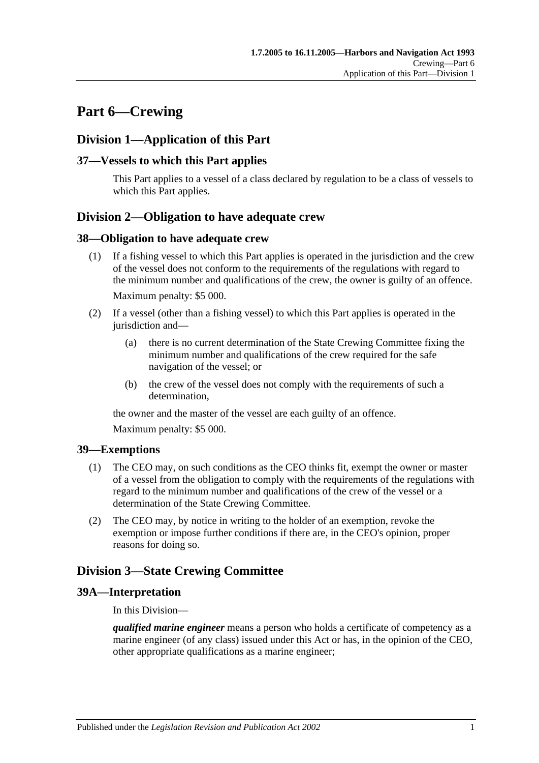# Part 6—Crewing

## Division 1—Application of this Part

### 37—Vessels to which this Part applies

This Part applies to a vessel of a class declared by regulation to be a class of vessels to which this Part applies.

## Division 2—Obligation to have adequate crew

### 38—Obligation to have adequate crew

(1) If a fishing vessel to which this Part applies is operated in the jurisdiction and the crew of the vessel does not conform to the requirements of the regulations with regard to the minimum number and qualifications of the crew, the owner is guilty of an offence.

Maximum penalty: $5 000.

(2) If a vessel (other than a fishing vessel) to which this Part applies is operated in the jurisdiction and—

(a) there is no current determination of the State Crewing Committee fixing the minimum number and qualifications of the crew required for the safe navigation of the vessel; or

(b) the crew of the vessel does not comply with the requirements of such a determination,

the owner and the master of the vessel are each guilty of an offence.

Maximum penalty: $5 000.

### 39—Exemptions

(1) The CEO may, on such conditions as the CEO thinks fit, exempt the owner or master of a vessel from the obligation to comply with the requirements of the regulations with regard to the minimum number and qualifications of the crew of the vessel or a determination of the State Crewing Committee.

(2) The CEO may, by notice in writing to the holder of an exemption, revoke the exemption or impose further conditions if there are, in the CEO's opinion, proper reasons for doing so.

## Division 3—State Crewing Committee

### 39A—Interpretation

In this Division—

***qualified marine engineer*** means a person who holds a certificate of competency as a marine engineer (of any class) issued under this Act or has, in the opinion of the CEO, other appropriate qualifications as a marine engineer;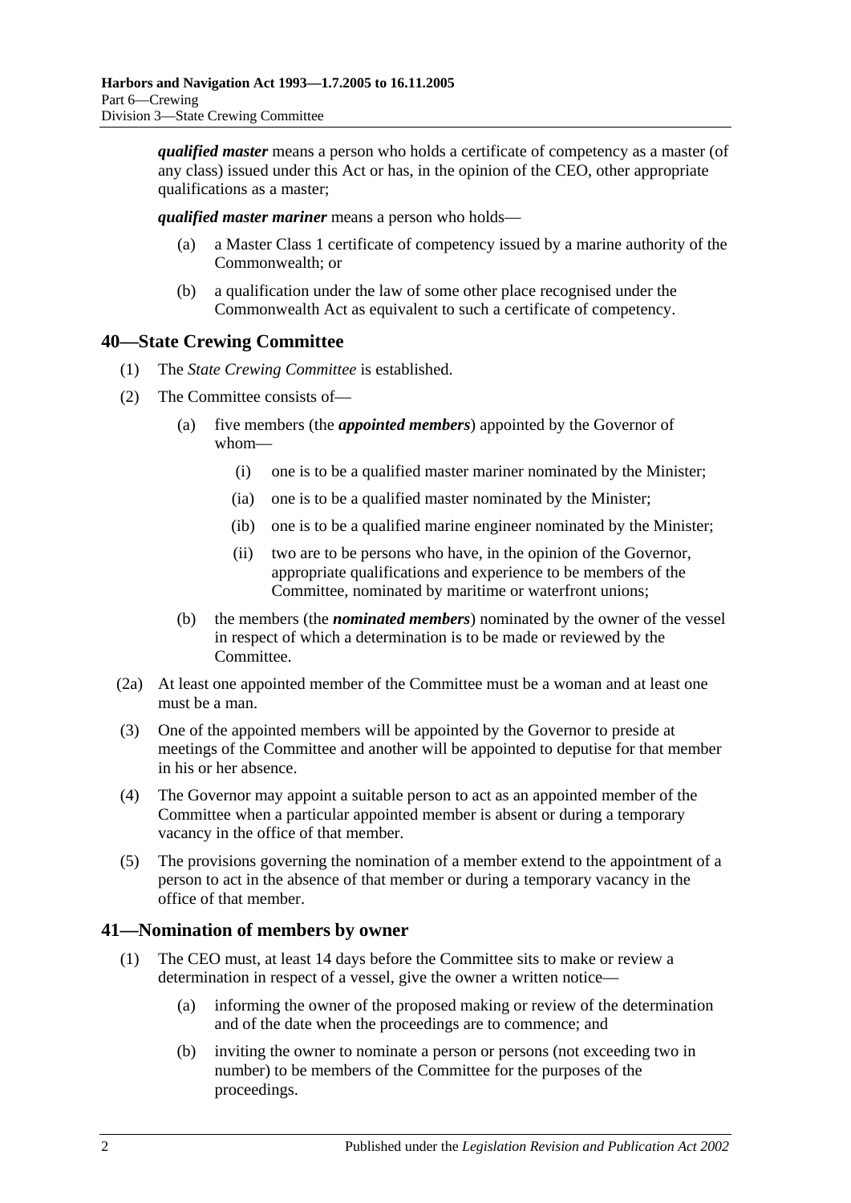***qualified master*** means a person who holds a certificate of competency as a master (of any class) issued under this Act or has, in the opinion of the CEO, other appropriate qualifications as a master;

***qualified master mariner*** means a person who holds—

- (a) a Master Class 1 certificate of competency issued by a marine authority of the Commonwealth; or
- (b) a qualification under the law of some other place recognised under the Commonwealth Act as equivalent to such a certificate of competency.

## 40—State Crewing Committee

(1) The *State Crewing Committee* is established.

(2) The Committee consists of—

- (a) five members (the ***appointed members***) appointed by the Governor of whom—
  - (i) one is to be a qualified master mariner nominated by the Minister;
  - (ia) one is to be a qualified master nominated by the Minister;
  - (ib) one is to be a qualified marine engineer nominated by the Minister;
  - (ii) two are to be persons who have, in the opinion of the Governor, appropriate qualifications and experience to be members of the Committee, nominated by maritime or waterfront unions;
- (b) the members (the ***nominated members***) nominated by the owner of the vessel in respect of which a determination is to be made or reviewed by the Committee.

(2a) At least one appointed member of the Committee must be a woman and at least one must be a man.

(3) One of the appointed members will be appointed by the Governor to preside at meetings of the Committee and another will be appointed to deputise for that member in his or her absence.

(4) The Governor may appoint a suitable person to act as an appointed member of the Committee when a particular appointed member is absent or during a temporary vacancy in the office of that member.

(5) The provisions governing the nomination of a member extend to the appointment of a person to act in the absence of that member or during a temporary vacancy in the office of that member.

## 41—Nomination of members by owner

(1) The CEO must, at least 14 days before the Committee sits to make or review a determination in respect of a vessel, give the owner a written notice—

- (a) informing the owner of the proposed making or review of the determination and of the date when the proceedings are to commence; and
- (b) inviting the owner to nominate a person or persons (not exceeding two in number) to be members of the Committee for the purposes of the proceedings.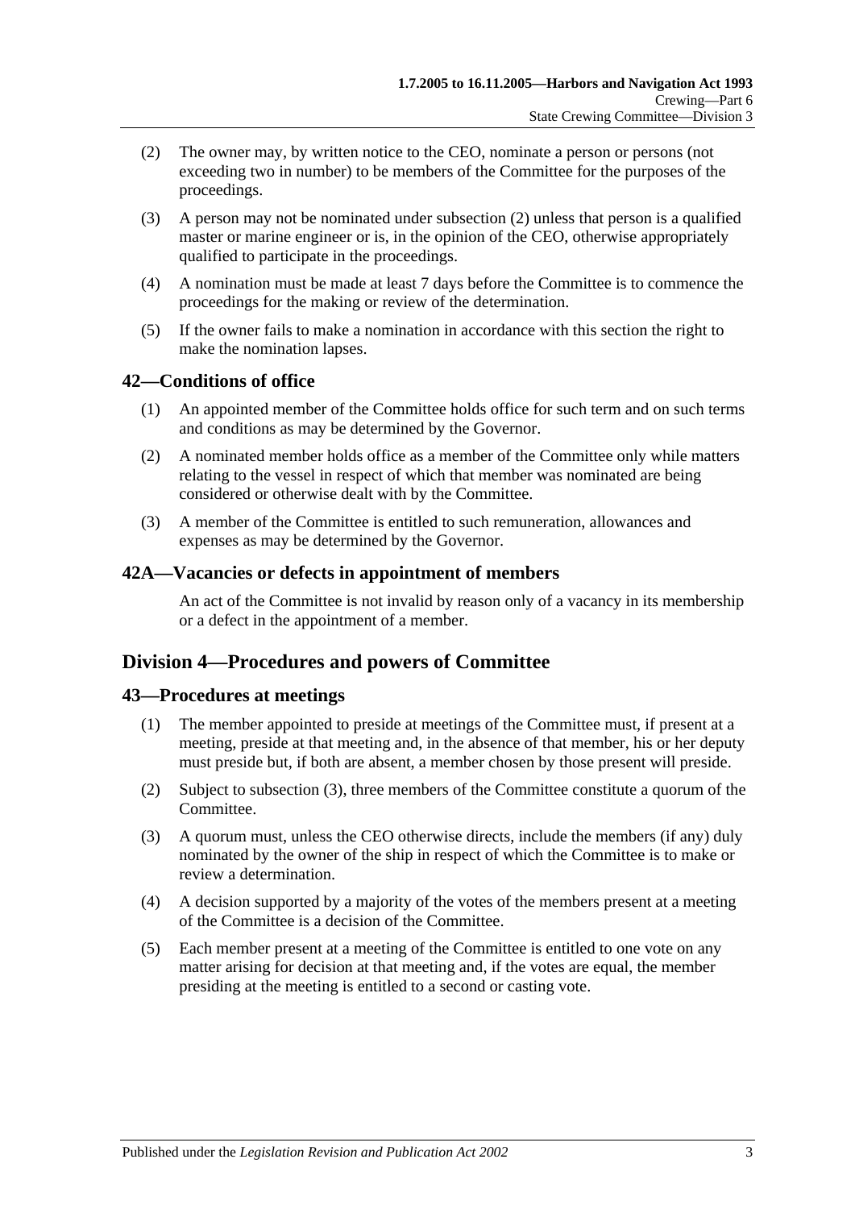(2) The owner may, by written notice to the CEO, nominate a person or persons (not exceeding two in number) to be members of the Committee for the purposes of the proceedings.

(3) A person may not be nominated under subsection (2) unless that person is a qualified master or marine engineer or is, in the opinion of the CEO, otherwise appropriately qualified to participate in the proceedings.

(4) A nomination must be made at least 7 days before the Committee is to commence the proceedings for the making or review of the determination.

(5) If the owner fails to make a nomination in accordance with this section the right to make the nomination lapses.

## 42—Conditions of office

(1) An appointed member of the Committee holds office for such term and on such terms and conditions as may be determined by the Governor.

(2) A nominated member holds office as a member of the Committee only while matters relating to the vessel in respect of which that member was nominated are being considered or otherwise dealt with by the Committee.

(3) A member of the Committee is entitled to such remuneration, allowances and expenses as may be determined by the Governor.

## 42A—Vacancies or defects in appointment of members

An act of the Committee is not invalid by reason only of a vacancy in its membership or a defect in the appointment of a member.

# Division 4—Procedures and powers of Committee

## 43—Procedures at meetings

(1) The member appointed to preside at meetings of the Committee must, if present at a meeting, preside at that meeting and, in the absence of that member, his or her deputy must preside but, if both are absent, a member chosen by those present will preside.

(2) Subject to subsection (3), three members of the Committee constitute a quorum of the Committee.

(3) A quorum must, unless the CEO otherwise directs, include the members (if any) duly nominated by the owner of the ship in respect of which the Committee is to make or review a determination.

(4) A decision supported by a majority of the votes of the members present at a meeting of the Committee is a decision of the Committee.

(5) Each member present at a meeting of the Committee is entitled to one vote on any matter arising for decision at that meeting and, if the votes are equal, the member presiding at the meeting is entitled to a second or casting vote.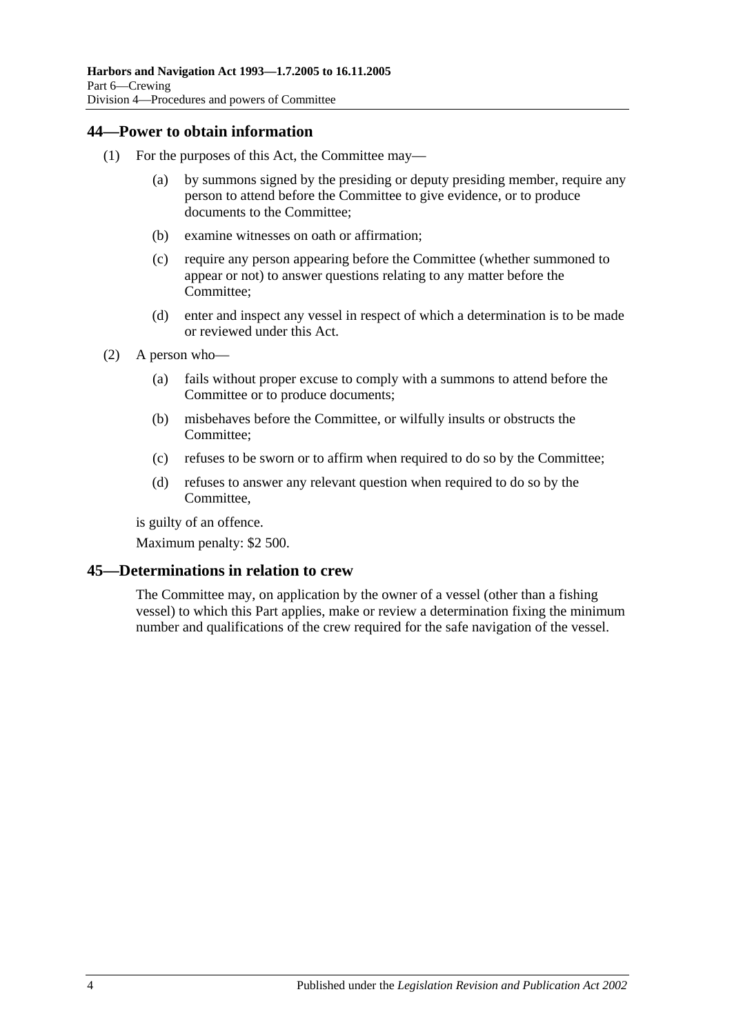## 44—Power to obtain information

(1) For the purposes of this Act, the Committee may—

(a) by summons signed by the presiding or deputy presiding member, require any person to attend before the Committee to give evidence, or to produce documents to the Committee;

(b) examine witnesses on oath or affirmation;

(c) require any person appearing before the Committee (whether summoned to appear or not) to answer questions relating to any matter before the Committee;

(d) enter and inspect any vessel in respect of which a determination is to be made or reviewed under this Act.

(2) A person who—

(a) fails without proper excuse to comply with a summons to attend before the Committee or to produce documents;

(b) misbehaves before the Committee, or wilfully insults or obstructs the Committee;

(c) refuses to be sworn or to affirm when required to do so by the Committee;

(d) refuses to answer any relevant question when required to do so by the Committee,

is guilty of an offence.

Maximum penalty: $2 500.

## 45—Determinations in relation to crew

The Committee may, on application by the owner of a vessel (other than a fishing vessel) to which this Part applies, make or review a determination fixing the minimum number and qualifications of the crew required for the safe navigation of the vessel.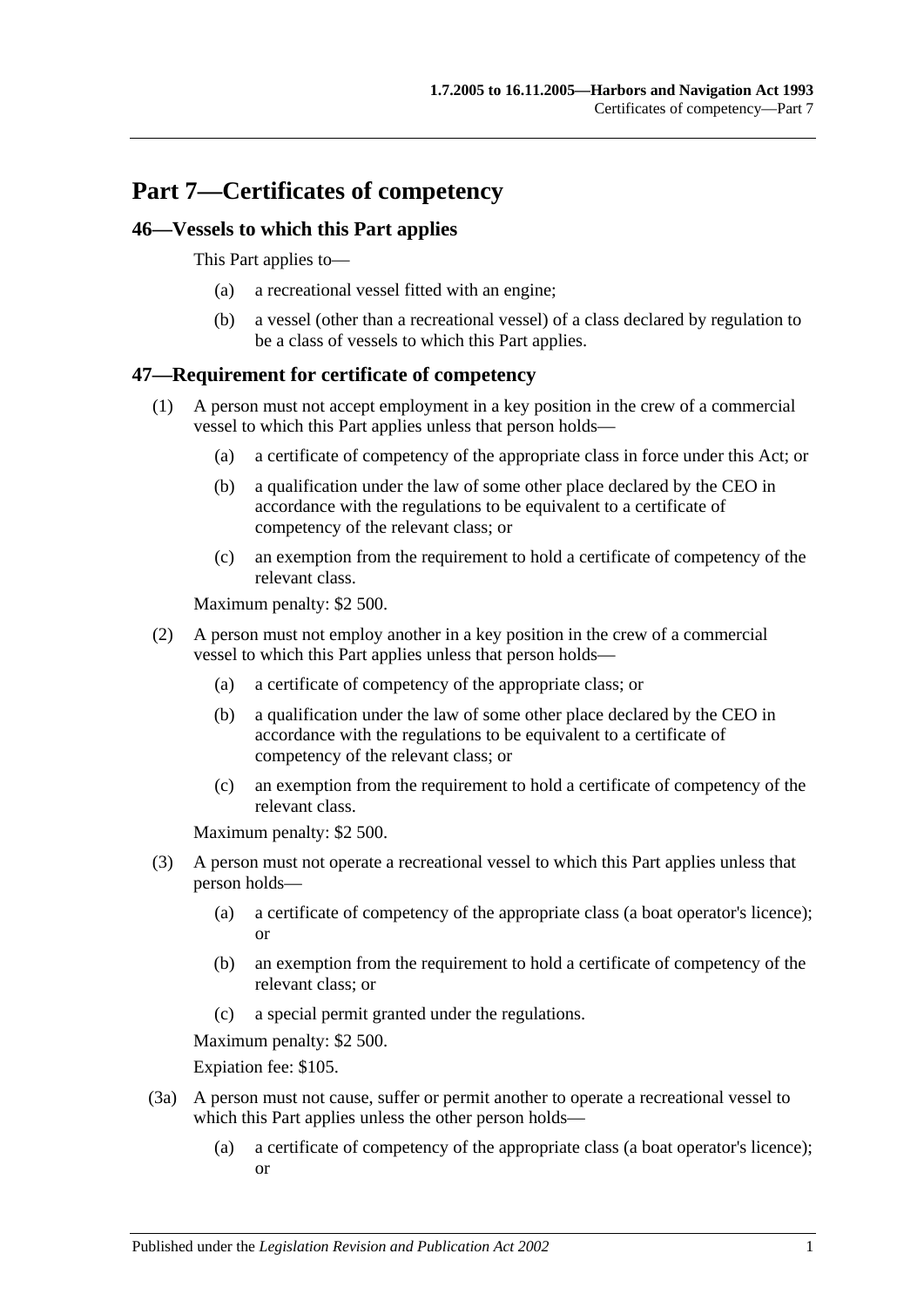# Part 7—Certificates of competency

## 46—Vessels to which this Part applies

This Part applies to—

- (a) a recreational vessel fitted with an engine;
- (b) a vessel (other than a recreational vessel) of a class declared by regulation to be a class of vessels to which this Part applies.

## 47—Requirement for certificate of competency

(1) A person must not accept employment in a key position in the crew of a commercial vessel to which this Part applies unless that person holds—

- (a) a certificate of competency of the appropriate class in force under this Act; or
- (b) a qualification under the law of some other place declared by the CEO in accordance with the regulations to be equivalent to a certificate of competency of the relevant class; or
- (c) an exemption from the requirement to hold a certificate of competency of the relevant class.

Maximum penalty: $2 500.

(2) A person must not employ another in a key position in the crew of a commercial vessel to which this Part applies unless that person holds—

- (a) a certificate of competency of the appropriate class; or
- (b) a qualification under the law of some other place declared by the CEO in accordance with the regulations to be equivalent to a certificate of competency of the relevant class; or
- (c) an exemption from the requirement to hold a certificate of competency of the relevant class.

Maximum penalty: $2 500.

(3) A person must not operate a recreational vessel to which this Part applies unless that person holds—

- (a) a certificate of competency of the appropriate class (a boat operator's licence); or
- (b) an exemption from the requirement to hold a certificate of competency of the relevant class; or
- (c) a special permit granted under the regulations.

Maximum penalty: $2 500.

Expiation fee: $105.

(3a) A person must not cause, suffer or permit another to operate a recreational vessel to which this Part applies unless the other person holds—

- (a) a certificate of competency of the appropriate class (a boat operator's licence); or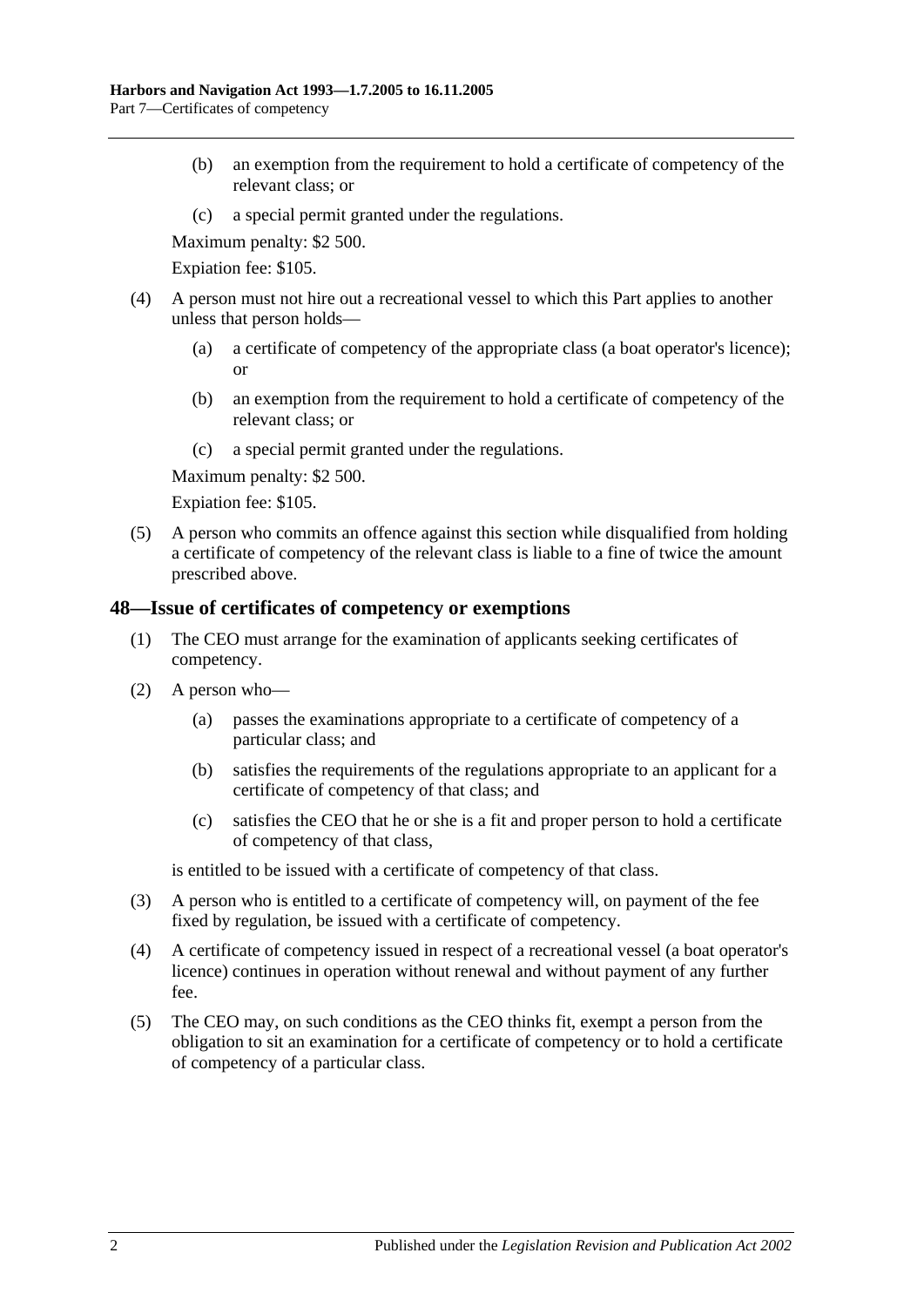(b) an exemption from the requirement to hold a certificate of competency of the relevant class; or

(c) a special permit granted under the regulations.

Maximum penalty: $2 500.

Expiation fee: $105.

(4) A person must not hire out a recreational vessel to which this Part applies to another unless that person holds—

(a) a certificate of competency of the appropriate class (a boat operator's licence); or

(b) an exemption from the requirement to hold a certificate of competency of the relevant class; or

(c) a special permit granted under the regulations.

Maximum penalty: $2 500.

Expiation fee: $105.

(5) A person who commits an offence against this section while disqualified from holding a certificate of competency of the relevant class is liable to a fine of twice the amount prescribed above.

## 48—Issue of certificates of competency or exemptions

(1) The CEO must arrange for the examination of applicants seeking certificates of competency.

(2) A person who—

(a) passes the examinations appropriate to a certificate of competency of a particular class; and

(b) satisfies the requirements of the regulations appropriate to an applicant for a certificate of competency of that class; and

(c) satisfies the CEO that he or she is a fit and proper person to hold a certificate of competency of that class,

is entitled to be issued with a certificate of competency of that class.

(3) A person who is entitled to a certificate of competency will, on payment of the fee fixed by regulation, be issued with a certificate of competency.

(4) A certificate of competency issued in respect of a recreational vessel (a boat operator's licence) continues in operation without renewal and without payment of any further fee.

(5) The CEO may, on such conditions as the CEO thinks fit, exempt a person from the obligation to sit an examination for a certificate of competency or to hold a certificate of competency of a particular class.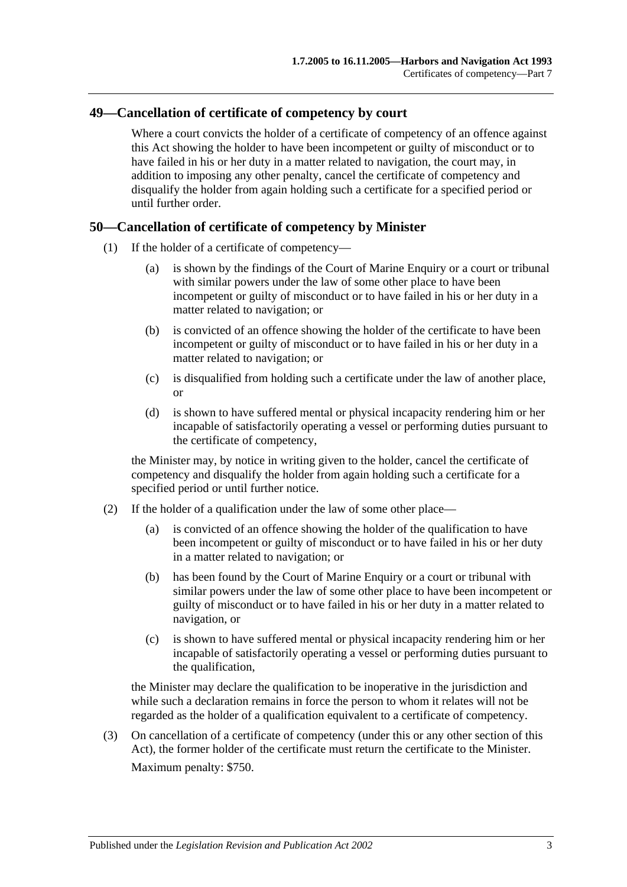## 49—Cancellation of certificate of competency by court

Where a court convicts the holder of a certificate of competency of an offence against this Act showing the holder to have been incompetent or guilty of misconduct or to have failed in his or her duty in a matter related to navigation, the court may, in addition to imposing any other penalty, cancel the certificate of competency and disqualify the holder from again holding such a certificate for a specified period or until further order.

## 50—Cancellation of certificate of competency by Minister

(1) If the holder of a certificate of competency—

(a) is shown by the findings of the Court of Marine Enquiry or a court or tribunal with similar powers under the law of some other place to have been incompetent or guilty of misconduct or to have failed in his or her duty in a matter related to navigation; or

(b) is convicted of an offence showing the holder of the certificate to have been incompetent or guilty of misconduct or to have failed in his or her duty in a matter related to navigation; or

(c) is disqualified from holding such a certificate under the law of another place, or

(d) is shown to have suffered mental or physical incapacity rendering him or her incapable of satisfactorily operating a vessel or performing duties pursuant to the certificate of competency,

the Minister may, by notice in writing given to the holder, cancel the certificate of competency and disqualify the holder from again holding such a certificate for a specified period or until further notice.

(2) If the holder of a qualification under the law of some other place—

(a) is convicted of an offence showing the holder of the qualification to have been incompetent or guilty of misconduct or to have failed in his or her duty in a matter related to navigation; or

(b) has been found by the Court of Marine Enquiry or a court or tribunal with similar powers under the law of some other place to have been incompetent or guilty of misconduct or to have failed in his or her duty in a matter related to navigation, or

(c) is shown to have suffered mental or physical incapacity rendering him or her incapable of satisfactorily operating a vessel or performing duties pursuant to the qualification,

the Minister may declare the qualification to be inoperative in the jurisdiction and while such a declaration remains in force the person to whom it relates will not be regarded as the holder of a qualification equivalent to a certificate of competency.

(3) On cancellation of a certificate of competency (under this or any other section of this Act), the former holder of the certificate must return the certificate to the Minister.

Maximum penalty: $750.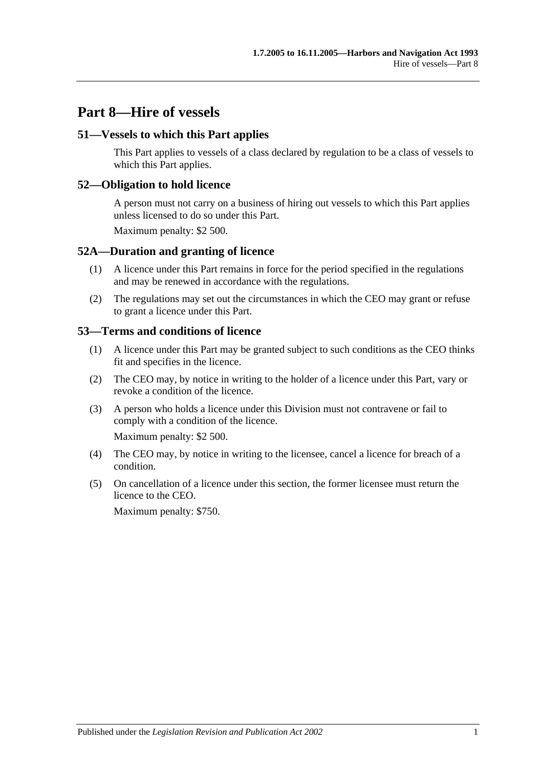# Part 8—Hire of vessels

## 51—Vessels to which this Part applies

This Part applies to vessels of a class declared by regulation to be a class of vessels to which this Part applies.

## 52—Obligation to hold licence

A person must not carry on a business of hiring out vessels to which this Part applies unless licensed to do so under this Part.

Maximum penalty: $2 500.

## 52A—Duration and granting of licence

(1) A licence under this Part remains in force for the period specified in the regulations and may be renewed in accordance with the regulations.

(2) The regulations may set out the circumstances in which the CEO may grant or refuse to grant a licence under this Part.

## 53—Terms and conditions of licence

(1) A licence under this Part may be granted subject to such conditions as the CEO thinks fit and specifies in the licence.

(2) The CEO may, by notice in writing to the holder of a licence under this Part, vary or revoke a condition of the licence.

(3) A person who holds a licence under this Division must not contravene or fail to comply with a condition of the licence.

Maximum penalty: $2 500.

(4) The CEO may, by notice in writing to the licensee, cancel a licence for breach of a condition.

(5) On cancellation of a licence under this section, the former licensee must return the licence to the CEO.

Maximum penalty: $750.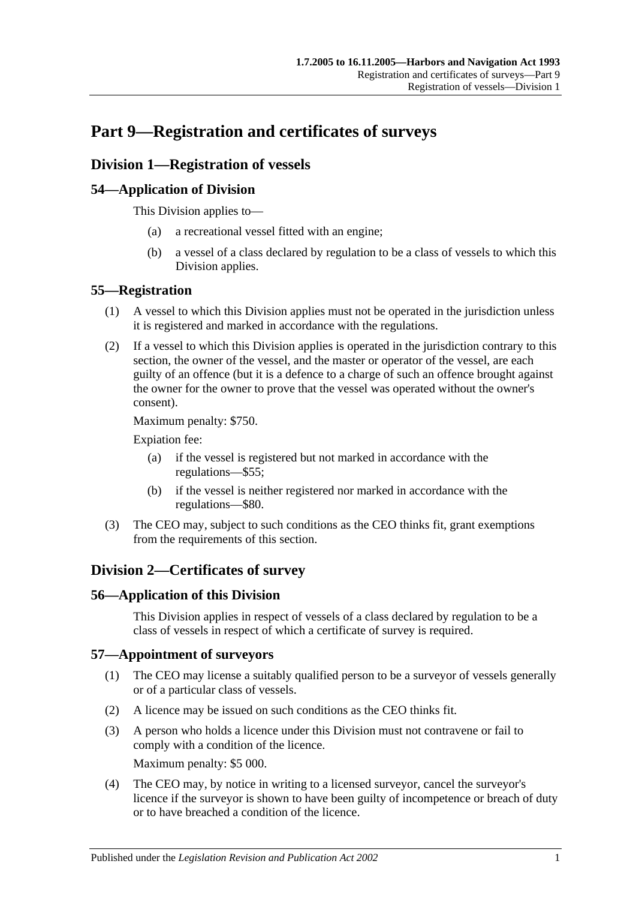# Part 9—Registration and certificates of surveys

## Division 1—Registration of vessels

### 54—Application of Division

This Division applies to—

(a) a recreational vessel fitted with an engine;

(b) a vessel of a class declared by regulation to be a class of vessels to which this Division applies.

### 55—Registration

(1) A vessel to which this Division applies must not be operated in the jurisdiction unless it is registered and marked in accordance with the regulations.

(2) If a vessel to which this Division applies is operated in the jurisdiction contrary to this section, the owner of the vessel, and the master or operator of the vessel, are each guilty of an offence (but it is a defence to a charge of such an offence brought against the owner for the owner to prove that the vessel was operated without the owner's consent).

Maximum penalty: $750.

Expiation fee:

(a) if the vessel is registered but not marked in accordance with the regulations—$55;

(b) if the vessel is neither registered nor marked in accordance with the regulations—$80.

(3) The CEO may, subject to such conditions as the CEO thinks fit, grant exemptions from the requirements of this section.

## Division 2—Certificates of survey

### 56—Application of this Division

This Division applies in respect of vessels of a class declared by regulation to be a class of vessels in respect of which a certificate of survey is required.

### 57—Appointment of surveyors

(1) The CEO may license a suitably qualified person to be a surveyor of vessels generally or of a particular class of vessels.

(2) A licence may be issued on such conditions as the CEO thinks fit.

(3) A person who holds a licence under this Division must not contravene or fail to comply with a condition of the licence.

Maximum penalty: $5 000.

(4) The CEO may, by notice in writing to a licensed surveyor, cancel the surveyor's licence if the surveyor is shown to have been guilty of incompetence or breach of duty or to have breached a condition of the licence.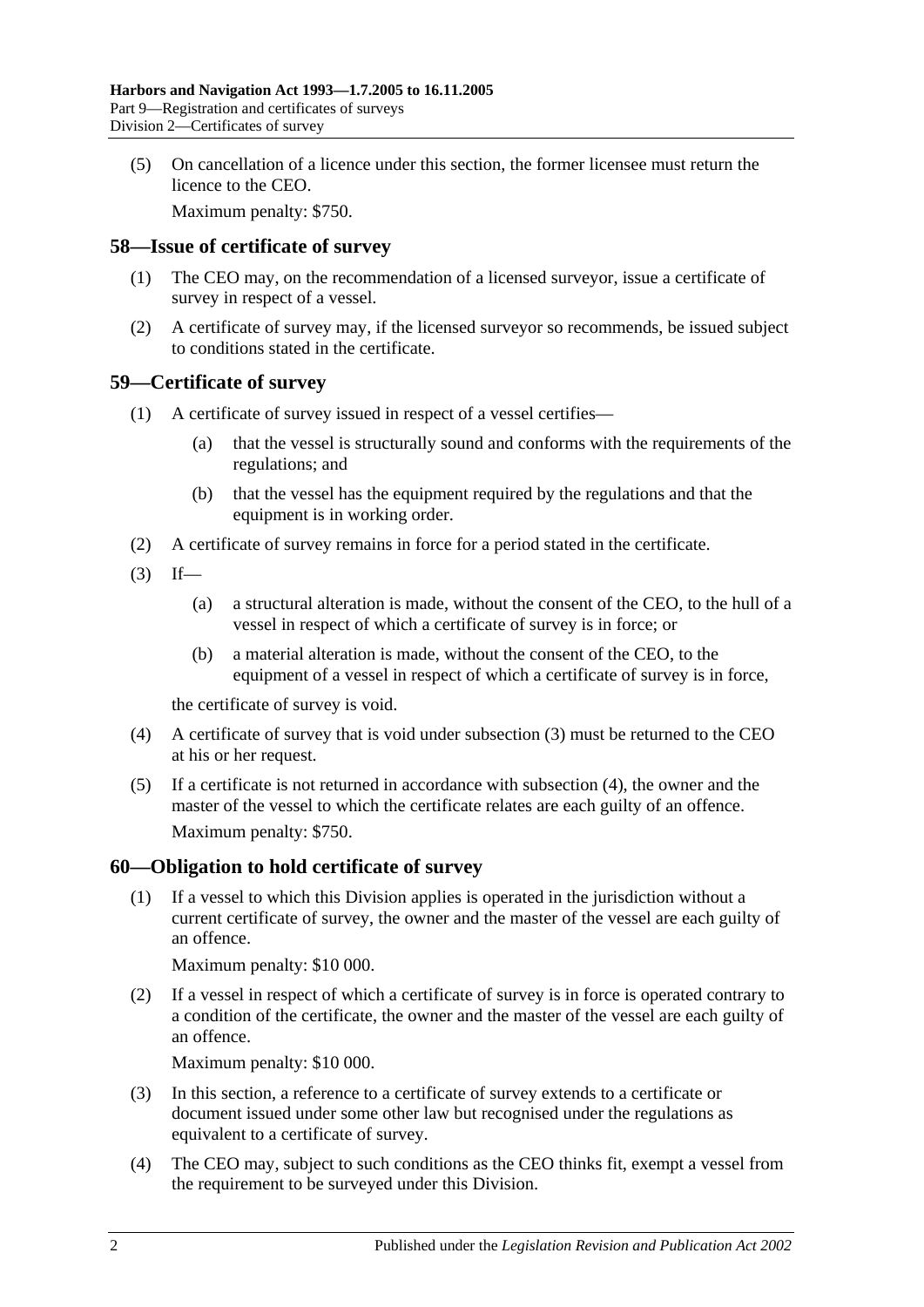(5) On cancellation of a licence under this section, the former licensee must return the licence to the CEO.

Maximum penalty: $750.

## 58—Issue of certificate of survey

(1) The CEO may, on the recommendation of a licensed surveyor, issue a certificate of survey in respect of a vessel.

(2) A certificate of survey may, if the licensed surveyor so recommends, be issued subject to conditions stated in the certificate.

## 59—Certificate of survey

(1) A certificate of survey issued in respect of a vessel certifies—

(a) that the vessel is structurally sound and conforms with the requirements of the regulations; and

(b) that the vessel has the equipment required by the regulations and that the equipment is in working order.

(2) A certificate of survey remains in force for a period stated in the certificate.

(3) If—

(a) a structural alteration is made, without the consent of the CEO, to the hull of a vessel in respect of which a certificate of survey is in force; or

(b) a material alteration is made, without the consent of the CEO, to the equipment of a vessel in respect of which a certificate of survey is in force,

the certificate of survey is void.

(4) A certificate of survey that is void under subsection (3) must be returned to the CEO at his or her request.

(5) If a certificate is not returned in accordance with subsection (4), the owner and the master of the vessel to which the certificate relates are each guilty of an offence.

Maximum penalty: $750.

## 60—Obligation to hold certificate of survey

(1) If a vessel to which this Division applies is operated in the jurisdiction without a current certificate of survey, the owner and the master of the vessel are each guilty of an offence.

Maximum penalty: $10 000.

(2) If a vessel in respect of which a certificate of survey is in force is operated contrary to a condition of the certificate, the owner and the master of the vessel are each guilty of an offence.

Maximum penalty: $10 000.

(3) In this section, a reference to a certificate of survey extends to a certificate or document issued under some other law but recognised under the regulations as equivalent to a certificate of survey.

(4) The CEO may, subject to such conditions as the CEO thinks fit, exempt a vessel from the requirement to be surveyed under this Division.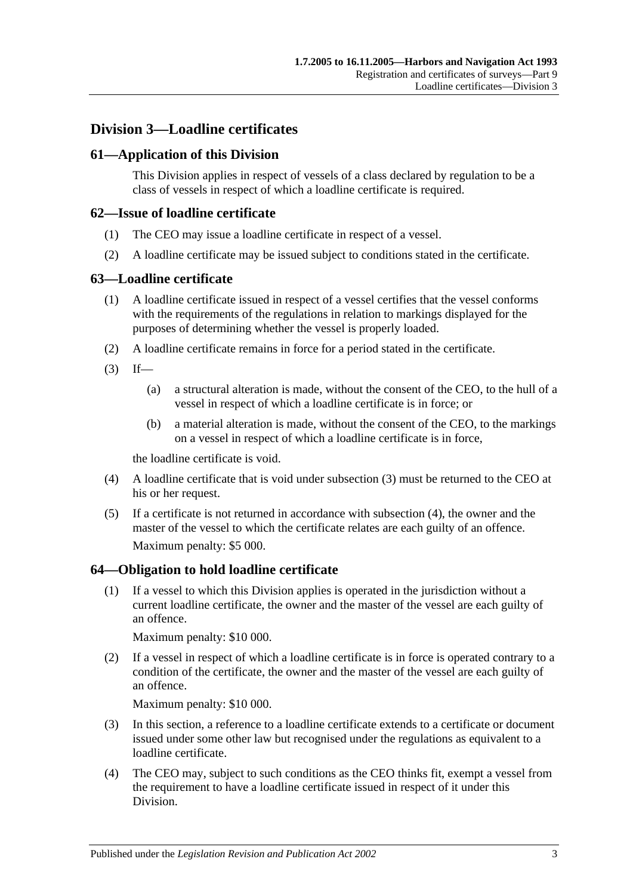## Division 3—Loadline certificates

### 61—Application of this Division

This Division applies in respect of vessels of a class declared by regulation to be a class of vessels in respect of which a loadline certificate is required.

### 62—Issue of loadline certificate

(1) The CEO may issue a loadline certificate in respect of a vessel.

(2) A loadline certificate may be issued subject to conditions stated in the certificate.

### 63—Loadline certificate

(1) A loadline certificate issued in respect of a vessel certifies that the vessel conforms with the requirements of the regulations in relation to markings displayed for the purposes of determining whether the vessel is properly loaded.

(2) A loadline certificate remains in force for a period stated in the certificate.

(3) If—

(a) a structural alteration is made, without the consent of the CEO, to the hull of a vessel in respect of which a loadline certificate is in force; or

(b) a material alteration is made, without the consent of the CEO, to the markings on a vessel in respect of which a loadline certificate is in force,

the loadline certificate is void.

(4) A loadline certificate that is void under subsection (3) must be returned to the CEO at his or her request.

(5) If a certificate is not returned in accordance with subsection (4), the owner and the master of the vessel to which the certificate relates are each guilty of an offence.

Maximum penalty: $5 000.

### 64—Obligation to hold loadline certificate

(1) If a vessel to which this Division applies is operated in the jurisdiction without a current loadline certificate, the owner and the master of the vessel are each guilty of an offence.

Maximum penalty: $10 000.

(2) If a vessel in respect of which a loadline certificate is in force is operated contrary to a condition of the certificate, the owner and the master of the vessel are each guilty of an offence.

Maximum penalty: $10 000.

(3) In this section, a reference to a loadline certificate extends to a certificate or document issued under some other law but recognised under the regulations as equivalent to a loadline certificate.

(4) The CEO may, subject to such conditions as the CEO thinks fit, exempt a vessel from the requirement to have a loadline certificate issued in respect of it under this Division.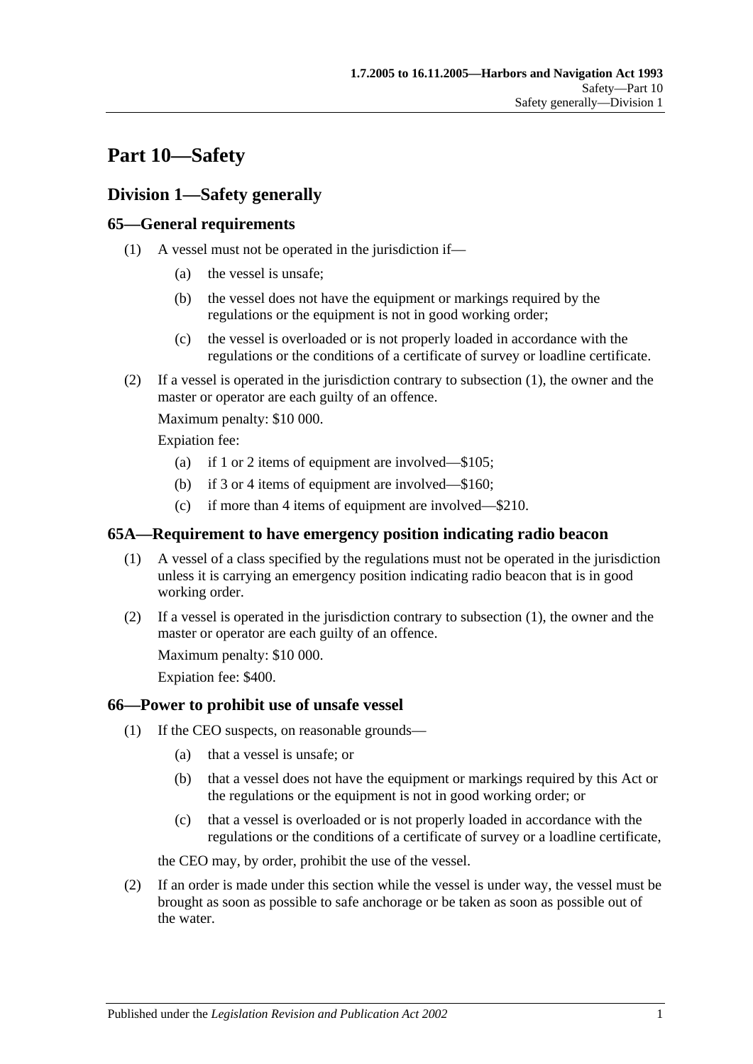# Part 10—Safety

## Division 1—Safety generally

### 65—General requirements

(1) A vessel must not be operated in the jurisdiction if—

(a) the vessel is unsafe;

(b) the vessel does not have the equipment or markings required by the regulations or the equipment is not in good working order;

(c) the vessel is overloaded or is not properly loaded in accordance with the regulations or the conditions of a certificate of survey or loadline certificate.

(2) If a vessel is operated in the jurisdiction contrary to subsection (1), the owner and the master or operator are each guilty of an offence.

Maximum penalty: $10 000.

Expiation fee:

(a) if 1 or 2 items of equipment are involved—$105;

(b) if 3 or 4 items of equipment are involved—$160;

(c) if more than 4 items of equipment are involved—$210.

### 65A—Requirement to have emergency position indicating radio beacon

(1) A vessel of a class specified by the regulations must not be operated in the jurisdiction unless it is carrying an emergency position indicating radio beacon that is in good working order.

(2) If a vessel is operated in the jurisdiction contrary to subsection (1), the owner and the master or operator are each guilty of an offence.

Maximum penalty: $10 000.

Expiation fee: $400.

### 66—Power to prohibit use of unsafe vessel

(1) If the CEO suspects, on reasonable grounds—

(a) that a vessel is unsafe; or

(b) that a vessel does not have the equipment or markings required by this Act or the regulations or the equipment is not in good working order; or

(c) that a vessel is overloaded or is not properly loaded in accordance with the regulations or the conditions of a certificate of survey or a loadline certificate,

the CEO may, by order, prohibit the use of the vessel.

(2) If an order is made under this section while the vessel is under way, the vessel must be brought as soon as possible to safe anchorage or be taken as soon as possible out of the water.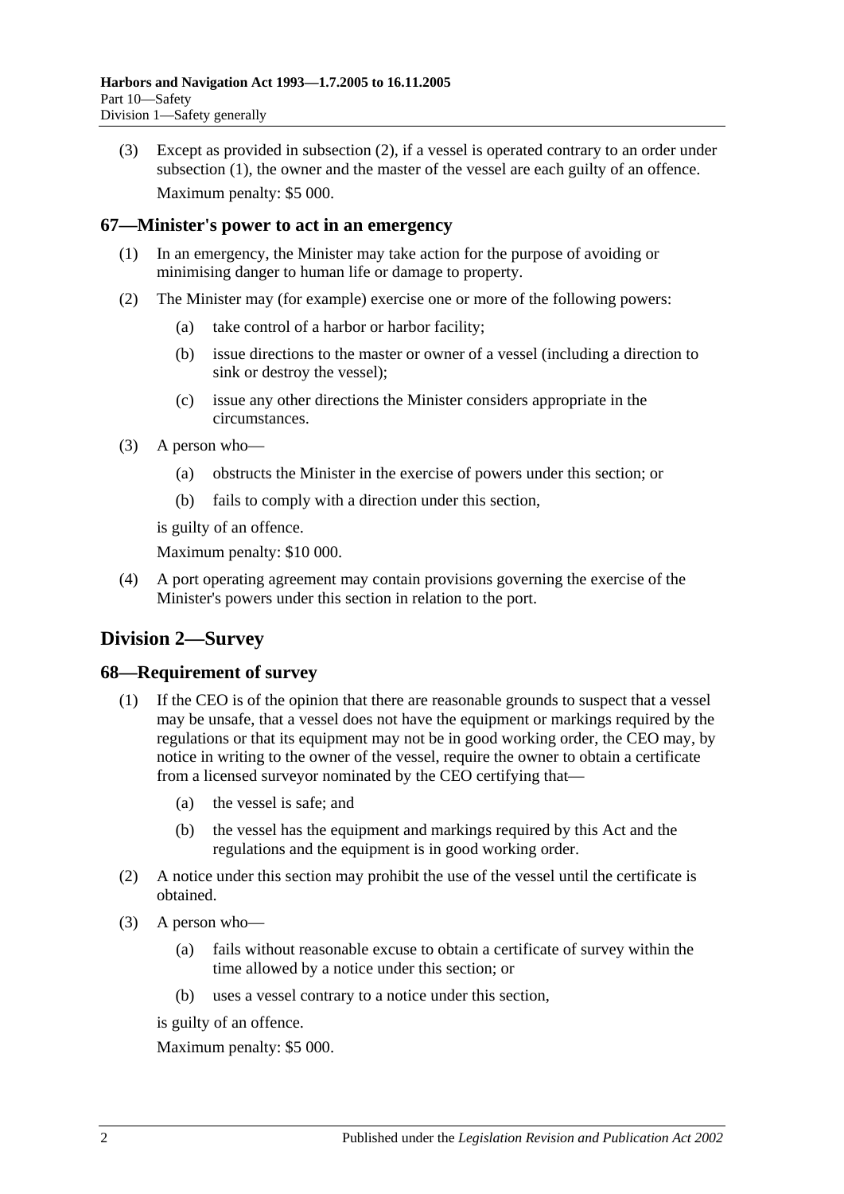(3) Except as provided in subsection (2), if a vessel is operated contrary to an order under subsection (1), the owner and the master of the vessel are each guilty of an offence.

Maximum penalty: $5 000.

### 67—Minister's power to act in an emergency

(1) In an emergency, the Minister may take action for the purpose of avoiding or minimising danger to human life or damage to property.

(2) The Minister may (for example) exercise one or more of the following powers:

- (a) take control of a harbor or harbor facility;
- (b) issue directions to the master or owner of a vessel (including a direction to sink or destroy the vessel);
- (c) issue any other directions the Minister considers appropriate in the circumstances.

(3) A person who—

- (a) obstructs the Minister in the exercise of powers under this section; or
- (b) fails to comply with a direction under this section,

is guilty of an offence.

Maximum penalty: $10 000.

(4) A port operating agreement may contain provisions governing the exercise of the Minister's powers under this section in relation to the port.

## Division 2—Survey

### 68—Requirement of survey

(1) If the CEO is of the opinion that there are reasonable grounds to suspect that a vessel may be unsafe, that a vessel does not have the equipment or markings required by the regulations or that its equipment may not be in good working order, the CEO may, by notice in writing to the owner of the vessel, require the owner to obtain a certificate from a licensed surveyor nominated by the CEO certifying that—

- (a) the vessel is safe; and
- (b) the vessel has the equipment and markings required by this Act and the regulations and the equipment is in good working order.

(2) A notice under this section may prohibit the use of the vessel until the certificate is obtained.

(3) A person who—

- (a) fails without reasonable excuse to obtain a certificate of survey within the time allowed by a notice under this section; or
- (b) uses a vessel contrary to a notice under this section,

is guilty of an offence.

Maximum penalty: $5 000.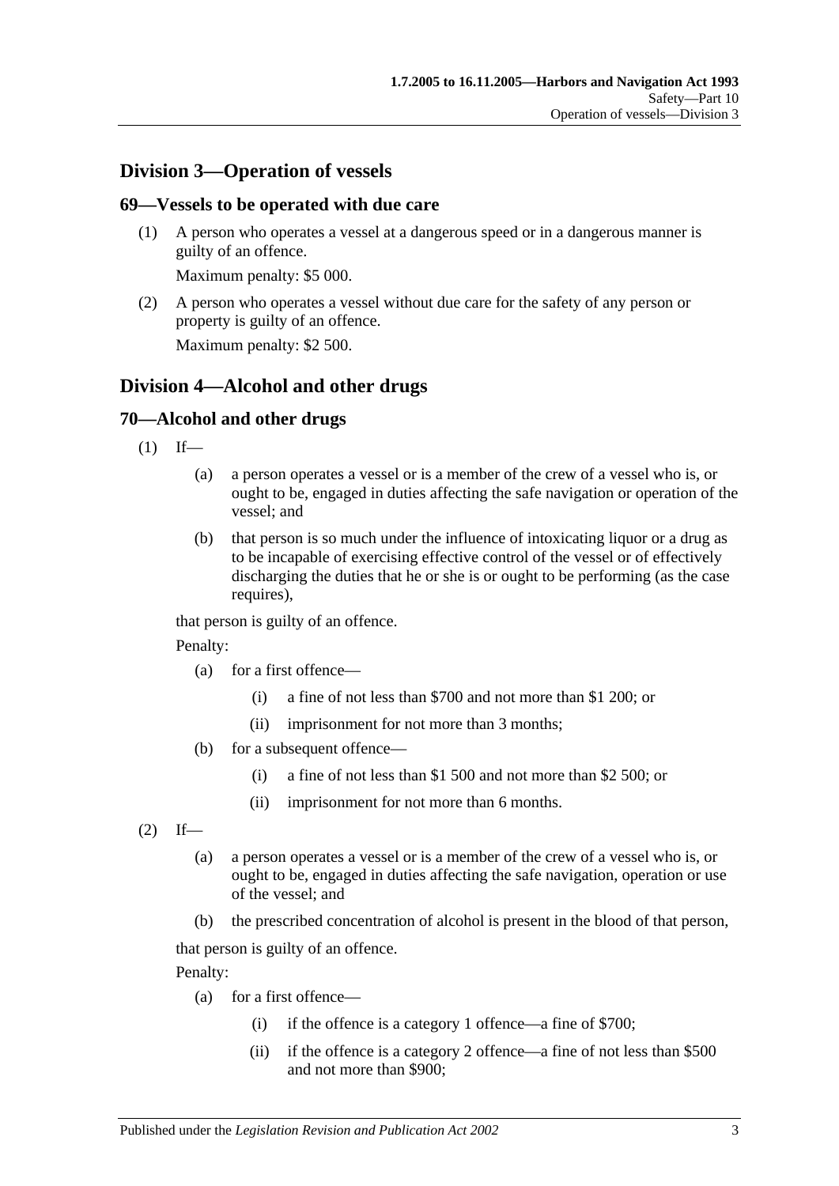## Division 3—Operation of vessels

### 69—Vessels to be operated with due care

(1) A person who operates a vessel at a dangerous speed or in a dangerous manner is guilty of an offence.

Maximum penalty: $5 000.

(2) A person who operates a vessel without due care for the safety of any person or property is guilty of an offence.

Maximum penalty: $2 500.

## Division 4—Alcohol and other drugs

### 70—Alcohol and other drugs

(1) If—

- (a) a person operates a vessel or is a member of the crew of a vessel who is, or ought to be, engaged in duties affecting the safe navigation or operation of the vessel; and
- (b) that person is so much under the influence of intoxicating liquor or a drug as to be incapable of exercising effective control of the vessel or of effectively discharging the duties that he or she is or ought to be performing (as the case requires),

that person is guilty of an offence.

Penalty:

- (a) for a first offence—
  - (i) a fine of not less than $700 and not more than $1 200; or
  - (ii) imprisonment for not more than 3 months;
- (b) for a subsequent offence—
  - (i) a fine of not less than $1 500 and not more than $2 500; or
  - (ii) imprisonment for not more than 6 months.

(2) If—

- (a) a person operates a vessel or is a member of the crew of a vessel who is, or ought to be, engaged in duties affecting the safe navigation, operation or use of the vessel; and
- (b) the prescribed concentration of alcohol is present in the blood of that person,

that person is guilty of an offence.

Penalty:

- (a) for a first offence—
  - (i) if the offence is a category 1 offence—a fine of $700;
  - (ii) if the offence is a category 2 offence—a fine of not less than $500 and not more than $900;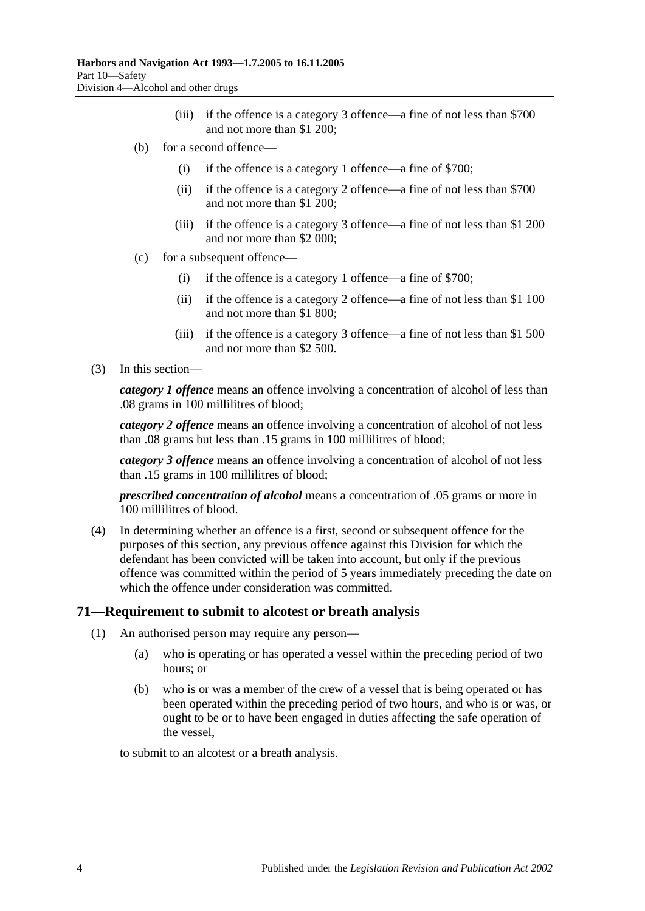(iii) if the offence is a category 3 offence—a fine of not less than $700 and not more than $1 200;

(b) for a second offence—

(i) if the offence is a category 1 offence—a fine of $700;

(ii) if the offence is a category 2 offence—a fine of not less than $700 and not more than $1 200;

(iii) if the offence is a category 3 offence—a fine of not less than $1 200 and not more than $2 000;

(c) for a subsequent offence—

(i) if the offence is a category 1 offence—a fine of $700;

(ii) if the offence is a category 2 offence—a fine of not less than $1 100 and not more than $1 800;

(iii) if the offence is a category 3 offence—a fine of not less than $1 500 and not more than $2 500.

(3) In this section—

***category 1 offence*** means an offence involving a concentration of alcohol of less than .08 grams in 100 millilitres of blood;

***category 2 offence*** means an offence involving a concentration of alcohol of not less than .08 grams but less than .15 grams in 100 millilitres of blood;

***category 3 offence*** means an offence involving a concentration of alcohol of not less than .15 grams in 100 millilitres of blood;

***prescribed concentration of alcohol*** means a concentration of .05 grams or more in 100 millilitres of blood.

(4) In determining whether an offence is a first, second or subsequent offence for the purposes of this section, any previous offence against this Division for which the defendant has been convicted will be taken into account, but only if the previous offence was committed within the period of 5 years immediately preceding the date on which the offence under consideration was committed.

## 71—Requirement to submit to alcotest or breath analysis

(1) An authorised person may require any person—

(a) who is operating or has operated a vessel within the preceding period of two hours; or

(b) who is or was a member of the crew of a vessel that is being operated or has been operated within the preceding period of two hours, and who is or was, or ought to be or to have been engaged in duties affecting the safe operation of the vessel,

to submit to an alcotest or a breath analysis.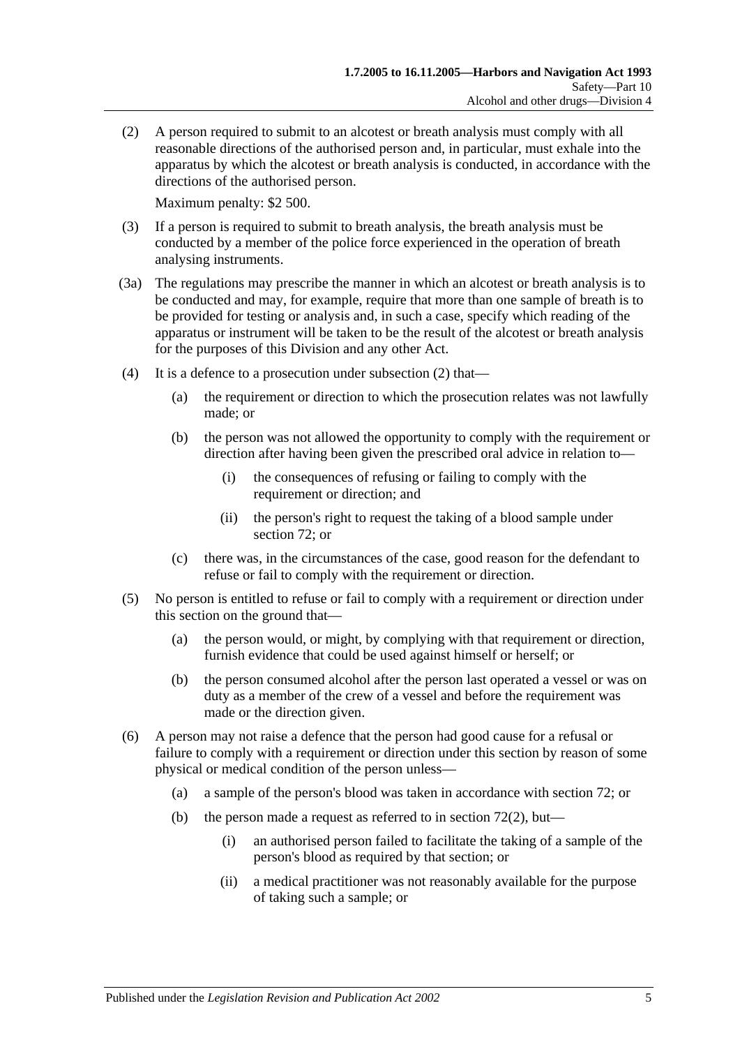(2) A person required to submit to an alcotest or breath analysis must comply with all reasonable directions of the authorised person and, in particular, must exhale into the apparatus by which the alcotest or breath analysis is conducted, in accordance with the directions of the authorised person.

Maximum penalty: $2 500.

(3) If a person is required to submit to breath analysis, the breath analysis must be conducted by a member of the police force experienced in the operation of breath analysing instruments.

(3a) The regulations may prescribe the manner in which an alcotest or breath analysis is to be conducted and may, for example, require that more than one sample of breath is to be provided for testing or analysis and, in such a case, specify which reading of the apparatus or instrument will be taken to be the result of the alcotest or breath analysis for the purposes of this Division and any other Act.

(4) It is a defence to a prosecution under subsection (2) that—

(a) the requirement or direction to which the prosecution relates was not lawfully made; or

(b) the person was not allowed the opportunity to comply with the requirement or direction after having been given the prescribed oral advice in relation to—

(i) the consequences of refusing or failing to comply with the requirement or direction; and

(ii) the person's right to request the taking of a blood sample under section 72; or

(c) there was, in the circumstances of the case, good reason for the defendant to refuse or fail to comply with the requirement or direction.

(5) No person is entitled to refuse or fail to comply with a requirement or direction under this section on the ground that—

(a) the person would, or might, by complying with that requirement or direction, furnish evidence that could be used against himself or herself; or

(b) the person consumed alcohol after the person last operated a vessel or was on duty as a member of the crew of a vessel and before the requirement was made or the direction given.

(6) A person may not raise a defence that the person had good cause for a refusal or failure to comply with a requirement or direction under this section by reason of some physical or medical condition of the person unless—

(a) a sample of the person's blood was taken in accordance with section 72; or

(b) the person made a request as referred to in section 72(2), but—

(i) an authorised person failed to facilitate the taking of a sample of the person's blood as required by that section; or

(ii) a medical practitioner was not reasonably available for the purpose of taking such a sample; or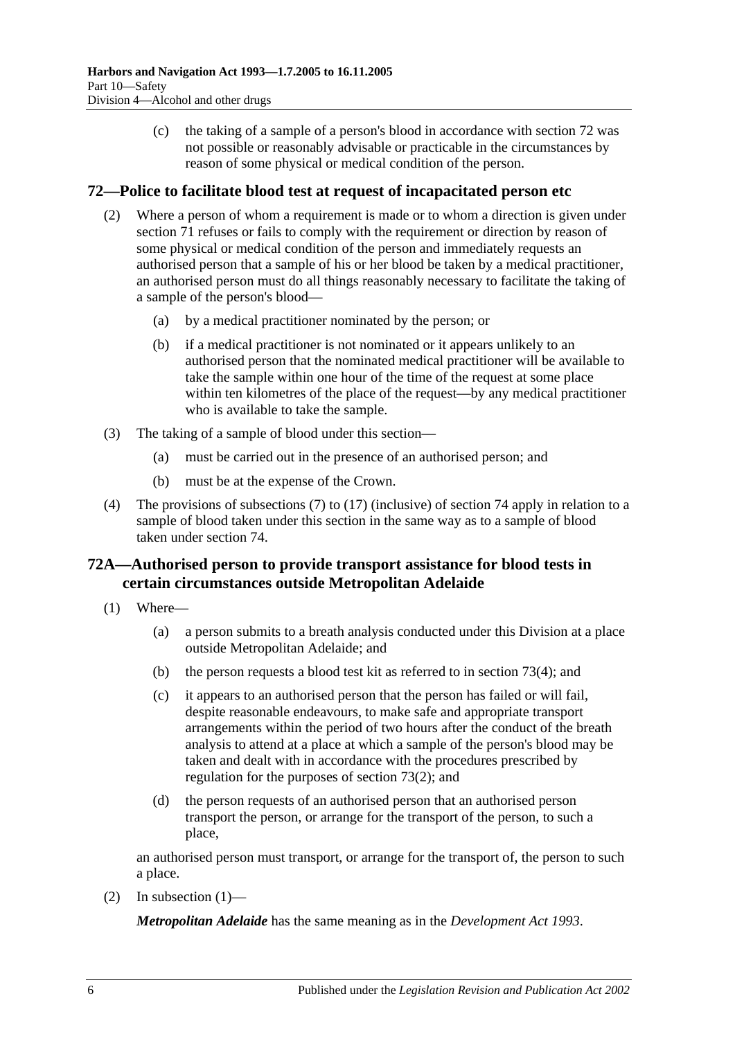(c) the taking of a sample of a person's blood in accordance with section 72 was not possible or reasonably advisable or practicable in the circumstances by reason of some physical or medical condition of the person.

## 72—Police to facilitate blood test at request of incapacitated person etc

(2) Where a person of whom a requirement is made or to whom a direction is given under section 71 refuses or fails to comply with the requirement or direction by reason of some physical or medical condition of the person and immediately requests an authorised person that a sample of his or her blood be taken by a medical practitioner, an authorised person must do all things reasonably necessary to facilitate the taking of a sample of the person's blood—

(a) by a medical practitioner nominated by the person; or

(b) if a medical practitioner is not nominated or it appears unlikely to an authorised person that the nominated medical practitioner will be available to take the sample within one hour of the time of the request at some place within ten kilometres of the place of the request—by any medical practitioner who is available to take the sample.

(3) The taking of a sample of blood under this section—

(a) must be carried out in the presence of an authorised person; and

(b) must be at the expense of the Crown.

(4) The provisions of subsections (7) to (17) (inclusive) of section 74 apply in relation to a sample of blood taken under this section in the same way as to a sample of blood taken under section 74.

## 72A—Authorised person to provide transport assistance for blood tests in certain circumstances outside Metropolitan Adelaide

(1) Where—

(a) a person submits to a breath analysis conducted under this Division at a place outside Metropolitan Adelaide; and

(b) the person requests a blood test kit as referred to in section 73(4); and

(c) it appears to an authorised person that the person has failed or will fail, despite reasonable endeavours, to make safe and appropriate transport arrangements within the period of two hours after the conduct of the breath analysis to attend at a place at which a sample of the person's blood may be taken and dealt with in accordance with the procedures prescribed by regulation for the purposes of section 73(2); and

(d) the person requests of an authorised person that an authorised person transport the person, or arrange for the transport of the person, to such a place,

an authorised person must transport, or arrange for the transport of, the person to such a place.

(2) In subsection (1)—

***Metropolitan Adelaide*** has the same meaning as in the *Development Act 1993*.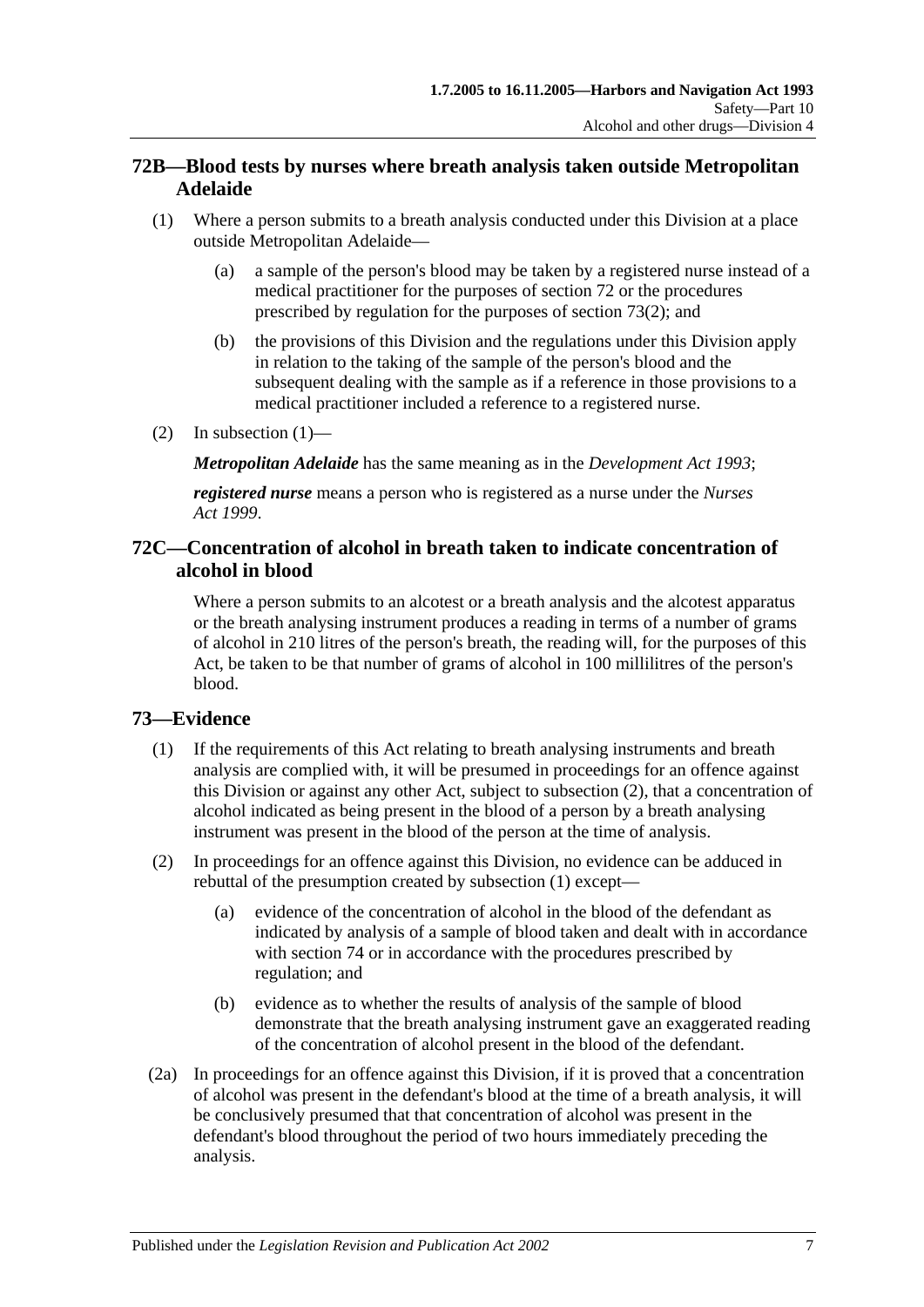## 72B—Blood tests by nurses where breath analysis taken outside Metropolitan Adelaide

(1) Where a person submits to a breath analysis conducted under this Division at a place outside Metropolitan Adelaide—

(a) a sample of the person's blood may be taken by a registered nurse instead of a medical practitioner for the purposes of section 72 or the procedures prescribed by regulation for the purposes of section 73(2); and

(b) the provisions of this Division and the regulations under this Division apply in relation to the taking of the sample of the person's blood and the subsequent dealing with the sample as if a reference in those provisions to a medical practitioner included a reference to a registered nurse.

(2) In subsection (1)—

***Metropolitan Adelaide*** has the same meaning as in the *Development Act 1993*;

***registered nurse*** means a person who is registered as a nurse under the *Nurses Act 1999*.

## 72C—Concentration of alcohol in breath taken to indicate concentration of alcohol in blood

Where a person submits to an alcotest or a breath analysis and the alcotest apparatus or the breath analysing instrument produces a reading in terms of a number of grams of alcohol in 210 litres of the person's breath, the reading will, for the purposes of this Act, be taken to be that number of grams of alcohol in 100 millilitres of the person's blood.

## 73—Evidence

(1) If the requirements of this Act relating to breath analysing instruments and breath analysis are complied with, it will be presumed in proceedings for an offence against this Division or against any other Act, subject to subsection (2), that a concentration of alcohol indicated as being present in the blood of a person by a breath analysing instrument was present in the blood of the person at the time of analysis.

(2) In proceedings for an offence against this Division, no evidence can be adduced in rebuttal of the presumption created by subsection (1) except—

(a) evidence of the concentration of alcohol in the blood of the defendant as indicated by analysis of a sample of blood taken and dealt with in accordance with section 74 or in accordance with the procedures prescribed by regulation; and

(b) evidence as to whether the results of analysis of the sample of blood demonstrate that the breath analysing instrument gave an exaggerated reading of the concentration of alcohol present in the blood of the defendant.

(2a) In proceedings for an offence against this Division, if it is proved that a concentration of alcohol was present in the defendant's blood at the time of a breath analysis, it will be conclusively presumed that that concentration of alcohol was present in the defendant's blood throughout the period of two hours immediately preceding the analysis.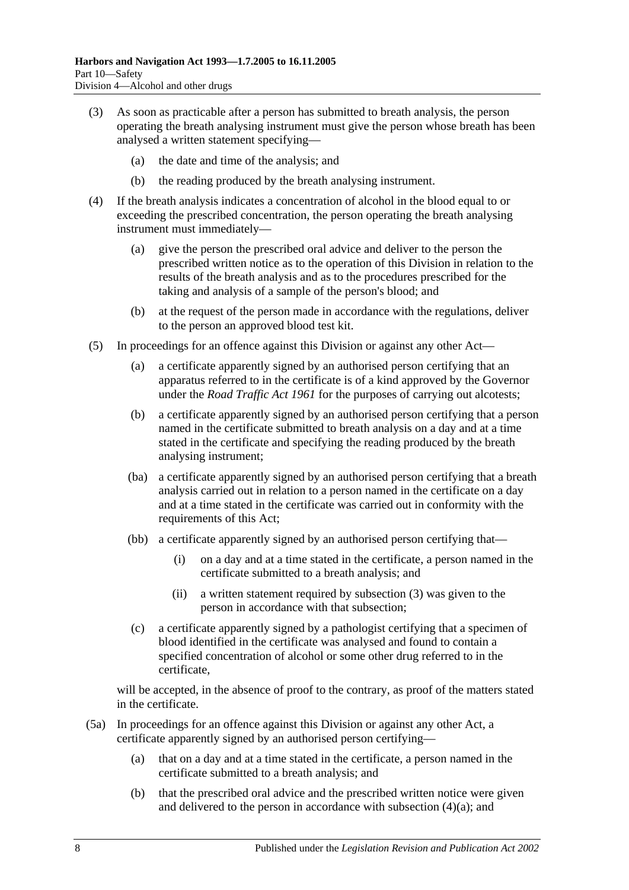(3) As soon as practicable after a person has submitted to breath analysis, the person operating the breath analysing instrument must give the person whose breath has been analysed a written statement specifying—

   (a) the date and time of the analysis; and

   (b) the reading produced by the breath analysing instrument.

(4) If the breath analysis indicates a concentration of alcohol in the blood equal to or exceeding the prescribed concentration, the person operating the breath analysing instrument must immediately—

   (a) give the person the prescribed oral advice and deliver to the person the prescribed written notice as to the operation of this Division in relation to the results of the breath analysis and as to the procedures prescribed for the taking and analysis of a sample of the person's blood; and

   (b) at the request of the person made in accordance with the regulations, deliver to the person an approved blood test kit.

(5) In proceedings for an offence against this Division or against any other Act—

   (a) a certificate apparently signed by an authorised person certifying that an apparatus referred to in the certificate is of a kind approved by the Governor under the *Road Traffic Act 1961* for the purposes of carrying out alcotests;

   (b) a certificate apparently signed by an authorised person certifying that a person named in the certificate submitted to breath analysis on a day and at a time stated in the certificate and specifying the reading produced by the breath analysing instrument;

   (ba) a certificate apparently signed by an authorised person certifying that a breath analysis carried out in relation to a person named in the certificate on a day and at a time stated in the certificate was carried out in conformity with the requirements of this Act;

   (bb) a certificate apparently signed by an authorised person certifying that—

      (i) on a day and at a time stated in the certificate, a person named in the certificate submitted to a breath analysis; and

      (ii) a written statement required by subsection (3) was given to the person in accordance with that subsection;

   (c) a certificate apparently signed by a pathologist certifying that a specimen of blood identified in the certificate was analysed and found to contain a specified concentration of alcohol or some other drug referred to in the certificate,

will be accepted, in the absence of proof to the contrary, as proof of the matters stated in the certificate.

(5a) In proceedings for an offence against this Division or against any other Act, a certificate apparently signed by an authorised person certifying—

   (a) that on a day and at a time stated in the certificate, a person named in the certificate submitted to a breath analysis; and

   (b) that the prescribed oral advice and the prescribed written notice were given and delivered to the person in accordance with subsection (4)(a); and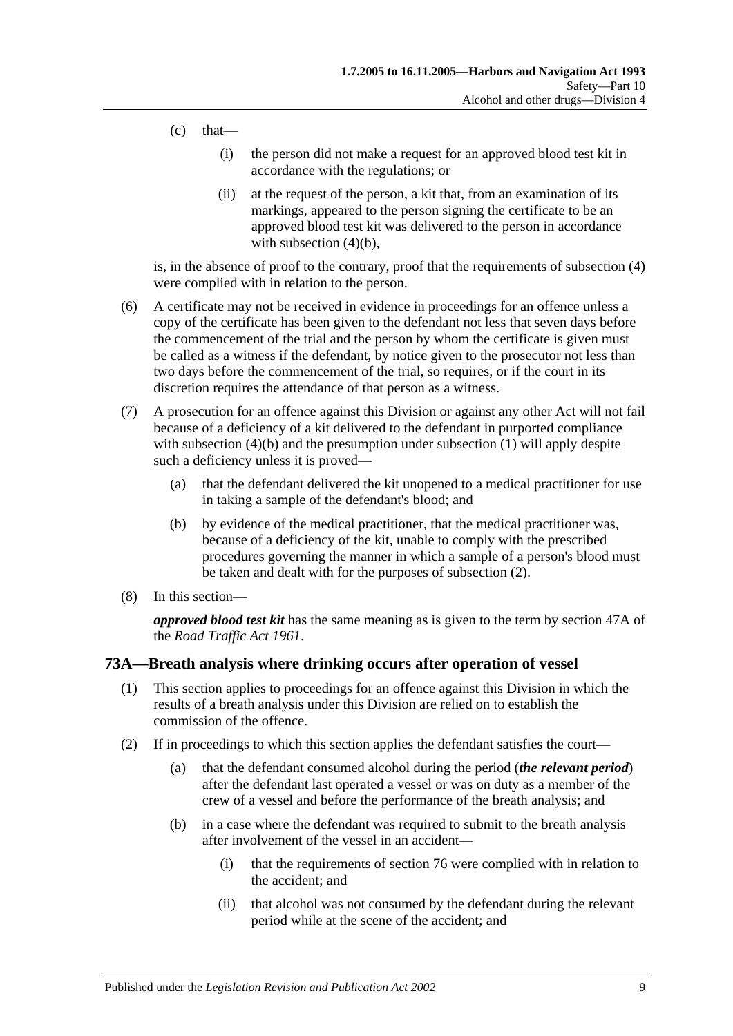(c) that—

(i) the person did not make a request for an approved blood test kit in accordance with the regulations; or

(ii) at the request of the person, a kit that, from an examination of its markings, appeared to the person signing the certificate to be an approved blood test kit was delivered to the person in accordance with subsection (4)(b),

is, in the absence of proof to the contrary, proof that the requirements of subsection (4) were complied with in relation to the person.

(6) A certificate may not be received in evidence in proceedings for an offence unless a copy of the certificate has been given to the defendant not less that seven days before the commencement of the trial and the person by whom the certificate is given must be called as a witness if the defendant, by notice given to the prosecutor not less than two days before the commencement of the trial, so requires, or if the court in its discretion requires the attendance of that person as a witness.

(7) A prosecution for an offence against this Division or against any other Act will not fail because of a deficiency of a kit delivered to the defendant in purported compliance with subsection (4)(b) and the presumption under subsection (1) will apply despite such a deficiency unless it is proved—

(a) that the defendant delivered the kit unopened to a medical practitioner for use in taking a sample of the defendant's blood; and

(b) by evidence of the medical practitioner, that the medical practitioner was, because of a deficiency of the kit, unable to comply with the prescribed procedures governing the manner in which a sample of a person's blood must be taken and dealt with for the purposes of subsection (2).

(8) In this section—

***approved blood test kit*** has the same meaning as is given to the term by section 47A of the *Road Traffic Act 1961*.

## 73A—Breath analysis where drinking occurs after operation of vessel

(1) This section applies to proceedings for an offence against this Division in which the results of a breath analysis under this Division are relied on to establish the commission of the offence.

(2) If in proceedings to which this section applies the defendant satisfies the court—

(a) that the defendant consumed alcohol during the period (***the relevant period***) after the defendant last operated a vessel or was on duty as a member of the crew of a vessel and before the performance of the breath analysis; and

(b) in a case where the defendant was required to submit to the breath analysis after involvement of the vessel in an accident—

(i) that the requirements of section 76 were complied with in relation to the accident; and

(ii) that alcohol was not consumed by the defendant during the relevant period while at the scene of the accident; and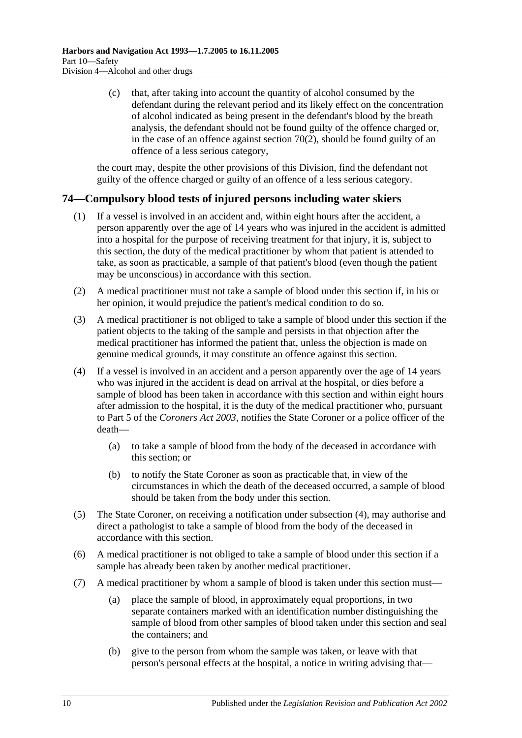(c) that, after taking into account the quantity of alcohol consumed by the defendant during the relevant period and its likely effect on the concentration of alcohol indicated as being present in the defendant's blood by the breath analysis, the defendant should not be found guilty of the offence charged or, in the case of an offence against section 70(2), should be found guilty of an offence of a less serious category,

the court may, despite the other provisions of this Division, find the defendant not guilty of the offence charged or guilty of an offence of a less serious category.

## 74—Compulsory blood tests of injured persons including water skiers

(1) If a vessel is involved in an accident and, within eight hours after the accident, a person apparently over the age of 14 years who was injured in the accident is admitted into a hospital for the purpose of receiving treatment for that injury, it is, subject to this section, the duty of the medical practitioner by whom that patient is attended to take, as soon as practicable, a sample of that patient's blood (even though the patient may be unconscious) in accordance with this section.

(2) A medical practitioner must not take a sample of blood under this section if, in his or her opinion, it would prejudice the patient's medical condition to do so.

(3) A medical practitioner is not obliged to take a sample of blood under this section if the patient objects to the taking of the sample and persists in that objection after the medical practitioner has informed the patient that, unless the objection is made on genuine medical grounds, it may constitute an offence against this section.

(4) If a vessel is involved in an accident and a person apparently over the age of 14 years who was injured in the accident is dead on arrival at the hospital, or dies before a sample of blood has been taken in accordance with this section and within eight hours after admission to the hospital, it is the duty of the medical practitioner who, pursuant to Part 5 of the *Coroners Act 2003*, notifies the State Coroner or a police officer of the death—

(a) to take a sample of blood from the body of the deceased in accordance with this section; or

(b) to notify the State Coroner as soon as practicable that, in view of the circumstances in which the death of the deceased occurred, a sample of blood should be taken from the body under this section.

(5) The State Coroner, on receiving a notification under subsection (4), may authorise and direct a pathologist to take a sample of blood from the body of the deceased in accordance with this section.

(6) A medical practitioner is not obliged to take a sample of blood under this section if a sample has already been taken by another medical practitioner.

(7) A medical practitioner by whom a sample of blood is taken under this section must—

(a) place the sample of blood, in approximately equal proportions, in two separate containers marked with an identification number distinguishing the sample of blood from other samples of blood taken under this section and seal the containers; and

(b) give to the person from whom the sample was taken, or leave with that person's personal effects at the hospital, a notice in writing advising that—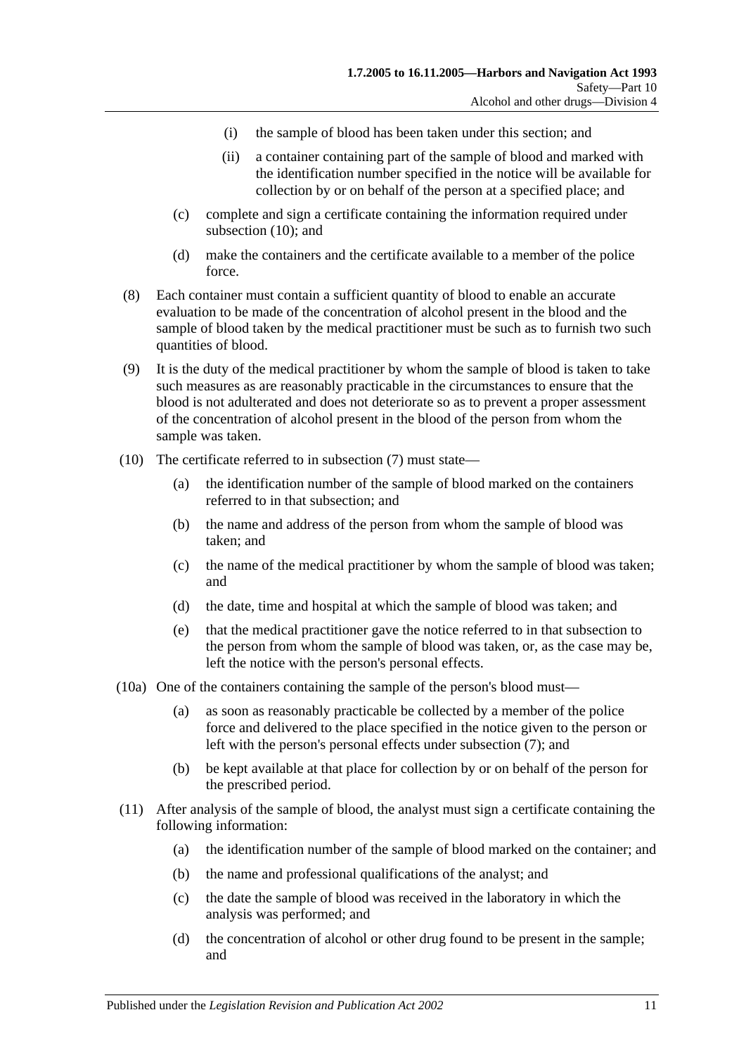(i) the sample of blood has been taken under this section; and

(ii) a container containing part of the sample of blood and marked with the identification number specified in the notice will be available for collection by or on behalf of the person at a specified place; and

(c) complete and sign a certificate containing the information required under subsection (10); and

(d) make the containers and the certificate available to a member of the police force.

(8) Each container must contain a sufficient quantity of blood to enable an accurate evaluation to be made of the concentration of alcohol present in the blood and the sample of blood taken by the medical practitioner must be such as to furnish two such quantities of blood.

(9) It is the duty of the medical practitioner by whom the sample of blood is taken to take such measures as are reasonably practicable in the circumstances to ensure that the blood is not adulterated and does not deteriorate so as to prevent a proper assessment of the concentration of alcohol present in the blood of the person from whom the sample was taken.

(10) The certificate referred to in subsection (7) must state—

(a) the identification number of the sample of blood marked on the containers referred to in that subsection; and

(b) the name and address of the person from whom the sample of blood was taken; and

(c) the name of the medical practitioner by whom the sample of blood was taken; and

(d) the date, time and hospital at which the sample of blood was taken; and

(e) that the medical practitioner gave the notice referred to in that subsection to the person from whom the sample of blood was taken, or, as the case may be, left the notice with the person's personal effects.

(10a) One of the containers containing the sample of the person's blood must—

(a) as soon as reasonably practicable be collected by a member of the police force and delivered to the place specified in the notice given to the person or left with the person's personal effects under subsection (7); and

(b) be kept available at that place for collection by or on behalf of the person for the prescribed period.

(11) After analysis of the sample of blood, the analyst must sign a certificate containing the following information:

(a) the identification number of the sample of blood marked on the container; and

(b) the name and professional qualifications of the analyst; and

(c) the date the sample of blood was received in the laboratory in which the analysis was performed; and

(d) the concentration of alcohol or other drug found to be present in the sample; and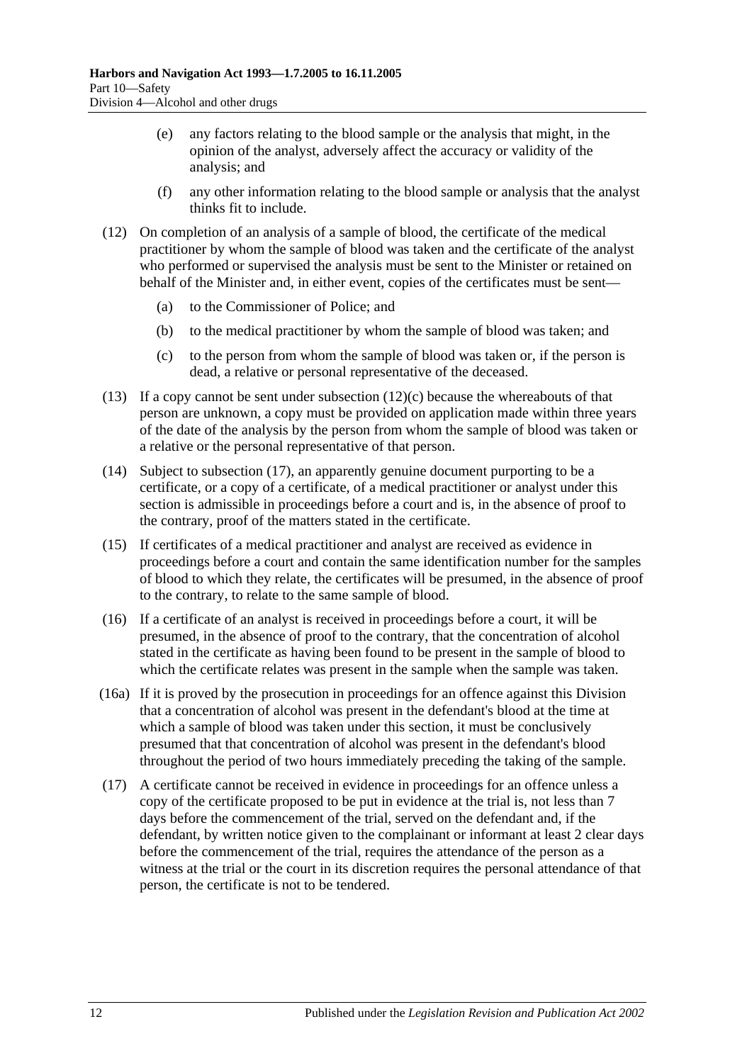(e) any factors relating to the blood sample or the analysis that might, in the opinion of the analyst, adversely affect the accuracy or validity of the analysis; and

(f) any other information relating to the blood sample or analysis that the analyst thinks fit to include.

(12) On completion of an analysis of a sample of blood, the certificate of the medical practitioner by whom the sample of blood was taken and the certificate of the analyst who performed or supervised the analysis must be sent to the Minister or retained on behalf of the Minister and, in either event, copies of the certificates must be sent—

(a) to the Commissioner of Police; and

(b) to the medical practitioner by whom the sample of blood was taken; and

(c) to the person from whom the sample of blood was taken or, if the person is dead, a relative or personal representative of the deceased.

(13) If a copy cannot be sent under subsection (12)(c) because the whereabouts of that person are unknown, a copy must be provided on application made within three years of the date of the analysis by the person from whom the sample of blood was taken or a relative or the personal representative of that person.

(14) Subject to subsection (17), an apparently genuine document purporting to be a certificate, or a copy of a certificate, of a medical practitioner or analyst under this section is admissible in proceedings before a court and is, in the absence of proof to the contrary, proof of the matters stated in the certificate.

(15) If certificates of a medical practitioner and analyst are received as evidence in proceedings before a court and contain the same identification number for the samples of blood to which they relate, the certificates will be presumed, in the absence of proof to the contrary, to relate to the same sample of blood.

(16) If a certificate of an analyst is received in proceedings before a court, it will be presumed, in the absence of proof to the contrary, that the concentration of alcohol stated in the certificate as having been found to be present in the sample of blood to which the certificate relates was present in the sample when the sample was taken.

(16a) If it is proved by the prosecution in proceedings for an offence against this Division that a concentration of alcohol was present in the defendant's blood at the time at which a sample of blood was taken under this section, it must be conclusively presumed that that concentration of alcohol was present in the defendant's blood throughout the period of two hours immediately preceding the taking of the sample.

(17) A certificate cannot be received in evidence in proceedings for an offence unless a copy of the certificate proposed to be put in evidence at the trial is, not less than 7 days before the commencement of the trial, served on the defendant and, if the defendant, by written notice given to the complainant or informant at least 2 clear days before the commencement of the trial, requires the attendance of the person as a witness at the trial or the court in its discretion requires the personal attendance of that person, the certificate is not to be tendered.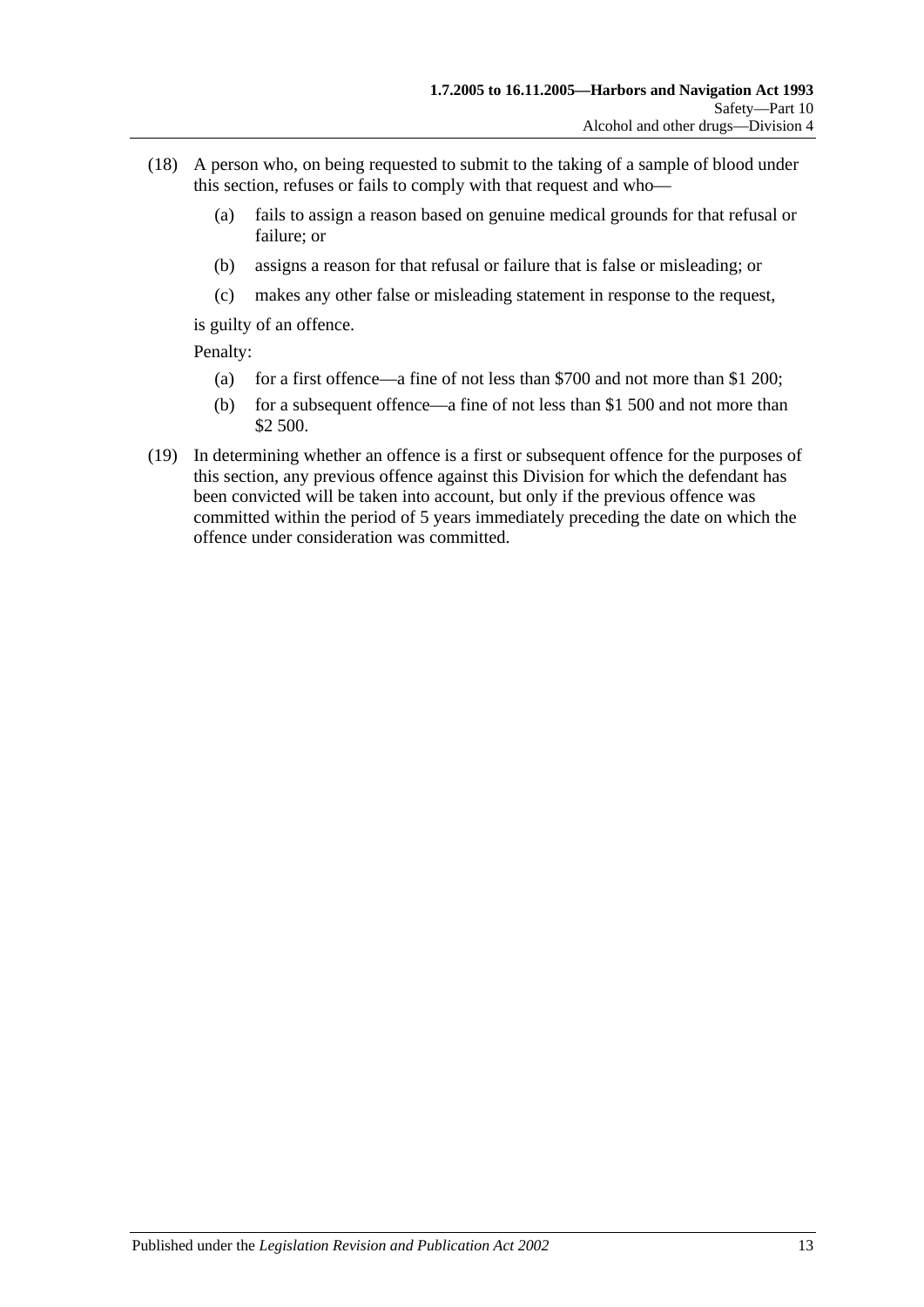(18) A person who, on being requested to submit to the taking of a sample of blood under this section, refuses or fails to comply with that request and who—

    (a) fails to assign a reason based on genuine medical grounds for that refusal or failure; or

    (b) assigns a reason for that refusal or failure that is false or misleading; or

    (c) makes any other false or misleading statement in response to the request,

    is guilty of an offence.

    Penalty:

    (a) for a first offence—a fine of not less than $700 and not more than $1 200;

    (b) for a subsequent offence—a fine of not less than $1 500 and not more than $2 500.

(19) In determining whether an offence is a first or subsequent offence for the purposes of this section, any previous offence against this Division for which the defendant has been convicted will be taken into account, but only if the previous offence was committed within the period of 5 years immediately preceding the date on which the offence under consideration was committed.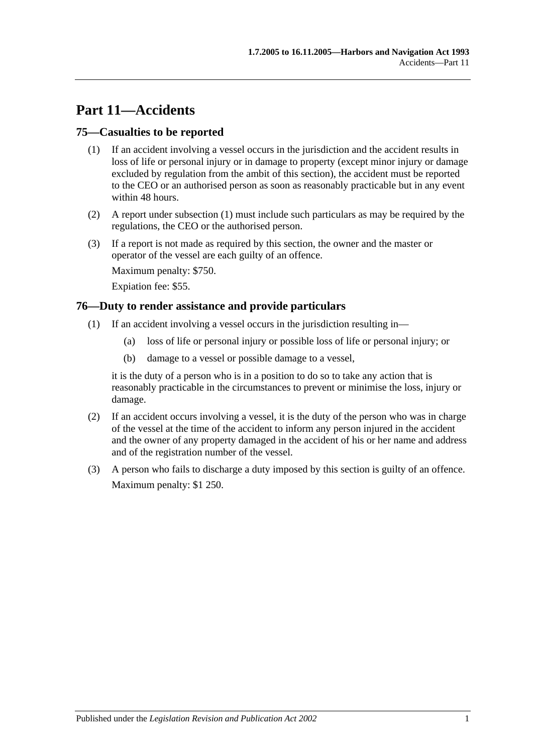# Part 11—Accidents

## 75—Casualties to be reported

(1) If an accident involving a vessel occurs in the jurisdiction and the accident results in loss of life or personal injury or in damage to property (except minor injury or damage excluded by regulation from the ambit of this section), the accident must be reported to the CEO or an authorised person as soon as reasonably practicable but in any event within 48 hours.

(2) A report under subsection (1) must include such particulars as may be required by the regulations, the CEO or the authorised person.

(3) If a report is not made as required by this section, the owner and the master or operator of the vessel are each guilty of an offence.

Maximum penalty: $750.

Expiation fee: $55.

## 76—Duty to render assistance and provide particulars

(1) If an accident involving a vessel occurs in the jurisdiction resulting in—

(a) loss of life or personal injury or possible loss of life or personal injury; or

(b) damage to a vessel or possible damage to a vessel,

it is the duty of a person who is in a position to do so to take any action that is reasonably practicable in the circumstances to prevent or minimise the loss, injury or damage.

(2) If an accident occurs involving a vessel, it is the duty of the person who was in charge of the vessel at the time of the accident to inform any person injured in the accident and the owner of any property damaged in the accident of his or her name and address and of the registration number of the vessel.

(3) A person who fails to discharge a duty imposed by this section is guilty of an offence.

Maximum penalty: $1 250.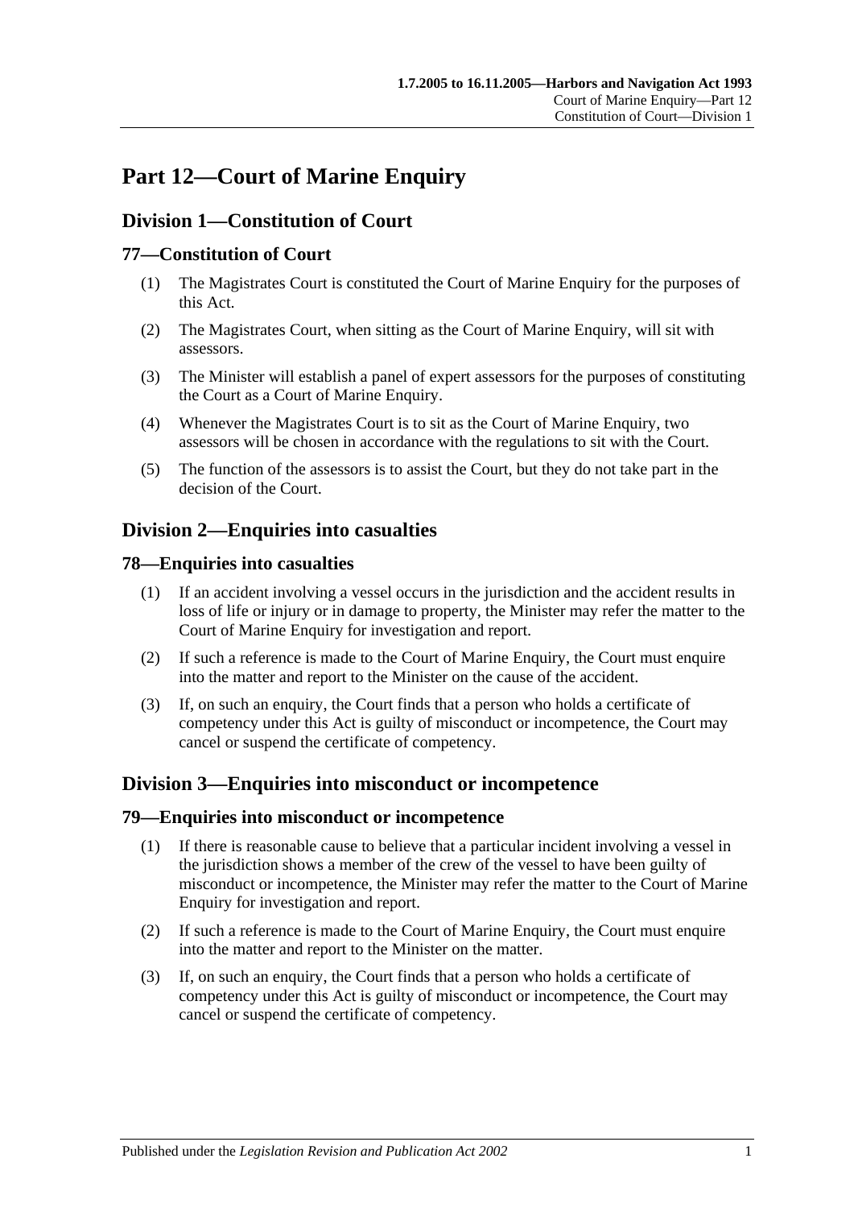# Part 12—Court of Marine Enquiry

## Division 1—Constitution of Court

### 77—Constitution of Court

(1) The Magistrates Court is constituted the Court of Marine Enquiry for the purposes of this Act.

(2) The Magistrates Court, when sitting as the Court of Marine Enquiry, will sit with assessors.

(3) The Minister will establish a panel of expert assessors for the purposes of constituting the Court as a Court of Marine Enquiry.

(4) Whenever the Magistrates Court is to sit as the Court of Marine Enquiry, two assessors will be chosen in accordance with the regulations to sit with the Court.

(5) The function of the assessors is to assist the Court, but they do not take part in the decision of the Court.

## Division 2—Enquiries into casualties

### 78—Enquiries into casualties

(1) If an accident involving a vessel occurs in the jurisdiction and the accident results in loss of life or injury or in damage to property, the Minister may refer the matter to the Court of Marine Enquiry for investigation and report.

(2) If such a reference is made to the Court of Marine Enquiry, the Court must enquire into the matter and report to the Minister on the cause of the accident.

(3) If, on such an enquiry, the Court finds that a person who holds a certificate of competency under this Act is guilty of misconduct or incompetence, the Court may cancel or suspend the certificate of competency.

## Division 3—Enquiries into misconduct or incompetence

### 79—Enquiries into misconduct or incompetence

(1) If there is reasonable cause to believe that a particular incident involving a vessel in the jurisdiction shows a member of the crew of the vessel to have been guilty of misconduct or incompetence, the Minister may refer the matter to the Court of Marine Enquiry for investigation and report.

(2) If such a reference is made to the Court of Marine Enquiry, the Court must enquire into the matter and report to the Minister on the matter.

(3) If, on such an enquiry, the Court finds that a person who holds a certificate of competency under this Act is guilty of misconduct or incompetence, the Court may cancel or suspend the certificate of competency.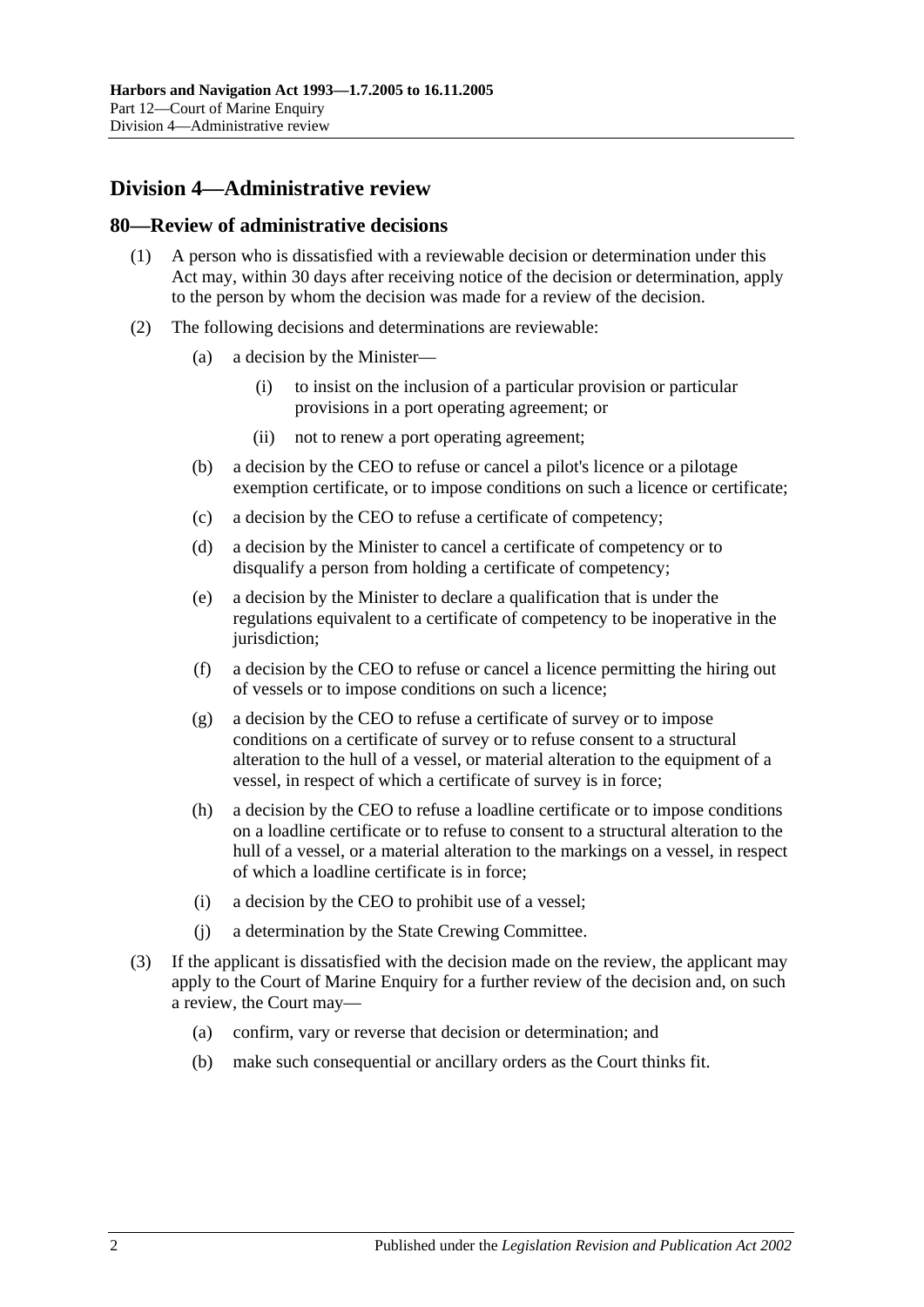## Division 4—Administrative review

### 80—Review of administrative decisions

(1) A person who is dissatisfied with a reviewable decision or determination under this Act may, within 30 days after receiving notice of the decision or determination, apply to the person by whom the decision was made for a review of the decision.

(2) The following decisions and determinations are reviewable:

- (a) a decision by the Minister—
  - (i) to insist on the inclusion of a particular provision or particular provisions in a port operating agreement; or
  - (ii) not to renew a port operating agreement;
- (b) a decision by the CEO to refuse or cancel a pilot's licence or a pilotage exemption certificate, or to impose conditions on such a licence or certificate;
- (c) a decision by the CEO to refuse a certificate of competency;
- (d) a decision by the Minister to cancel a certificate of competency or to disqualify a person from holding a certificate of competency;
- (e) a decision by the Minister to declare a qualification that is under the regulations equivalent to a certificate of competency to be inoperative in the jurisdiction;
- (f) a decision by the CEO to refuse or cancel a licence permitting the hiring out of vessels or to impose conditions on such a licence;
- (g) a decision by the CEO to refuse a certificate of survey or to impose conditions on a certificate of survey or to refuse consent to a structural alteration to the hull of a vessel, or material alteration to the equipment of a vessel, in respect of which a certificate of survey is in force;
- (h) a decision by the CEO to refuse a loadline certificate or to impose conditions on a loadline certificate or to refuse to consent to a structural alteration to the hull of a vessel, or a material alteration to the markings on a vessel, in respect of which a loadline certificate is in force;
- (i) a decision by the CEO to prohibit use of a vessel;
- (j) a determination by the State Crewing Committee.

(3) If the applicant is dissatisfied with the decision made on the review, the applicant may apply to the Court of Marine Enquiry for a further review of the decision and, on such a review, the Court may—

- (a) confirm, vary or reverse that decision or determination; and
- (b) make such consequential or ancillary orders as the Court thinks fit.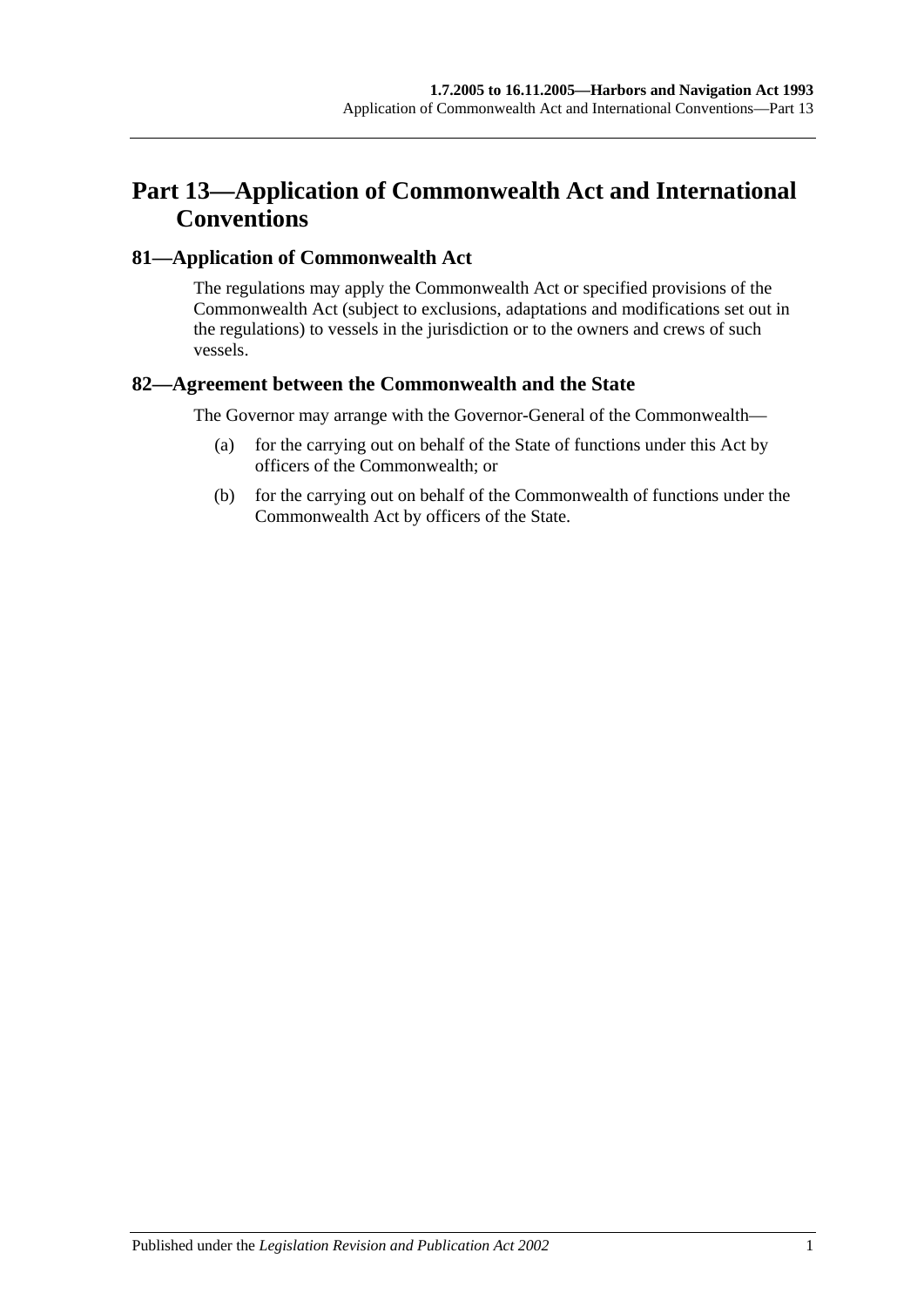# Part 13—Application of Commonwealth Act and International Conventions

## 81—Application of Commonwealth Act

The regulations may apply the Commonwealth Act or specified provisions of the Commonwealth Act (subject to exclusions, adaptations and modifications set out in the regulations) to vessels in the jurisdiction or to the owners and crews of such vessels.

## 82—Agreement between the Commonwealth and the State

The Governor may arrange with the Governor-General of the Commonwealth—

(a) for the carrying out on behalf of the State of functions under this Act by officers of the Commonwealth; or

(b) for the carrying out on behalf of the Commonwealth of functions under the Commonwealth Act by officers of the State.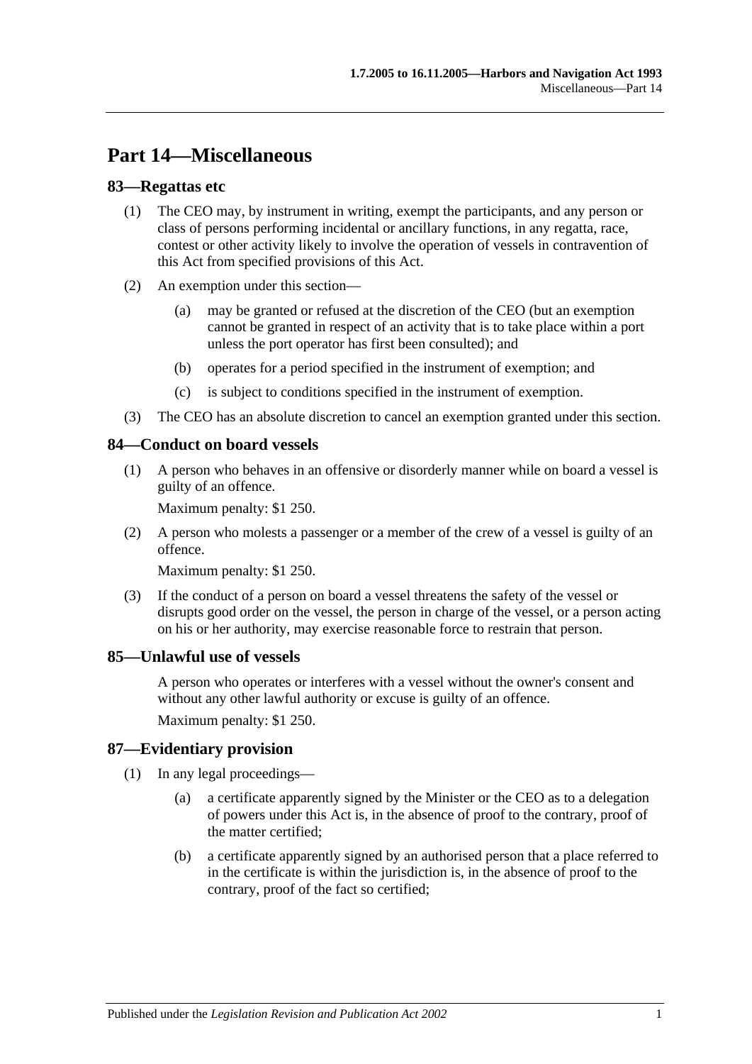# Part 14—Miscellaneous

## 83—Regattas etc

(1) The CEO may, by instrument in writing, exempt the participants, and any person or class of persons performing incidental or ancillary functions, in any regatta, race, contest or other activity likely to involve the operation of vessels in contravention of this Act from specified provisions of this Act.

(2) An exemption under this section—

(a) may be granted or refused at the discretion of the CEO (but an exemption cannot be granted in respect of an activity that is to take place within a port unless the port operator has first been consulted); and

(b) operates for a period specified in the instrument of exemption; and

(c) is subject to conditions specified in the instrument of exemption.

(3) The CEO has an absolute discretion to cancel an exemption granted under this section.

## 84—Conduct on board vessels

(1) A person who behaves in an offensive or disorderly manner while on board a vessel is guilty of an offence.

Maximum penalty: $1 250.

(2) A person who molests a passenger or a member of the crew of a vessel is guilty of an offence.

Maximum penalty: $1 250.

(3) If the conduct of a person on board a vessel threatens the safety of the vessel or disrupts good order on the vessel, the person in charge of the vessel, or a person acting on his or her authority, may exercise reasonable force to restrain that person.

## 85—Unlawful use of vessels

A person who operates or interferes with a vessel without the owner's consent and without any other lawful authority or excuse is guilty of an offence.

Maximum penalty: $1 250.

## 87—Evidentiary provision

(1) In any legal proceedings—

(a) a certificate apparently signed by the Minister or the CEO as to a delegation of powers under this Act is, in the absence of proof to the contrary, proof of the matter certified;

(b) a certificate apparently signed by an authorised person that a place referred to in the certificate is within the jurisdiction is, in the absence of proof to the contrary, proof of the fact so certified;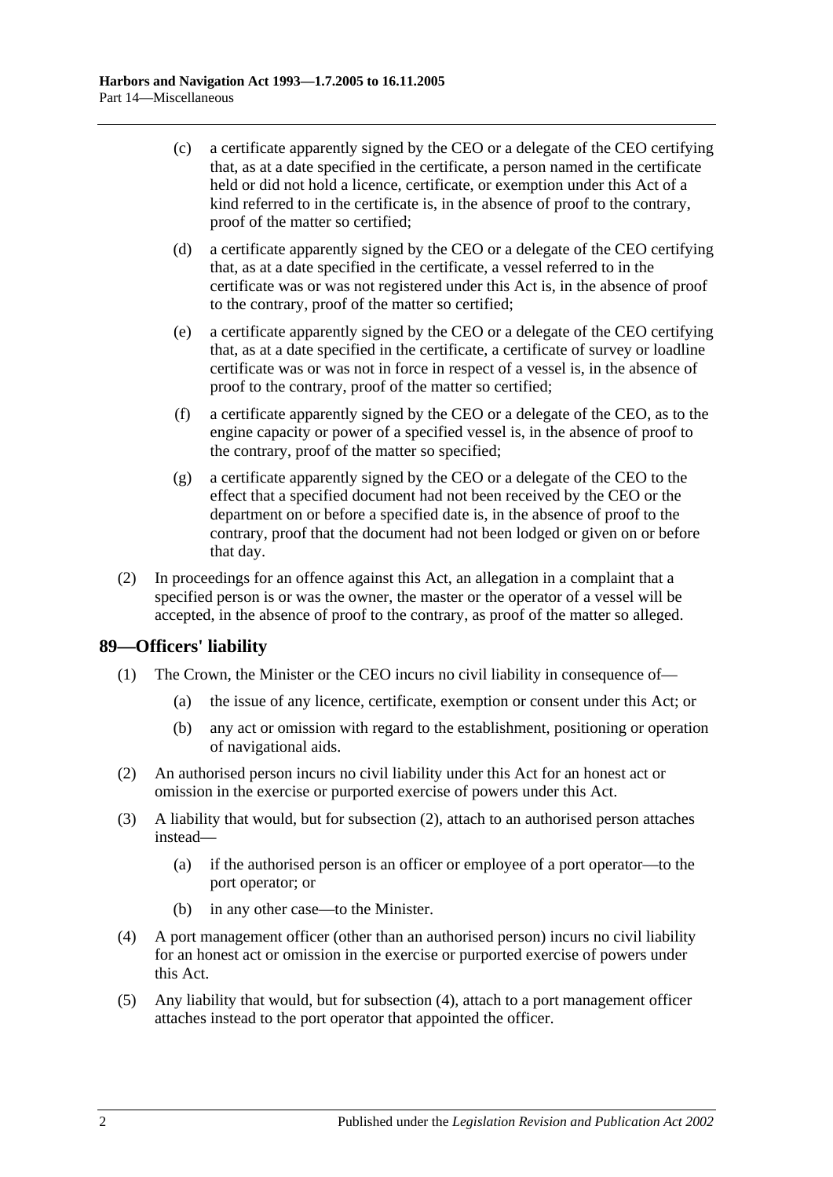(c) a certificate apparently signed by the CEO or a delegate of the CEO certifying that, as at a date specified in the certificate, a person named in the certificate held or did not hold a licence, certificate, or exemption under this Act of a kind referred to in the certificate is, in the absence of proof to the contrary, proof of the matter so certified;

(d) a certificate apparently signed by the CEO or a delegate of the CEO certifying that, as at a date specified in the certificate, a vessel referred to in the certificate was or was not registered under this Act is, in the absence of proof to the contrary, proof of the matter so certified;

(e) a certificate apparently signed by the CEO or a delegate of the CEO certifying that, as at a date specified in the certificate, a certificate of survey or loadline certificate was or was not in force in respect of a vessel is, in the absence of proof to the contrary, proof of the matter so certified;

(f) a certificate apparently signed by the CEO or a delegate of the CEO, as to the engine capacity or power of a specified vessel is, in the absence of proof to the contrary, proof of the matter so specified;

(g) a certificate apparently signed by the CEO or a delegate of the CEO to the effect that a specified document had not been received by the CEO or the department on or before a specified date is, in the absence of proof to the contrary, proof that the document had not been lodged or given on or before that day.

(2) In proceedings for an offence against this Act, an allegation in a complaint that a specified person is or was the owner, the master or the operator of a vessel will be accepted, in the absence of proof to the contrary, as proof of the matter so alleged.

## 89—Officers' liability

(1) The Crown, the Minister or the CEO incurs no civil liability in consequence of—

(a) the issue of any licence, certificate, exemption or consent under this Act; or

(b) any act or omission with regard to the establishment, positioning or operation of navigational aids.

(2) An authorised person incurs no civil liability under this Act for an honest act or omission in the exercise or purported exercise of powers under this Act.

(3) A liability that would, but for subsection (2), attach to an authorised person attaches instead—

(a) if the authorised person is an officer or employee of a port operator—to the port operator; or

(b) in any other case—to the Minister.

(4) A port management officer (other than an authorised person) incurs no civil liability for an honest act or omission in the exercise or purported exercise of powers under this Act.

(5) Any liability that would, but for subsection (4), attach to a port management officer attaches instead to the port operator that appointed the officer.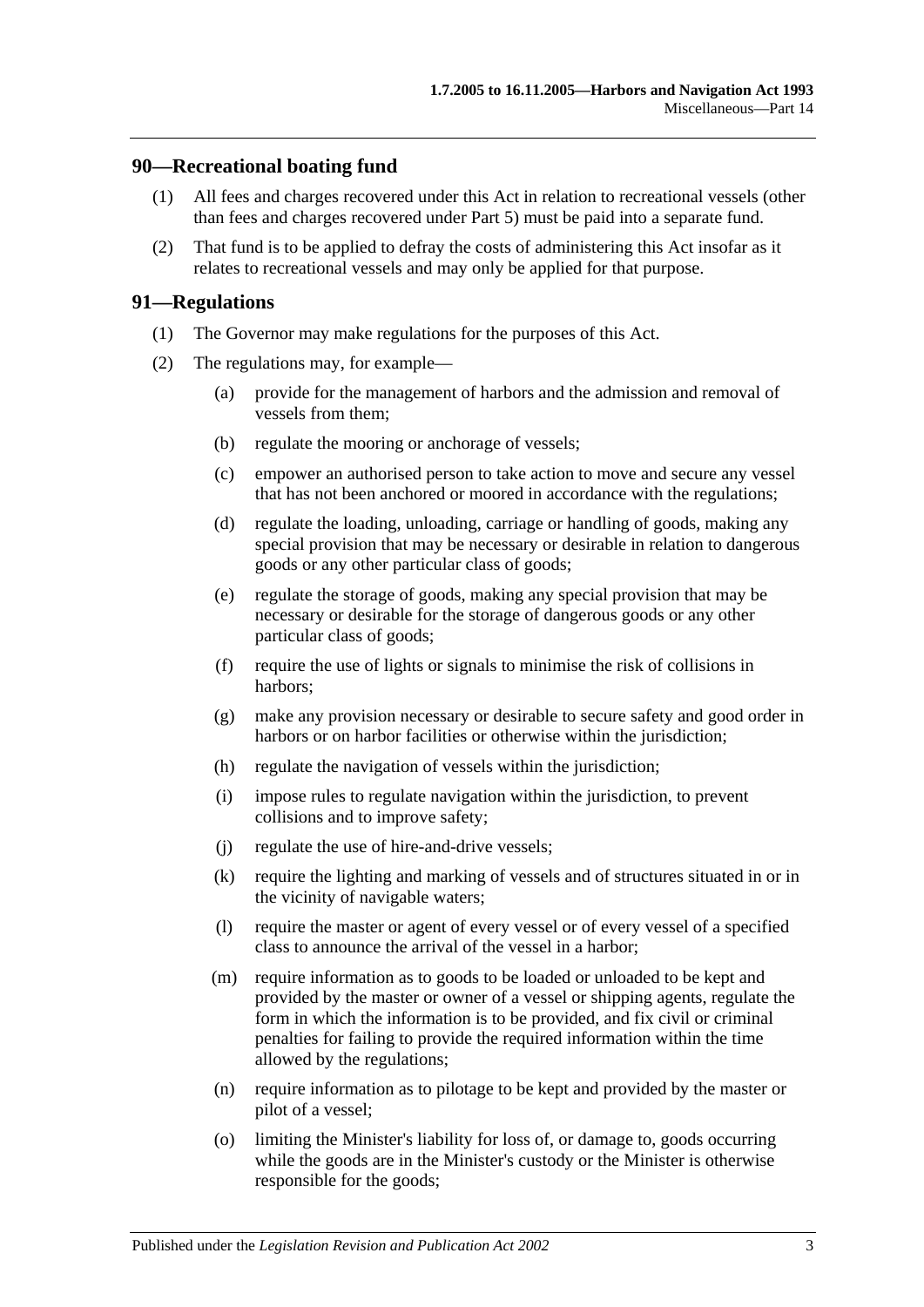## 90—Recreational boating fund

(1) All fees and charges recovered under this Act in relation to recreational vessels (other than fees and charges recovered under Part 5) must be paid into a separate fund.

(2) That fund is to be applied to defray the costs of administering this Act insofar as it relates to recreational vessels and may only be applied for that purpose.

## 91—Regulations

(1) The Governor may make regulations for the purposes of this Act.

(2) The regulations may, for example—

(a) provide for the management of harbors and the admission and removal of vessels from them;

(b) regulate the mooring or anchorage of vessels;

(c) empower an authorised person to take action to move and secure any vessel that has not been anchored or moored in accordance with the regulations;

(d) regulate the loading, unloading, carriage or handling of goods, making any special provision that may be necessary or desirable in relation to dangerous goods or any other particular class of goods;

(e) regulate the storage of goods, making any special provision that may be necessary or desirable for the storage of dangerous goods or any other particular class of goods;

(f) require the use of lights or signals to minimise the risk of collisions in harbors;

(g) make any provision necessary or desirable to secure safety and good order in harbors or on harbor facilities or otherwise within the jurisdiction;

(h) regulate the navigation of vessels within the jurisdiction;

(i) impose rules to regulate navigation within the jurisdiction, to prevent collisions and to improve safety;

(j) regulate the use of hire-and-drive vessels;

(k) require the lighting and marking of vessels and of structures situated in or in the vicinity of navigable waters;

(l) require the master or agent of every vessel or of every vessel of a specified class to announce the arrival of the vessel in a harbor;

(m) require information as to goods to be loaded or unloaded to be kept and provided by the master or owner of a vessel or shipping agents, regulate the form in which the information is to be provided, and fix civil or criminal penalties for failing to provide the required information within the time allowed by the regulations;

(n) require information as to pilotage to be kept and provided by the master or pilot of a vessel;

(o) limiting the Minister's liability for loss of, or damage to, goods occurring while the goods are in the Minister's custody or the Minister is otherwise responsible for the goods;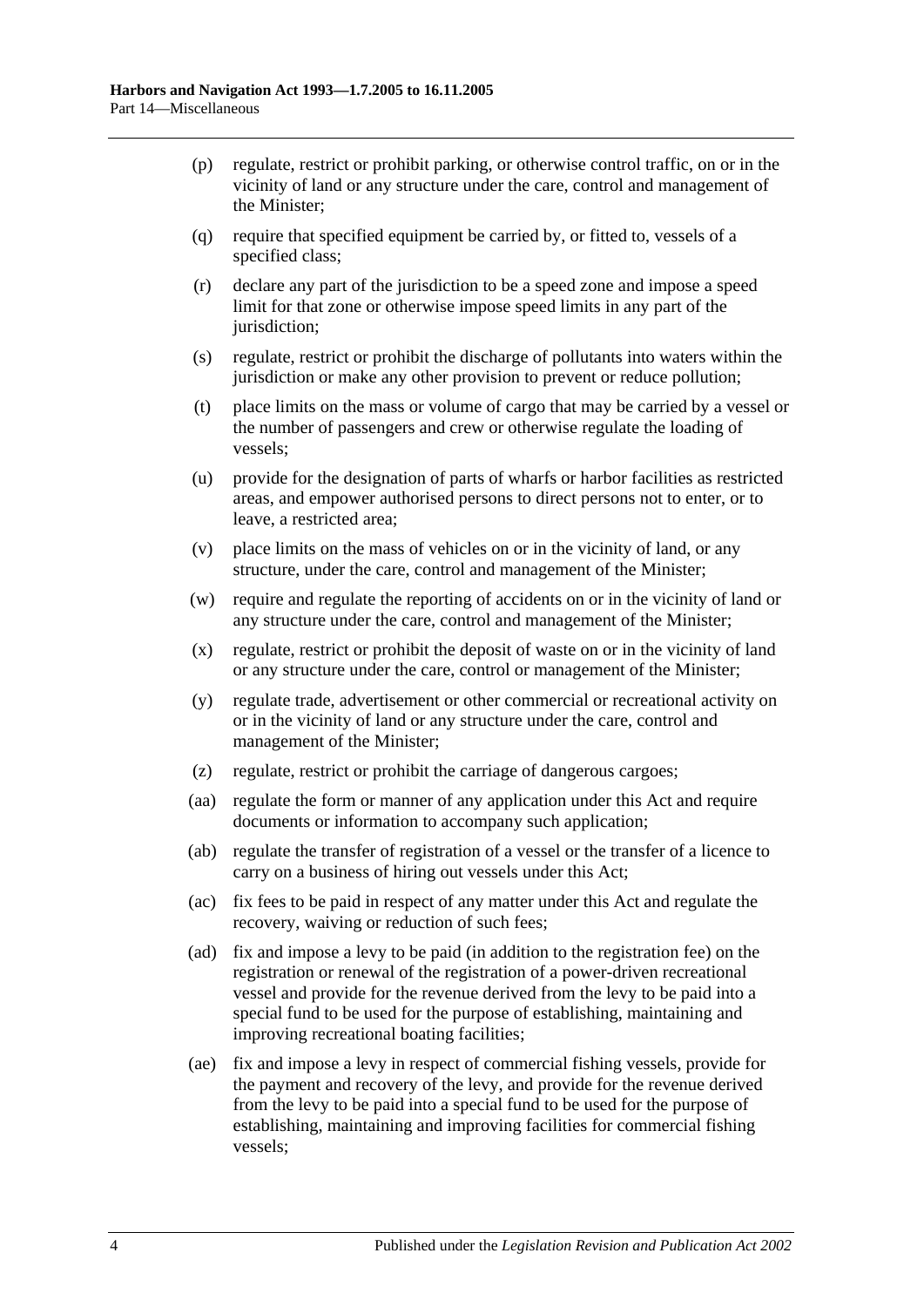(p) regulate, restrict or prohibit parking, or otherwise control traffic, on or in the vicinity of land or any structure under the care, control and management of the Minister;

(q) require that specified equipment be carried by, or fitted to, vessels of a specified class;

(r) declare any part of the jurisdiction to be a speed zone and impose a speed limit for that zone or otherwise impose speed limits in any part of the jurisdiction;

(s) regulate, restrict or prohibit the discharge of pollutants into waters within the jurisdiction or make any other provision to prevent or reduce pollution;

(t) place limits on the mass or volume of cargo that may be carried by a vessel or the number of passengers and crew or otherwise regulate the loading of vessels;

(u) provide for the designation of parts of wharfs or harbor facilities as restricted areas, and empower authorised persons to direct persons not to enter, or to leave, a restricted area;

(v) place limits on the mass of vehicles on or in the vicinity of land, or any structure, under the care, control and management of the Minister;

(w) require and regulate the reporting of accidents on or in the vicinity of land or any structure under the care, control and management of the Minister;

(x) regulate, restrict or prohibit the deposit of waste on or in the vicinity of land or any structure under the care, control or management of the Minister;

(y) regulate trade, advertisement or other commercial or recreational activity on or in the vicinity of land or any structure under the care, control and management of the Minister;

(z) regulate, restrict or prohibit the carriage of dangerous cargoes;

(aa) regulate the form or manner of any application under this Act and require documents or information to accompany such application;

(ab) regulate the transfer of registration of a vessel or the transfer of a licence to carry on a business of hiring out vessels under this Act;

(ac) fix fees to be paid in respect of any matter under this Act and regulate the recovery, waiving or reduction of such fees;

(ad) fix and impose a levy to be paid (in addition to the registration fee) on the registration or renewal of the registration of a power-driven recreational vessel and provide for the revenue derived from the levy to be paid into a special fund to be used for the purpose of establishing, maintaining and improving recreational boating facilities;

(ae) fix and impose a levy in respect of commercial fishing vessels, provide for the payment and recovery of the levy, and provide for the revenue derived from the levy to be paid into a special fund to be used for the purpose of establishing, maintaining and improving facilities for commercial fishing vessels;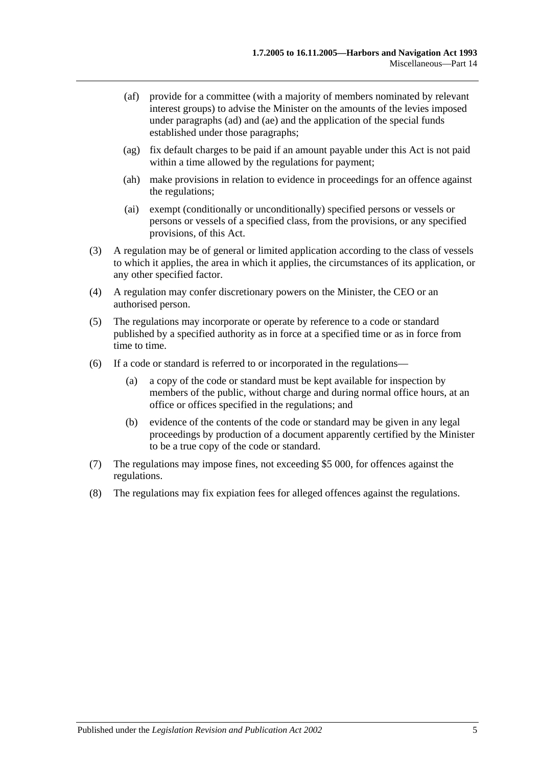(af) provide for a committee (with a majority of members nominated by relevant interest groups) to advise the Minister on the amounts of the levies imposed under paragraphs (ad) and (ae) and the application of the special funds established under those paragraphs;

(ag) fix default charges to be paid if an amount payable under this Act is not paid within a time allowed by the regulations for payment;

(ah) make provisions in relation to evidence in proceedings for an offence against the regulations;

(ai) exempt (conditionally or unconditionally) specified persons or vessels or persons or vessels of a specified class, from the provisions, or any specified provisions, of this Act.

(3) A regulation may be of general or limited application according to the class of vessels to which it applies, the area in which it applies, the circumstances of its application, or any other specified factor.

(4) A regulation may confer discretionary powers on the Minister, the CEO or an authorised person.

(5) The regulations may incorporate or operate by reference to a code or standard published by a specified authority as in force at a specified time or as in force from time to time.

(6) If a code or standard is referred to or incorporated in the regulations—

(a) a copy of the code or standard must be kept available for inspection by members of the public, without charge and during normal office hours, at an office or offices specified in the regulations; and

(b) evidence of the contents of the code or standard may be given in any legal proceedings by production of a document apparently certified by the Minister to be a true copy of the code or standard.

(7) The regulations may impose fines, not exceeding $5 000, for offences against the regulations.

(8) The regulations may fix expiation fees for alleged offences against the regulations.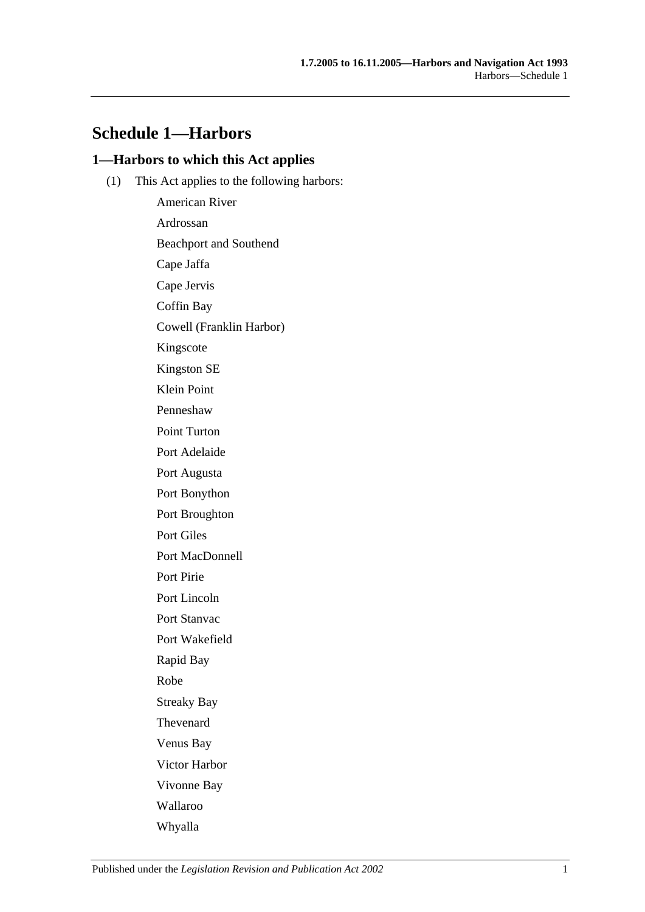# Schedule 1—Harbors

## 1—Harbors to which this Act applies

(1) This Act applies to the following harbors:

American River

Ardrossan

Beachport and Southend

Cape Jaffa

Cape Jervis

Coffin Bay

Cowell (Franklin Harbor)

Kingscote

Kingston SE

Klein Point

Penneshaw

Point Turton

Port Adelaide

Port Augusta

Port Bonython

Port Broughton

Port Giles

Port MacDonnell

Port Pirie

Port Lincoln

Port Stanvac

Port Wakefield

Rapid Bay

Robe

Streaky Bay

Thevenard

Venus Bay

Victor Harbor

Vivonne Bay

Wallaroo

Whyalla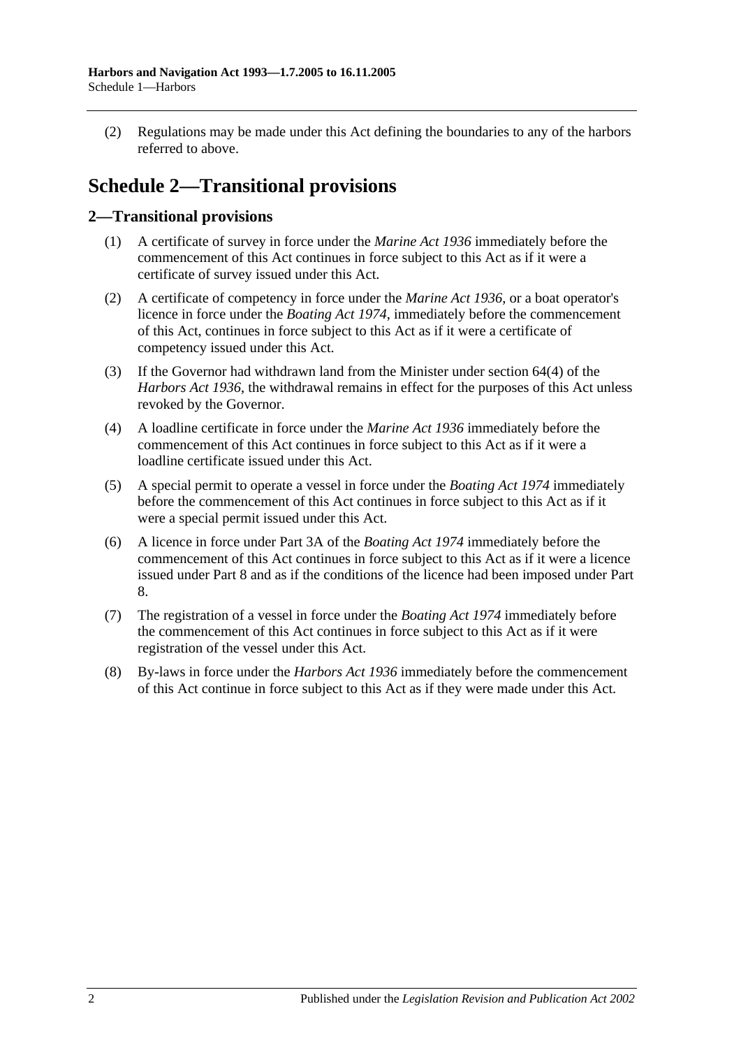(2) Regulations may be made under this Act defining the boundaries to any of the harbors referred to above.

# Schedule 2—Transitional provisions

## 2—Transitional provisions

(1) A certificate of survey in force under the *Marine Act 1936* immediately before the commencement of this Act continues in force subject to this Act as if it were a certificate of survey issued under this Act.

(2) A certificate of competency in force under the *Marine Act 1936*, or a boat operator's licence in force under the *Boating Act 1974*, immediately before the commencement of this Act, continues in force subject to this Act as if it were a certificate of competency issued under this Act.

(3) If the Governor had withdrawn land from the Minister under section 64(4) of the *Harbors Act 1936*, the withdrawal remains in effect for the purposes of this Act unless revoked by the Governor.

(4) A loadline certificate in force under the *Marine Act 1936* immediately before the commencement of this Act continues in force subject to this Act as if it were a loadline certificate issued under this Act.

(5) A special permit to operate a vessel in force under the *Boating Act 1974* immediately before the commencement of this Act continues in force subject to this Act as if it were a special permit issued under this Act.

(6) A licence in force under Part 3A of the *Boating Act 1974* immediately before the commencement of this Act continues in force subject to this Act as if it were a licence issued under Part 8 and as if the conditions of the licence had been imposed under Part 8.

(7) The registration of a vessel in force under the *Boating Act 1974* immediately before the commencement of this Act continues in force subject to this Act as if it were registration of the vessel under this Act.

(8) By-laws in force under the *Harbors Act 1936* immediately before the commencement of this Act continue in force subject to this Act as if they were made under this Act.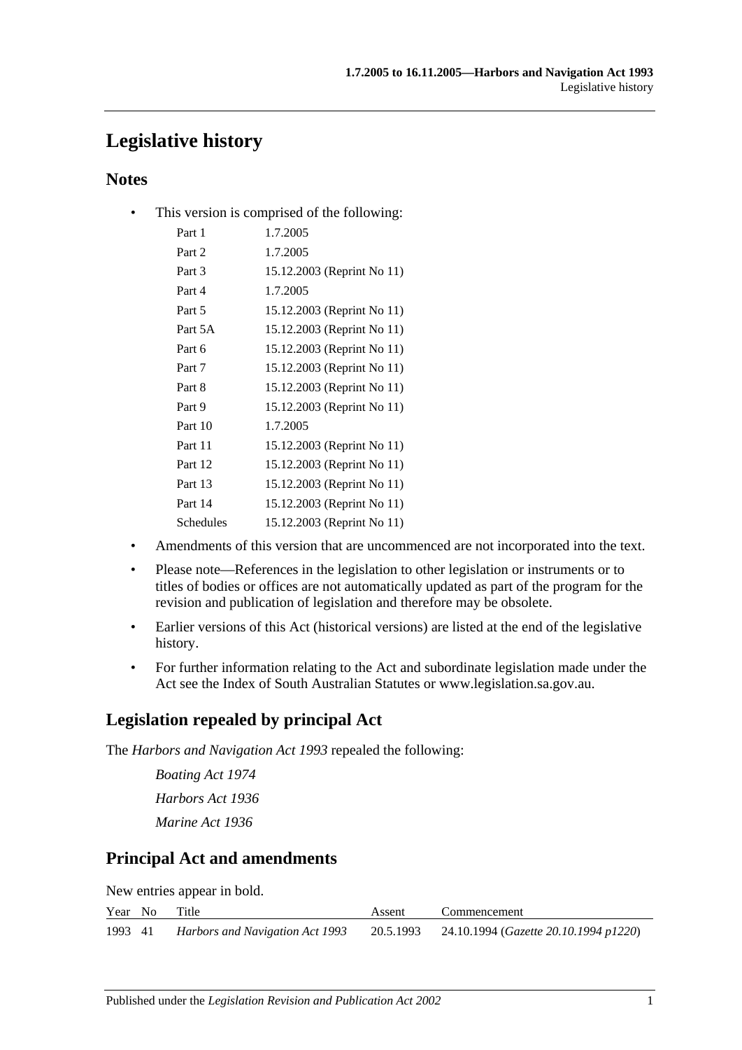# Legislative history

## Notes

- This version is comprised of the following:

| | |
|---|---|
| Part 1 | 1.7.2005 |
| Part 2 | 1.7.2005 |
| Part 3 | 15.12.2003 (Reprint No 11) |
| Part 4 | 1.7.2005 |
| Part 5 | 15.12.2003 (Reprint No 11) |
| Part 5A | 15.12.2003 (Reprint No 11) |
| Part 6 | 15.12.2003 (Reprint No 11) |
| Part 7 | 15.12.2003 (Reprint No 11) |
| Part 8 | 15.12.2003 (Reprint No 11) |
| Part 9 | 15.12.2003 (Reprint No 11) |
| Part 10 | 1.7.2005 |
| Part 11 | 15.12.2003 (Reprint No 11) |
| Part 12 | 15.12.2003 (Reprint No 11) |
| Part 13 | 15.12.2003 (Reprint No 11) |
| Part 14 | 15.12.2003 (Reprint No 11) |
| Schedules | 15.12.2003 (Reprint No 11) |

- Amendments of this version that are uncommenced are not incorporated into the text.
- Please note—References in the legislation to other legislation or instruments or to titles of bodies or offices are not automatically updated as part of the program for the revision and publication of legislation and therefore may be obsolete.
- Earlier versions of this Act (historical versions) are listed at the end of the legislative history.
- For further information relating to the Act and subordinate legislation made under the Act see the Index of South Australian Statutes or www.legislation.sa.gov.au.

## Legislation repealed by principal Act

The *Harbors and Navigation Act 1993* repealed the following:

*Boating Act 1974*

*Harbors Act 1936*

*Marine Act 1936*

## Principal Act and amendments

New entries appear in bold.

| Year | No | Title | Assent | Commencement |
|---|---|---|---|---|
| 1993 | 41 | *Harbors and Navigation Act 1993* | 20.5.1993 | 24.10.1994 (*Gazette 20.10.1994 p1220*) |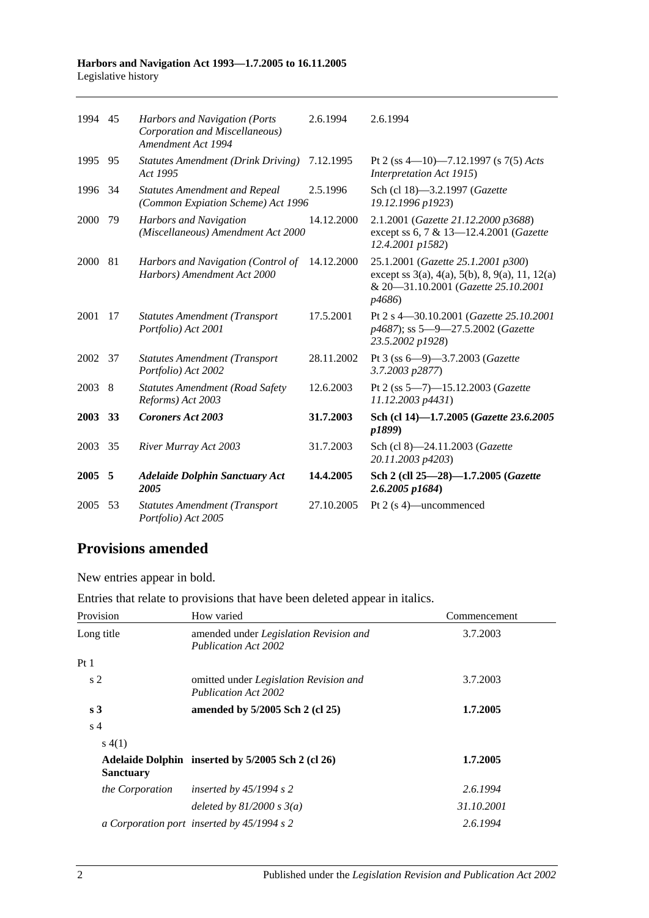| 1994 | 45 | *Harbors and Navigation (Ports Corporation and Miscellaneous) Amendment Act 1994* | 2.6.1994 | 2.6.1994 |
|---|---|---|---|---|
| 1995 | 95 | *Statutes Amendment (Drink Driving) Act 1995* | 7.12.1995 | Pt 2 (ss 4—10)—7.12.1997 (s 7(5) *Acts Interpretation Act 1915*) |
| 1996 | 34 | *Statutes Amendment and Repeal (Common Expiation Scheme) Act 1996* | 2.5.1996 | Sch (cl 18)—3.2.1997 (*Gazette 19.12.1996 p1923*) |
| 2000 | 79 | *Harbors and Navigation (Miscellaneous) Amendment Act 2000* | 14.12.2000 | 2.1.2001 (*Gazette 21.12.2000 p3688*) except ss 6, 7 & 13—12.4.2001 (*Gazette 12.4.2001 p1582*) |
| 2000 | 81 | *Harbors and Navigation (Control of Harbors) Amendment Act 2000* | 14.12.2000 | 25.1.2001 (*Gazette 25.1.2001 p300*) except ss 3(a), 4(a), 5(b), 8, 9(a), 11, 12(a) & 20—31.10.2001 (*Gazette 25.10.2001 p4686*) |
| 2001 | 17 | *Statutes Amendment (Transport Portfolio) Act 2001* | 17.5.2001 | Pt 2 s 4—30.10.2001 (*Gazette 25.10.2001 p4687*); ss 5—9—27.5.2002 (*Gazette 23.5.2002 p1928*) |
| 2002 | 37 | *Statutes Amendment (Transport Portfolio) Act 2002* | 28.11.2002 | Pt 3 (ss 6—9)—3.7.2003 (*Gazette 3.7.2003 p2877*) |
| 2003 | 8 | *Statutes Amendment (Road Safety Reforms) Act 2003* | 12.6.2003 | Pt 2 (ss 5—7)—15.12.2003 (*Gazette 11.12.2003 p4431*) |
| **2003** | **33** | ***Coroners Act 2003*** | **31.7.2003** | **Sch (cl 14)—1.7.2005 (*Gazette 23.6.2005 p1899*)** |
| 2003 | 35 | *River Murray Act 2003* | 31.7.2003 | Sch (cl 8)—24.11.2003 (*Gazette 20.11.2003 p4203*) |
| **2005** | **5** | ***Adelaide Dolphin Sanctuary Act 2005*** | **14.4.2005** | **Sch 2 (cll 25—28)—1.7.2005 (*Gazette 2.6.2005 p1684*)** |
| 2005 | 53 | *Statutes Amendment (Transport Portfolio) Act 2005* | 27.10.2005 | Pt 2 (s 4)—uncommenced |

## Provisions amended

New entries appear in bold.

Entries that relate to provisions that have been deleted appear in italics.

| Provision | How varied | Commencement |
|---|---|---|
| Long title | amended under *Legislation Revision and Publication Act 2002* | 3.7.2003 |
| Pt 1 | | |
| s 2 | omitted under *Legislation Revision and Publication Act 2002* | 3.7.2003 |
| **s 3** | **amended by 5/2005 Sch 2 (cl 25)** | **1.7.2005** |
| s 4 | | |
| s 4(1) | | |
| **Adelaide Dolphin Sanctuary** | **inserted by 5/2005 Sch 2 (cl 26)** | **1.7.2005** |
| *the Corporation* | *inserted by 45/1994 s 2* | *2.6.1994* |
| | *deleted by 81/2000 s 3(a)* | *31.10.2001* |
| *a Corporation port* | *inserted by 45/1994 s 2* | *2.6.1994* |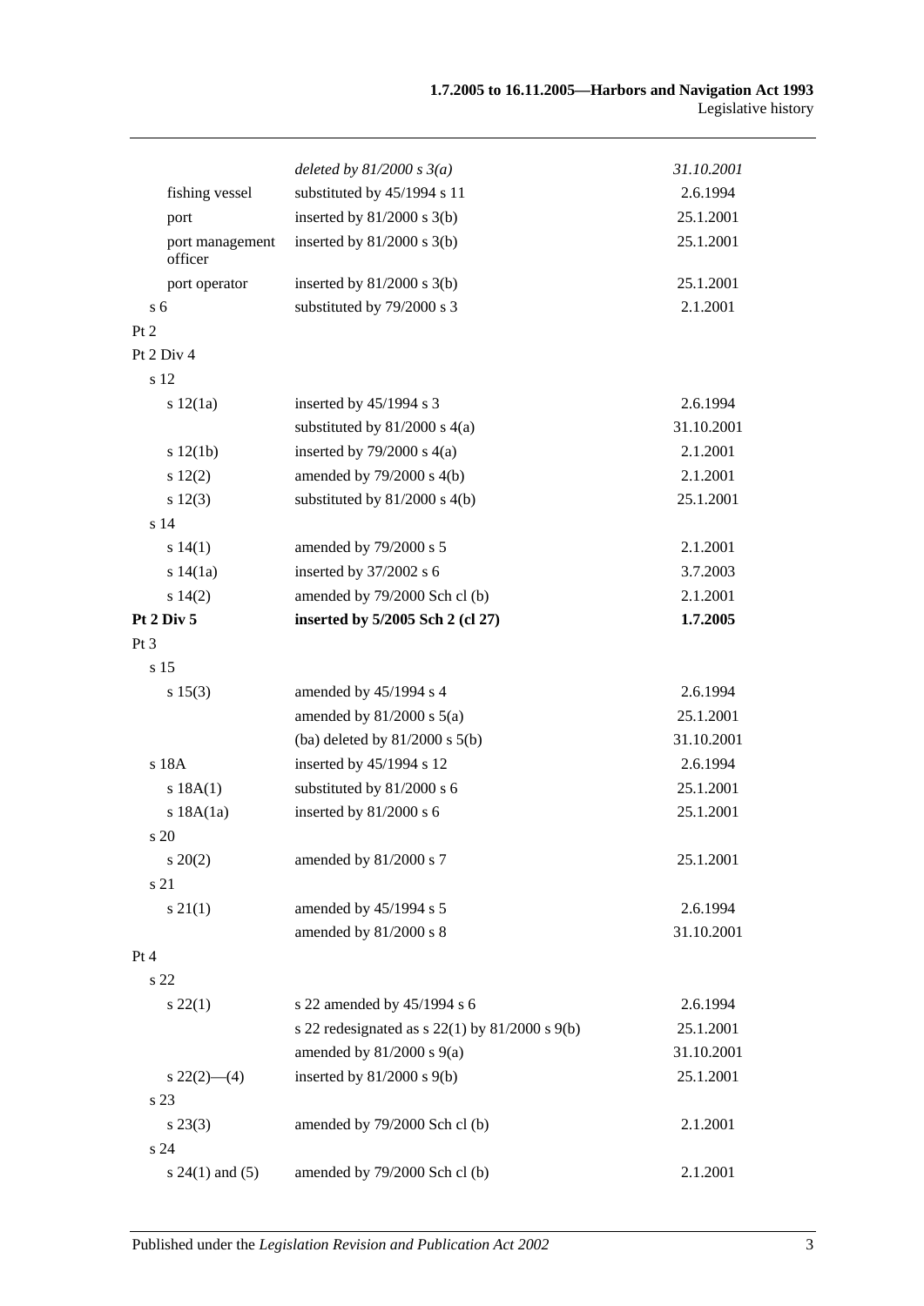| | | |
|---|---|---|
| | *deleted by 81/2000 s 3(a)* | *31.10.2001* |
| fishing vessel | substituted by 45/1994 s 11 | 2.6.1994 |
| port | inserted by 81/2000 s 3(b) | 25.1.2001 |
| port management officer | inserted by 81/2000 s 3(b) | 25.1.2001 |
| port operator | inserted by 81/2000 s 3(b) | 25.1.2001 |
| s 6 | substituted by 79/2000 s 3 | 2.1.2001 |
| Pt 2 | | |
| Pt 2 Div 4 | | |
| s 12 | | |
| s 12(1a) | inserted by 45/1994 s 3 | 2.6.1994 |
| | substituted by 81/2000 s 4(a) | 31.10.2001 |
| s 12(1b) | inserted by 79/2000 s 4(a) | 2.1.2001 |
| s 12(2) | amended by 79/2000 s 4(b) | 2.1.2001 |
| s 12(3) | substituted by 81/2000 s 4(b) | 25.1.2001 |
| s 14 | | |
| s 14(1) | amended by 79/2000 s 5 | 2.1.2001 |
| s 14(1a) | inserted by 37/2002 s 6 | 3.7.2003 |
| s 14(2) | amended by 79/2000 Sch cl (b) | 2.1.2001 |
| **Pt 2 Div 5** | **inserted by 5/2005 Sch 2 (cl 27)** | **1.7.2005** |
| Pt 3 | | |
| s 15 | | |
| s 15(3) | amended by 45/1994 s 4 | 2.6.1994 |
| | amended by 81/2000 s 5(a) | 25.1.2001 |
| | (ba) deleted by 81/2000 s 5(b) | 31.10.2001 |
| s 18A | inserted by 45/1994 s 12 | 2.6.1994 |
| s 18A(1) | substituted by 81/2000 s 6 | 25.1.2001 |
| s 18A(1a) | inserted by 81/2000 s 6 | 25.1.2001 |
| s 20 | | |
| s 20(2) | amended by 81/2000 s 7 | 25.1.2001 |
| s 21 | | |
| s 21(1) | amended by 45/1994 s 5 | 2.6.1994 |
| | amended by 81/2000 s 8 | 31.10.2001 |
| Pt 4 | | |
| s 22 | | |
| s 22(1) | s 22 amended by 45/1994 s 6 | 2.6.1994 |
| | s 22 redesignated as s 22(1) by 81/2000 s 9(b) | 25.1.2001 |
| | amended by 81/2000 s 9(a) | 31.10.2001 |
| s 22(2)—(4) | inserted by 81/2000 s 9(b) | 25.1.2001 |
| s 23 | | |
| s 23(3) | amended by 79/2000 Sch cl (b) | 2.1.2001 |
| s 24 | | |
| s 24(1) and (5) | amended by 79/2000 Sch cl (b) | 2.1.2001 |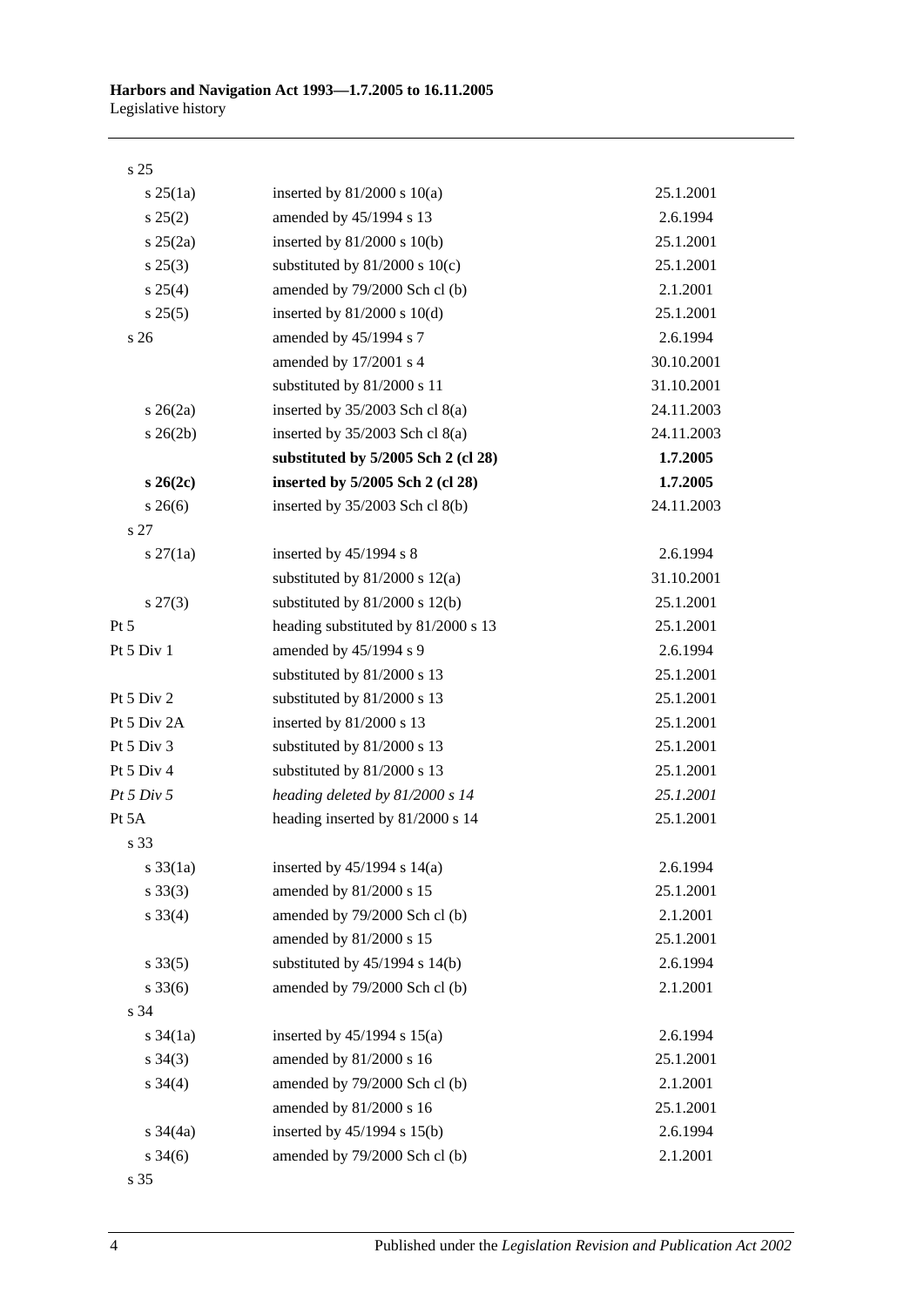| | | |
|---|---|---|
| s 25 | | |
| s 25(1a) | inserted by 81/2000 s 10(a) | 25.1.2001 |
| s 25(2) | amended by 45/1994 s 13 | 2.6.1994 |
| s 25(2a) | inserted by 81/2000 s 10(b) | 25.1.2001 |
| s 25(3) | substituted by 81/2000 s 10(c) | 25.1.2001 |
| s 25(4) | amended by 79/2000 Sch cl (b) | 2.1.2001 |
| s 25(5) | inserted by 81/2000 s 10(d) | 25.1.2001 |
| s 26 | amended by 45/1994 s 7 | 2.6.1994 |
| | amended by 17/2001 s 4 | 30.10.2001 |
| | substituted by 81/2000 s 11 | 31.10.2001 |
| s 26(2a) | inserted by 35/2003 Sch cl 8(a) | 24.11.2003 |
| s 26(2b) | inserted by 35/2003 Sch cl 8(a) | 24.11.2003 |
| | **substituted by 5/2005 Sch 2 (cl 28)** | **1.7.2005** |
| **s 26(2c)** | **inserted by 5/2005 Sch 2 (cl 28)** | **1.7.2005** |
| s 26(6) | inserted by 35/2003 Sch cl 8(b) | 24.11.2003 |
| s 27 | | |
| s 27(1a) | inserted by 45/1994 s 8 | 2.6.1994 |
| | substituted by 81/2000 s 12(a) | 31.10.2001 |
| s 27(3) | substituted by 81/2000 s 12(b) | 25.1.2001 |
| Pt 5 | heading substituted by 81/2000 s 13 | 25.1.2001 |
| Pt 5 Div 1 | amended by 45/1994 s 9 | 2.6.1994 |
| | substituted by 81/2000 s 13 | 25.1.2001 |
| Pt 5 Div 2 | substituted by 81/2000 s 13 | 25.1.2001 |
| Pt 5 Div 2A | inserted by 81/2000 s 13 | 25.1.2001 |
| Pt 5 Div 3 | substituted by 81/2000 s 13 | 25.1.2001 |
| Pt 5 Div 4 | substituted by 81/2000 s 13 | 25.1.2001 |
| *Pt 5 Div 5* | *heading deleted by 81/2000 s 14* | *25.1.2001* |
| Pt 5A | heading inserted by 81/2000 s 14 | 25.1.2001 |
| s 33 | | |
| s 33(1a) | inserted by 45/1994 s 14(a) | 2.6.1994 |
| s 33(3) | amended by 81/2000 s 15 | 25.1.2001 |
| s 33(4) | amended by 79/2000 Sch cl (b) | 2.1.2001 |
| | amended by 81/2000 s 15 | 25.1.2001 |
| s 33(5) | substituted by 45/1994 s 14(b) | 2.6.1994 |
| s 33(6) | amended by 79/2000 Sch cl (b) | 2.1.2001 |
| s 34 | | |
| s 34(1a) | inserted by 45/1994 s 15(a) | 2.6.1994 |
| s 34(3) | amended by 81/2000 s 16 | 25.1.2001 |
| s 34(4) | amended by 79/2000 Sch cl (b) | 2.1.2001 |
| | amended by 81/2000 s 16 | 25.1.2001 |
| s 34(4a) | inserted by 45/1994 s 15(b) | 2.6.1994 |
| s 34(6) | amended by 79/2000 Sch cl (b) | 2.1.2001 |
| s 35 | | |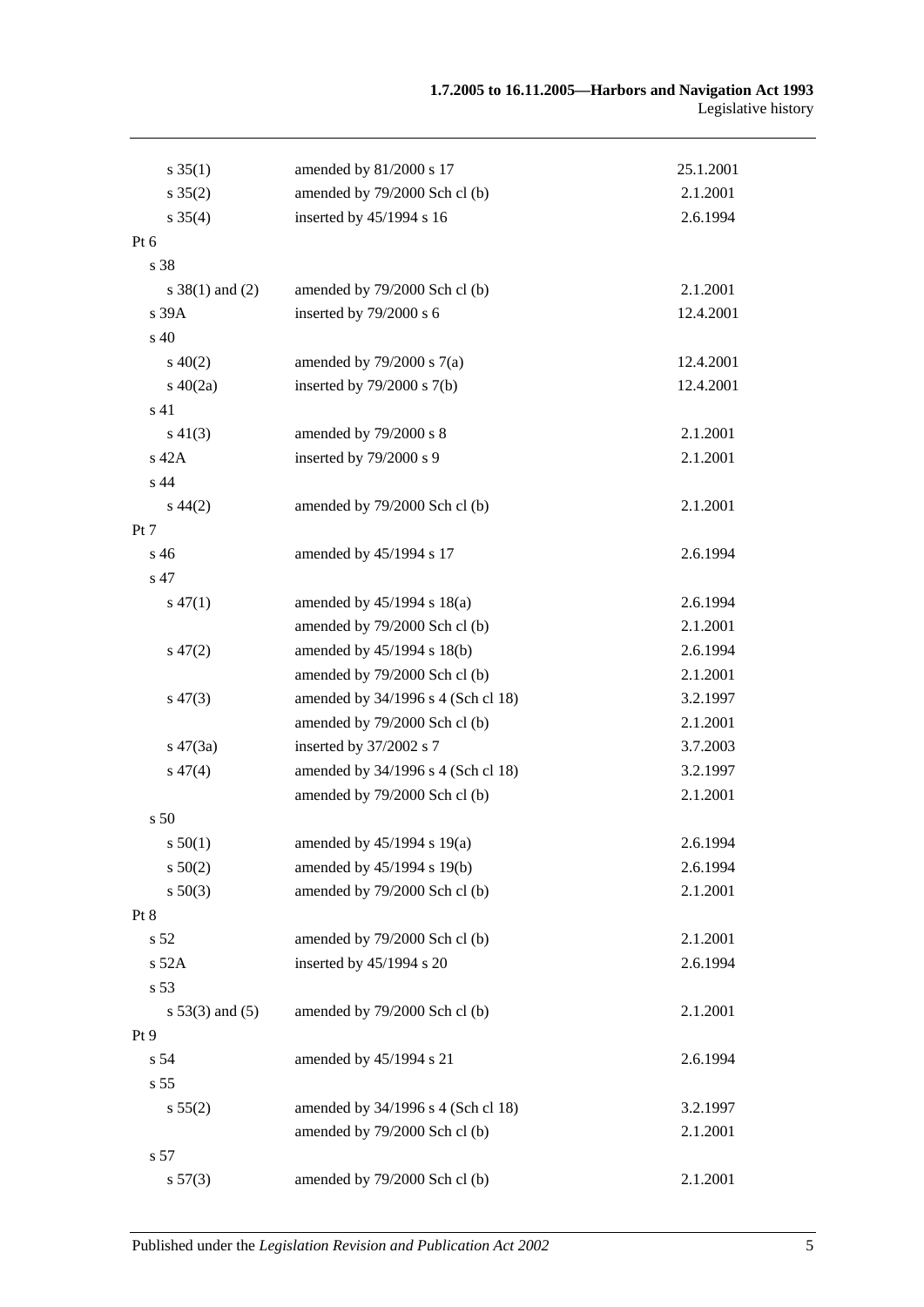| | | |
|---|---|---|
| s 35(1) | amended by 81/2000 s 17 | 25.1.2001 |
| s 35(2) | amended by 79/2000 Sch cl (b) | 2.1.2001 |
| s 35(4) | inserted by 45/1994 s 16 | 2.6.1994 |
| Pt 6 | | |
| s 38 | | |
| s 38(1) and (2) | amended by 79/2000 Sch cl (b) | 2.1.2001 |
| s 39A | inserted by 79/2000 s 6 | 12.4.2001 |
| s 40 | | |
| s 40(2) | amended by 79/2000 s 7(a) | 12.4.2001 |
| s 40(2a) | inserted by 79/2000 s 7(b) | 12.4.2001 |
| s 41 | | |
| s 41(3) | amended by 79/2000 s 8 | 2.1.2001 |
| s 42A | inserted by 79/2000 s 9 | 2.1.2001 |
| s 44 | | |
| s 44(2) | amended by 79/2000 Sch cl (b) | 2.1.2001 |
| Pt 7 | | |
| s 46 | amended by 45/1994 s 17 | 2.6.1994 |
| s 47 | | |
| s 47(1) | amended by 45/1994 s 18(a) | 2.6.1994 |
| | amended by 79/2000 Sch cl (b) | 2.1.2001 |
| s 47(2) | amended by 45/1994 s 18(b) | 2.6.1994 |
| | amended by 79/2000 Sch cl (b) | 2.1.2001 |
| s 47(3) | amended by 34/1996 s 4 (Sch cl 18) | 3.2.1997 |
| | amended by 79/2000 Sch cl (b) | 2.1.2001 |
| s 47(3a) | inserted by 37/2002 s 7 | 3.7.2003 |
| s 47(4) | amended by 34/1996 s 4 (Sch cl 18) | 3.2.1997 |
| | amended by 79/2000 Sch cl (b) | 2.1.2001 |
| s 50 | | |
| s 50(1) | amended by 45/1994 s 19(a) | 2.6.1994 |
| s 50(2) | amended by 45/1994 s 19(b) | 2.6.1994 |
| s 50(3) | amended by 79/2000 Sch cl (b) | 2.1.2001 |
| Pt 8 | | |
| s 52 | amended by 79/2000 Sch cl (b) | 2.1.2001 |
| s 52A | inserted by 45/1994 s 20 | 2.6.1994 |
| s 53 | | |
| s 53(3) and (5) | amended by 79/2000 Sch cl (b) | 2.1.2001 |
| Pt 9 | | |
| s 54 | amended by 45/1994 s 21 | 2.6.1994 |
| s 55 | | |
| s 55(2) | amended by 34/1996 s 4 (Sch cl 18) | 3.2.1997 |
| | amended by 79/2000 Sch cl (b) | 2.1.2001 |
| s 57 | | |
| s 57(3) | amended by 79/2000 Sch cl (b) | 2.1.2001 |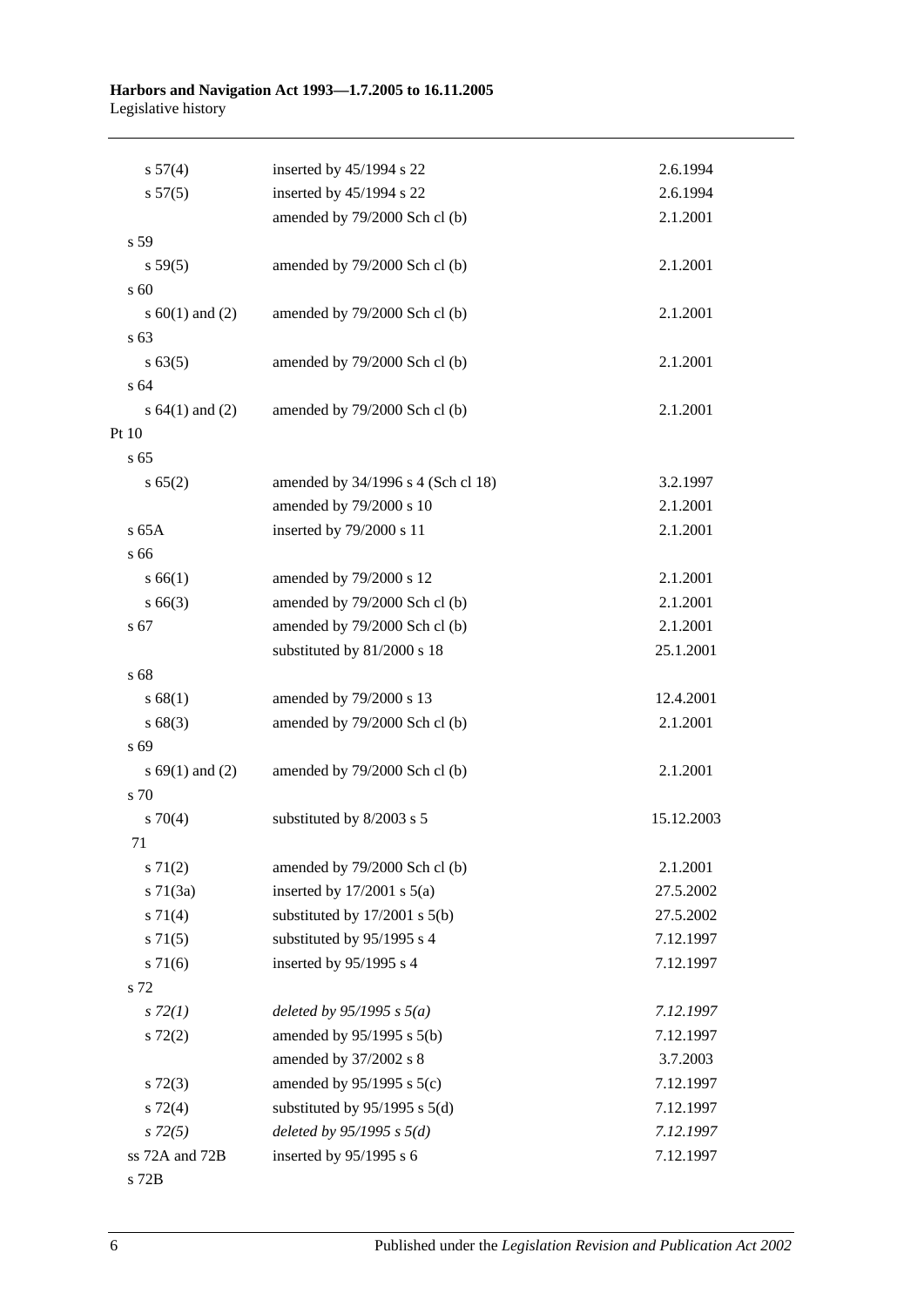| | | |
|---|---|---|
| s 57(4) | inserted by 45/1994 s 22 | 2.6.1994 |
| s 57(5) | inserted by 45/1994 s 22 | 2.6.1994 |
| | amended by 79/2000 Sch cl (b) | 2.1.2001 |
| s 59 | | |
| s 59(5) | amended by 79/2000 Sch cl (b) | 2.1.2001 |
| s 60 | | |
| s 60(1) and (2) | amended by 79/2000 Sch cl (b) | 2.1.2001 |
| s 63 | | |
| s 63(5) | amended by 79/2000 Sch cl (b) | 2.1.2001 |
| s 64 | | |
| s 64(1) and (2) | amended by 79/2000 Sch cl (b) | 2.1.2001 |
| Pt 10 | | |
| s 65 | | |
| s 65(2) | amended by 34/1996 s 4 (Sch cl 18) | 3.2.1997 |
| | amended by 79/2000 s 10 | 2.1.2001 |
| s 65A | inserted by 79/2000 s 11 | 2.1.2001 |
| s 66 | | |
| s 66(1) | amended by 79/2000 s 12 | 2.1.2001 |
| s 66(3) | amended by 79/2000 Sch cl (b) | 2.1.2001 |
| s 67 | amended by 79/2000 Sch cl (b) | 2.1.2001 |
| | substituted by 81/2000 s 18 | 25.1.2001 |
| s 68 | | |
| s 68(1) | amended by 79/2000 s 13 | 12.4.2001 |
| s 68(3) | amended by 79/2000 Sch cl (b) | 2.1.2001 |
| s 69 | | |
| s 69(1) and (2) | amended by 79/2000 Sch cl (b) | 2.1.2001 |
| s 70 | | |
| s 70(4) | substituted by 8/2003 s 5 | 15.12.2003 |
| 71 | | |
| s 71(2) | amended by 79/2000 Sch cl (b) | 2.1.2001 |
| s 71(3a) | inserted by 17/2001 s 5(a) | 27.5.2002 |
| s 71(4) | substituted by 17/2001 s 5(b) | 27.5.2002 |
| s 71(5) | substituted by 95/1995 s 4 | 7.12.1997 |
| s 71(6) | inserted by 95/1995 s 4 | 7.12.1997 |
| s 72 | | |
| *s 72(1)* | *deleted by 95/1995 s 5(a)* | *7.12.1997* |
| s 72(2) | amended by 95/1995 s 5(b) | 7.12.1997 |
| | amended by 37/2002 s 8 | 3.7.2003 |
| s 72(3) | amended by 95/1995 s 5(c) | 7.12.1997 |
| s 72(4) | substituted by 95/1995 s 5(d) | 7.12.1997 |
| *s 72(5)* | *deleted by 95/1995 s 5(d)* | *7.12.1997* |
| ss 72A and 72B | inserted by 95/1995 s 6 | 7.12.1997 |
| s 72B | | |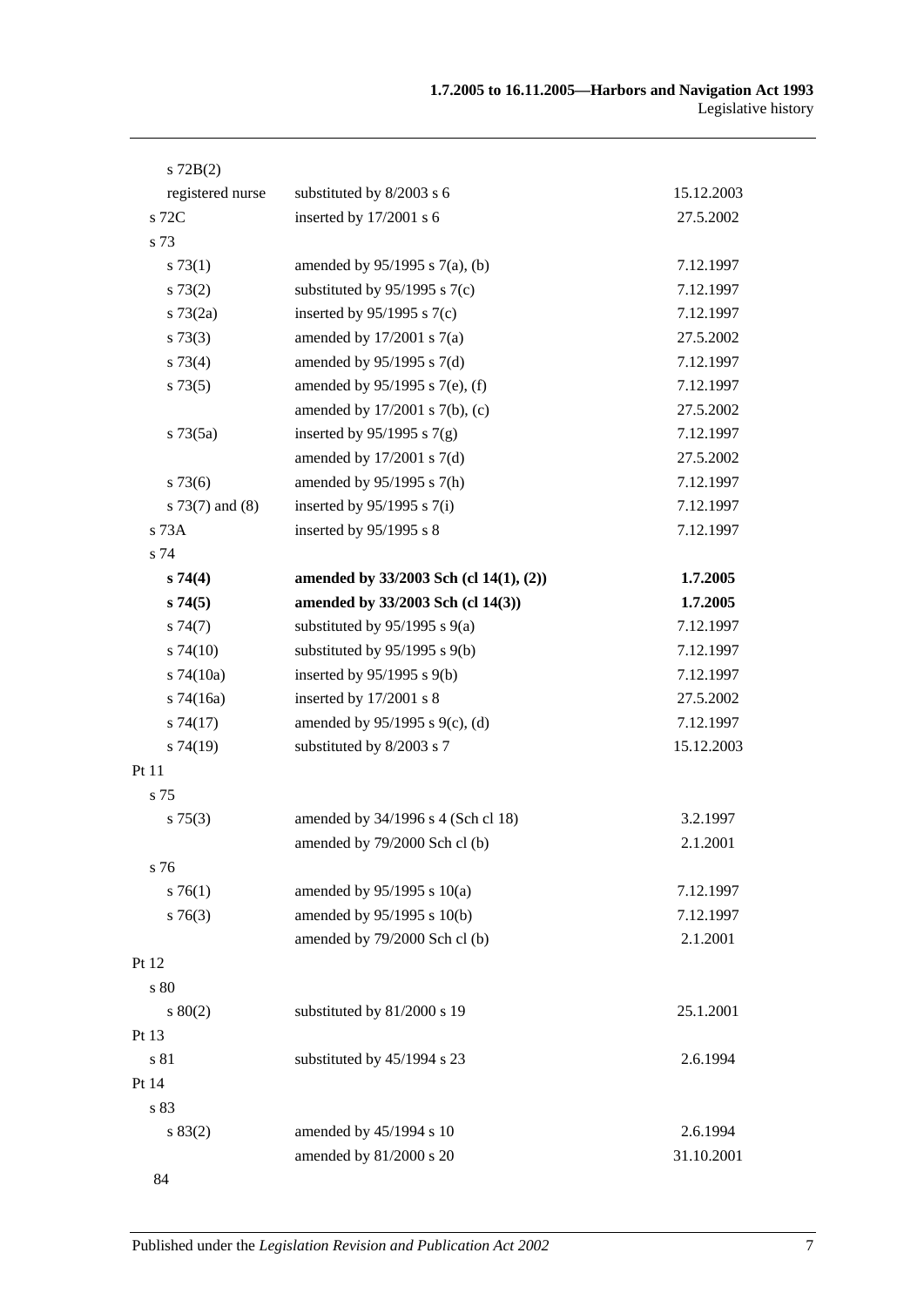| | | |
|---|---|---|
| s 72B(2) | | |
| registered nurse | substituted by 8/2003 s 6 | 15.12.2003 |
| s 72C | inserted by 17/2001 s 6 | 27.5.2002 |
| s 73 | | |
| s 73(1) | amended by 95/1995 s 7(a), (b) | 7.12.1997 |
| s 73(2) | substituted by 95/1995 s 7(c) | 7.12.1997 |
| s 73(2a) | inserted by 95/1995 s 7(c) | 7.12.1997 |
| s 73(3) | amended by 17/2001 s 7(a) | 27.5.2002 |
| s 73(4) | amended by 95/1995 s 7(d) | 7.12.1997 |
| s 73(5) | amended by 95/1995 s 7(e), (f) | 7.12.1997 |
| | amended by 17/2001 s 7(b), (c) | 27.5.2002 |
| s 73(5a) | inserted by 95/1995 s 7(g) | 7.12.1997 |
| | amended by 17/2001 s 7(d) | 27.5.2002 |
| s 73(6) | amended by 95/1995 s 7(h) | 7.12.1997 |
| s 73(7) and (8) | inserted by 95/1995 s 7(i) | 7.12.1997 |
| s 73A | inserted by 95/1995 s 8 | 7.12.1997 |
| s 74 | | |
| **s 74(4)** | **amended by 33/2003 Sch (cl 14(1), (2))** | **1.7.2005** |
| **s 74(5)** | **amended by 33/2003 Sch (cl 14(3))** | **1.7.2005** |
| s 74(7) | substituted by 95/1995 s 9(a) | 7.12.1997 |
| s 74(10) | substituted by 95/1995 s 9(b) | 7.12.1997 |
| s 74(10a) | inserted by 95/1995 s 9(b) | 7.12.1997 |
| s 74(16a) | inserted by 17/2001 s 8 | 27.5.2002 |
| s 74(17) | amended by 95/1995 s 9(c), (d) | 7.12.1997 |
| s 74(19) | substituted by 8/2003 s 7 | 15.12.2003 |
| Pt 11 | | |
| s 75 | | |
| s 75(3) | amended by 34/1996 s 4 (Sch cl 18) | 3.2.1997 |
| | amended by 79/2000 Sch cl (b) | 2.1.2001 |
| s 76 | | |
| s 76(1) | amended by 95/1995 s 10(a) | 7.12.1997 |
| s 76(3) | amended by 95/1995 s 10(b) | 7.12.1997 |
| | amended by 79/2000 Sch cl (b) | 2.1.2001 |
| Pt 12 | | |
| s 80 | | |
| s 80(2) | substituted by 81/2000 s 19 | 25.1.2001 |
| Pt 13 | | |
| s 81 | substituted by 45/1994 s 23 | 2.6.1994 |
| Pt 14 | | |
| s 83 | | |
| s 83(2) | amended by 45/1994 s 10 | 2.6.1994 |
| | amended by 81/2000 s 20 | 31.10.2001 |
| 84 | | |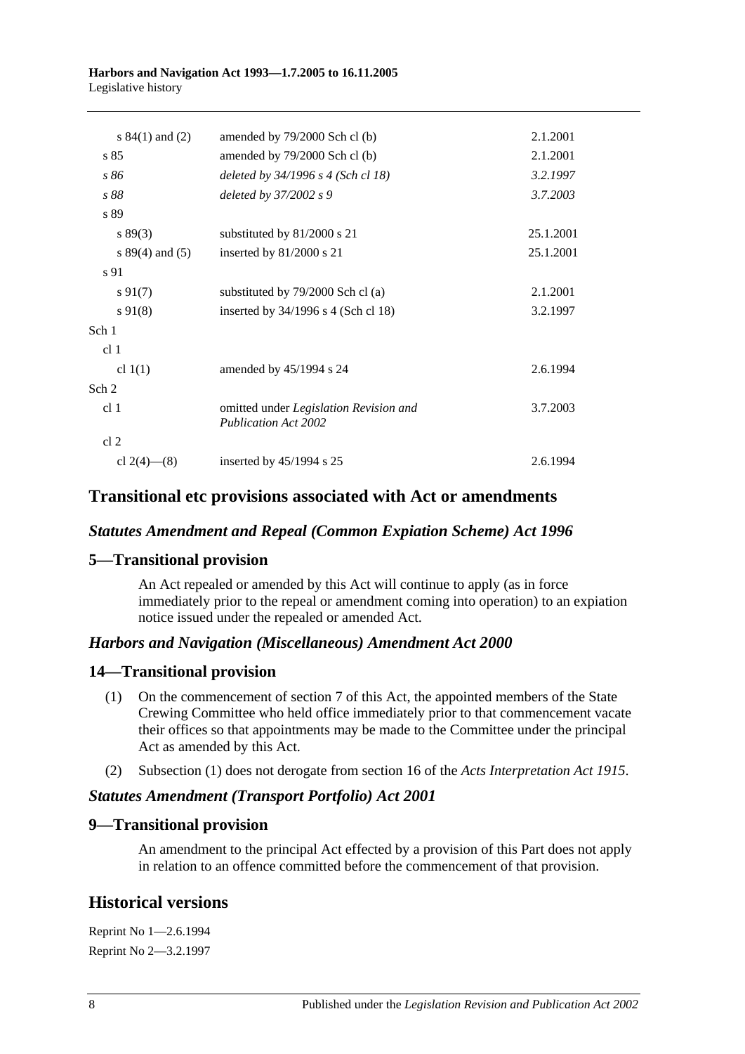| | | |
|---|---|---|
| s 84(1) and (2) | amended by 79/2000 Sch cl (b) | 2.1.2001 |
| s 85 | amended by 79/2000 Sch cl (b) | 2.1.2001 |
| *s 86* | *deleted by 34/1996 s 4 (Sch cl 18)* | *3.2.1997* |
| *s 88* | *deleted by 37/2002 s 9* | *3.7.2003* |
| s 89 | | |
| s 89(3) | substituted by 81/2000 s 21 | 25.1.2001 |
| s 89(4) and (5) | inserted by 81/2000 s 21 | 25.1.2001 |
| s 91 | | |
| s 91(7) | substituted by 79/2000 Sch cl (a) | 2.1.2001 |
| s 91(8) | inserted by 34/1996 s 4 (Sch cl 18) | 3.2.1997 |
| Sch 1 | | |
| cl 1 | | |
| cl 1(1) | amended by 45/1994 s 24 | 2.6.1994 |
| Sch 2 | | |
| cl 1 | omitted under *Legislation Revision and Publication Act 2002* | 3.7.2003 |
| cl 2 | | |
| cl 2(4)—(8) | inserted by 45/1994 s 25 | 2.6.1994 |

## Transitional etc provisions associated with Act or amendments

### *Statutes Amendment and Repeal (Common Expiation Scheme) Act 1996*

### 5—Transitional provision

An Act repealed or amended by this Act will continue to apply (as in force immediately prior to the repeal or amendment coming into operation) to an expiation notice issued under the repealed or amended Act.

### *Harbors and Navigation (Miscellaneous) Amendment Act 2000*

### 14—Transitional provision

(1) On the commencement of section 7 of this Act, the appointed members of the State Crewing Committee who held office immediately prior to that commencement vacate their offices so that appointments may be made to the Committee under the principal Act as amended by this Act.

(2) Subsection (1) does not derogate from section 16 of the *Acts Interpretation Act 1915*.

### *Statutes Amendment (Transport Portfolio) Act 2001*

### 9—Transitional provision

An amendment to the principal Act effected by a provision of this Part does not apply in relation to an offence committed before the commencement of that provision.

## Historical versions

Reprint No 1—2.6.1994

Reprint No 2—3.2.1997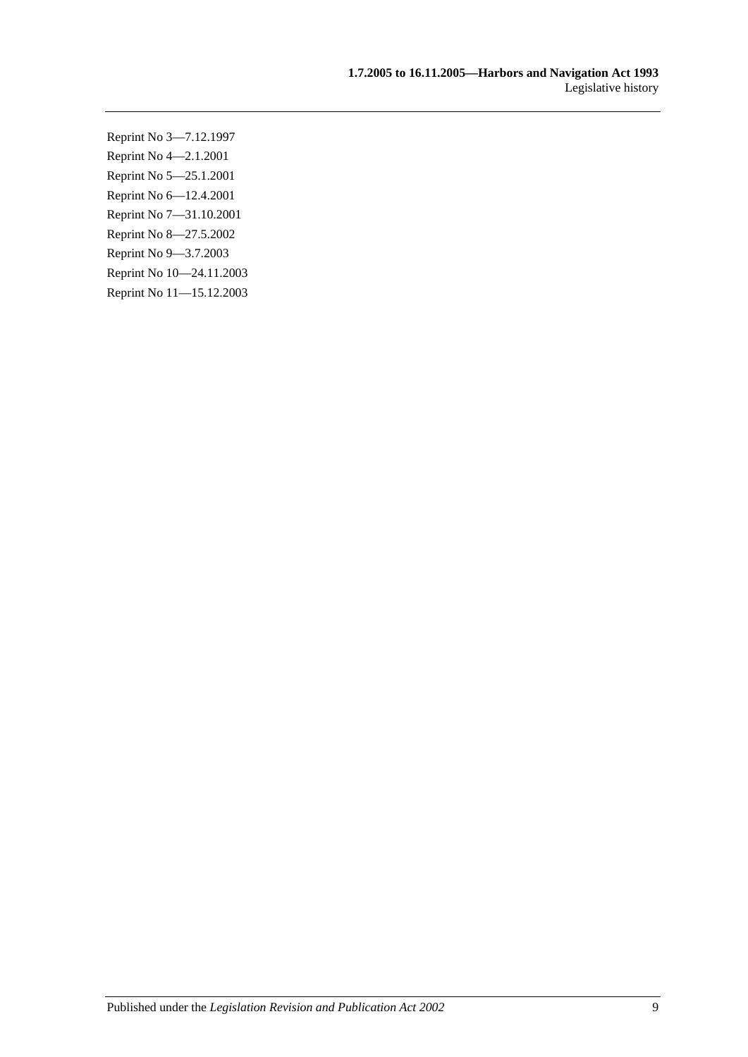Reprint No 3—7.12.1997

Reprint No 4—2.1.2001

Reprint No 5—25.1.2001

Reprint No 6—12.4.2001

Reprint No 7—31.10.2001

Reprint No 8—27.5.2002

Reprint No 9—3.7.2003

Reprint No 10—24.11.2003

Reprint No 11—15.12.2003